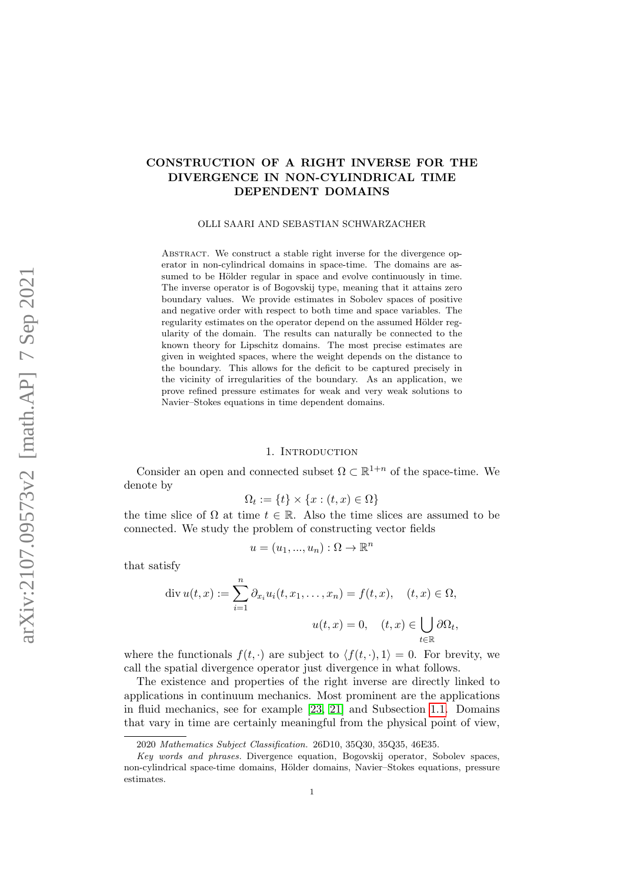# CONSTRUCTION OF A RIGHT INVERSE FOR THE DIVERGENCE IN NON-CYLINDRICAL TIME DEPENDENT DOMAINS

OLLI SAARI AND SEBASTIAN SCHWARZACHER

Abstract. We construct a stable right inverse for the divergence operator in non-cylindrical domains in space-time. The domains are assumed to be Hölder regular in space and evolve continuously in time. The inverse operator is of Bogovskij type, meaning that it attains zero boundary values. We provide estimates in Sobolev spaces of positive and negative order with respect to both time and space variables. The regularity estimates on the operator depend on the assumed Hölder regularity of the domain. The results can naturally be connected to the known theory for Lipschitz domains. The most precise estimates are given in weighted spaces, where the weight depends on the distance to the boundary. This allows for the deficit to be captured precisely in the vicinity of irregularities of the boundary. As an application, we prove refined pressure estimates for weak and very weak solutions to Navier–Stokes equations in time dependent domains.

## 1. Introduction

Consider an open and connected subset $\Omega \subset \mathbb{R}^{1+n}$ of the space-time. We denote by

$$\Omega_t := \{t\} \times \{x : (t, x) \in \Omega\}$$

the time slice of $\Omega$ at time $t \in \mathbb{R}$. Also the time slices are assumed to be connected. We study the problem of constructing vector fields

$$u = (u_1, ..., u_n) : \Omega \to \mathbb{R}^n$$

that satisfy

$$\operatorname{div} u(t, x) := \sum_{i=1}^{n} \partial_{x_i} u_i(t, x_1, \dots, x_n) = f(t, x), \quad (t, x) \in \Omega,$$

$$u(t, x) = 0, \quad (t, x) \in \bigcup_{t \in \mathbb{R}} \partial\Omega_t,$$

where the functionals $f(t, \cdot)$ are subject to $\langle f(t, \cdot), 1\rangle = 0$. For brevity, we call the spatial divergence operator just divergence in what follows.

The existence and properties of the right inverse are directly linked to applications in continuum mechanics. Most prominent are the applications in fluid mechanics, see for example [23, 21] and Subsection 1.1. Domains that vary in time are certainly meaningful from the physical point of view,

2020 *Mathematics Subject Classification.* 26D10, 35Q30, 35Q35, 46E35.

*Key words and phrases.* Divergence equation, Bogovskij operator, Sobolev spaces, non-cylindrical space-time domains, Hölder domains, Navier–Stokes equations, pressure estimates.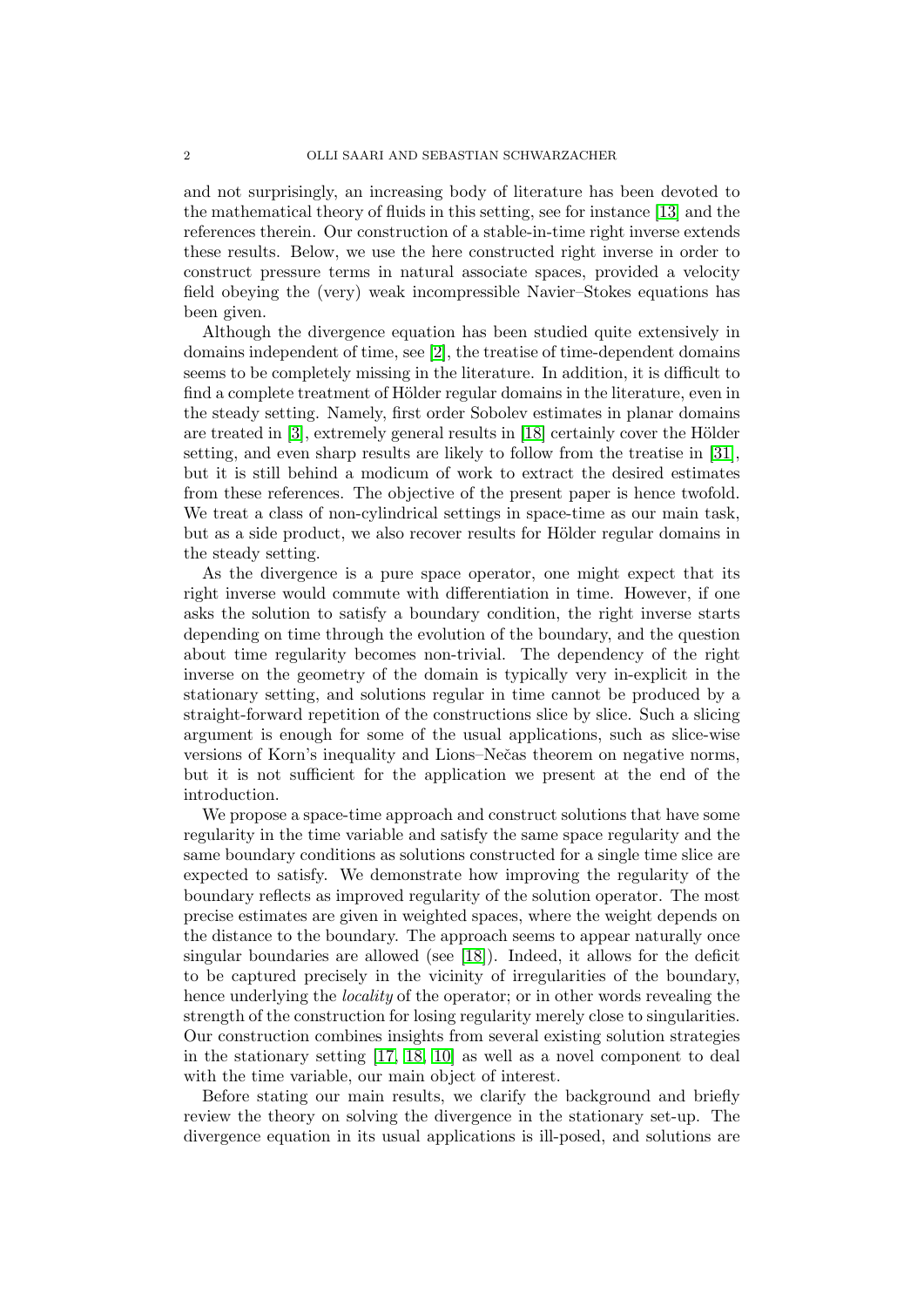and not surprisingly, an increasing body of literature has been devoted to the mathematical theory of fluids in this setting, see for instance [13] and the references therein. Our construction of a stable-in-time right inverse extends these results. Below, we use the here constructed right inverse in order to construct pressure terms in natural associate spaces, provided a velocity field obeying the (very) weak incompressible Navier–Stokes equations has been given.

Although the divergence equation has been studied quite extensively in domains independent of time, see [2], the treatise of time-dependent domains seems to be completely missing in the literature. In addition, it is difficult to find a complete treatment of Hölder regular domains in the literature, even in the steady setting. Namely, first order Sobolev estimates in planar domains are treated in [3], extremely general results in [18] certainly cover the Hölder setting, and even sharp results are likely to follow from the treatise in [31], but it is still behind a modicum of work to extract the desired estimates from these references. The objective of the present paper is hence twofold. We treat a class of non-cylindrical settings in space-time as our main task, but as a side product, we also recover results for Hölder regular domains in the steady setting.

As the divergence is a pure space operator, one might expect that its right inverse would commute with differentiation in time. However, if one asks the solution to satisfy a boundary condition, the right inverse starts depending on time through the evolution of the boundary, and the question about time regularity becomes non-trivial. The dependency of the right inverse on the geometry of the domain is typically very in-explicit in the stationary setting, and solutions regular in time cannot be produced by a straight-forward repetition of the constructions slice by slice. Such a slicing argument is enough for some of the usual applications, such as slice-wise versions of Korn's inequality and Lions–Nečas theorem on negative norms, but it is not sufficient for the application we present at the end of the introduction.

We propose a space-time approach and construct solutions that have some regularity in the time variable and satisfy the same space regularity and the same boundary conditions as solutions constructed for a single time slice are expected to satisfy. We demonstrate how improving the regularity of the boundary reflects as improved regularity of the solution operator. The most precise estimates are given in weighted spaces, where the weight depends on the distance to the boundary. The approach seems to appear naturally once singular boundaries are allowed (see [18]). Indeed, it allows for the deficit to be captured precisely in the vicinity of irregularities of the boundary, hence underlying the *locality* of the operator; or in other words revealing the strength of the construction for losing regularity merely close to singularities. Our construction combines insights from several existing solution strategies in the stationary setting [17, 18, 10] as well as a novel component to deal with the time variable, our main object of interest.

Before stating our main results, we clarify the background and briefly review the theory on solving the divergence in the stationary set-up. The divergence equation in its usual applications is ill-posed, and solutions are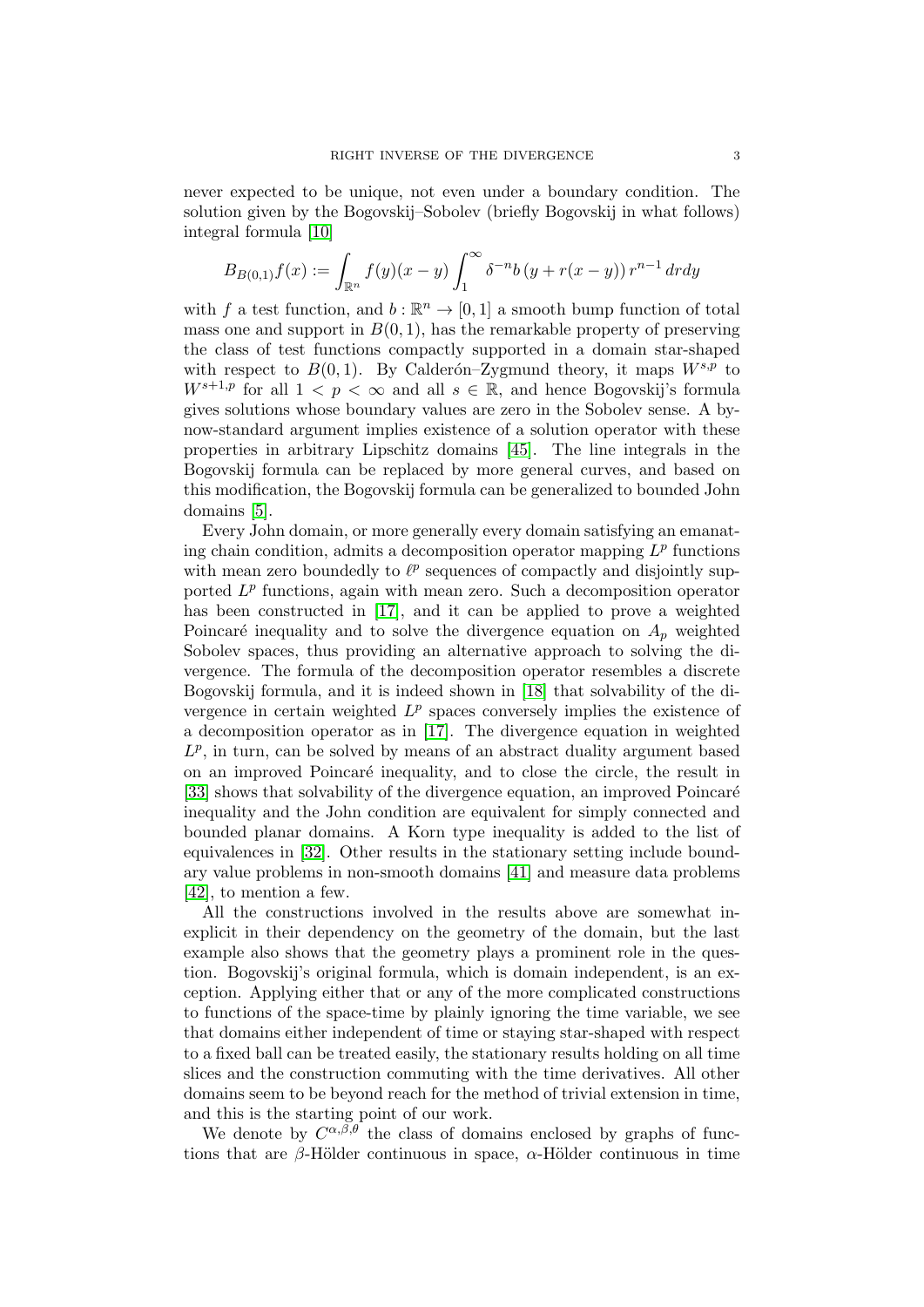never expected to be unique, not even under a boundary condition. The solution given by the Bogovskij–Sobolev (briefly Bogovskij in what follows) integral formula [10]

$$B_{B(0,1)}f(x) := \int_{\mathbb{R}^n} f(y)(x-y) \int_1^\infty \delta^{-n} b\left(y + r(x-y)\right) r^{n-1}\, dr dy$$

with $f$ a test function, and $b : \mathbb{R}^n \to [0,1]$ a smooth bump function of total mass one and support in $B(0,1)$, has the remarkable property of preserving the class of test functions compactly supported in a domain star-shaped with respect to $B(0,1)$. By Calderón–Zygmund theory, it maps $W^{s,p}$ to $W^{s+1,p}$ for all $1 < p < \infty$ and all $s \in \mathbb{R}$, and hence Bogovskij's formula gives solutions whose boundary values are zero in the Sobolev sense. A by-now-standard argument implies existence of a solution operator with these properties in arbitrary Lipschitz domains [45]. The line integrals in the Bogovskij formula can be replaced by more general curves, and based on this modification, the Bogovskij formula can be generalized to bounded John domains [5].

Every John domain, or more generally every domain satisfying an emanating chain condition, admits a decomposition operator mapping $L^p$ functions with mean zero boundedly to $\ell^p$ sequences of compactly and disjointly supported $L^p$ functions, again with mean zero. Such a decomposition operator has been constructed in [17], and it can be applied to prove a weighted Poincaré inequality and to solve the divergence equation on $A_p$ weighted Sobolev spaces, thus providing an alternative approach to solving the divergence. The formula of the decomposition operator resembles a discrete Bogovskij formula, and it is indeed shown in [18] that solvability of the divergence in certain weighted $L^p$ spaces conversely implies the existence of a decomposition operator as in [17]. The divergence equation in weighted $L^p$, in turn, can be solved by means of an abstract duality argument based on an improved Poincaré inequality, and to close the circle, the result in [33] shows that solvability of the divergence equation, an improved Poincaré inequality and the John condition are equivalent for simply connected and bounded planar domains. A Korn type inequality is added to the list of equivalences in [32]. Other results in the stationary setting include boundary value problems in non-smooth domains [41] and measure data problems [42], to mention a few.

All the constructions involved in the results above are somewhat inexplicit in their dependency on the geometry of the domain, but the last example also shows that the geometry plays a prominent role in the question. Bogovskij's original formula, which is domain independent, is an exception. Applying either that or any of the more complicated constructions to functions of the space-time by plainly ignoring the time variable, we see that domains either independent of time or staying star-shaped with respect to a fixed ball can be treated easily, the stationary results holding on all time slices and the construction commuting with the time derivatives. All other domains seem to be beyond reach for the method of trivial extension in time, and this is the starting point of our work.

We denote by $C^{\alpha,\beta,\theta}$ the class of domains enclosed by graphs of functions that are $\beta$-Hölder continuous in space, $\alpha$-Hölder continuous in time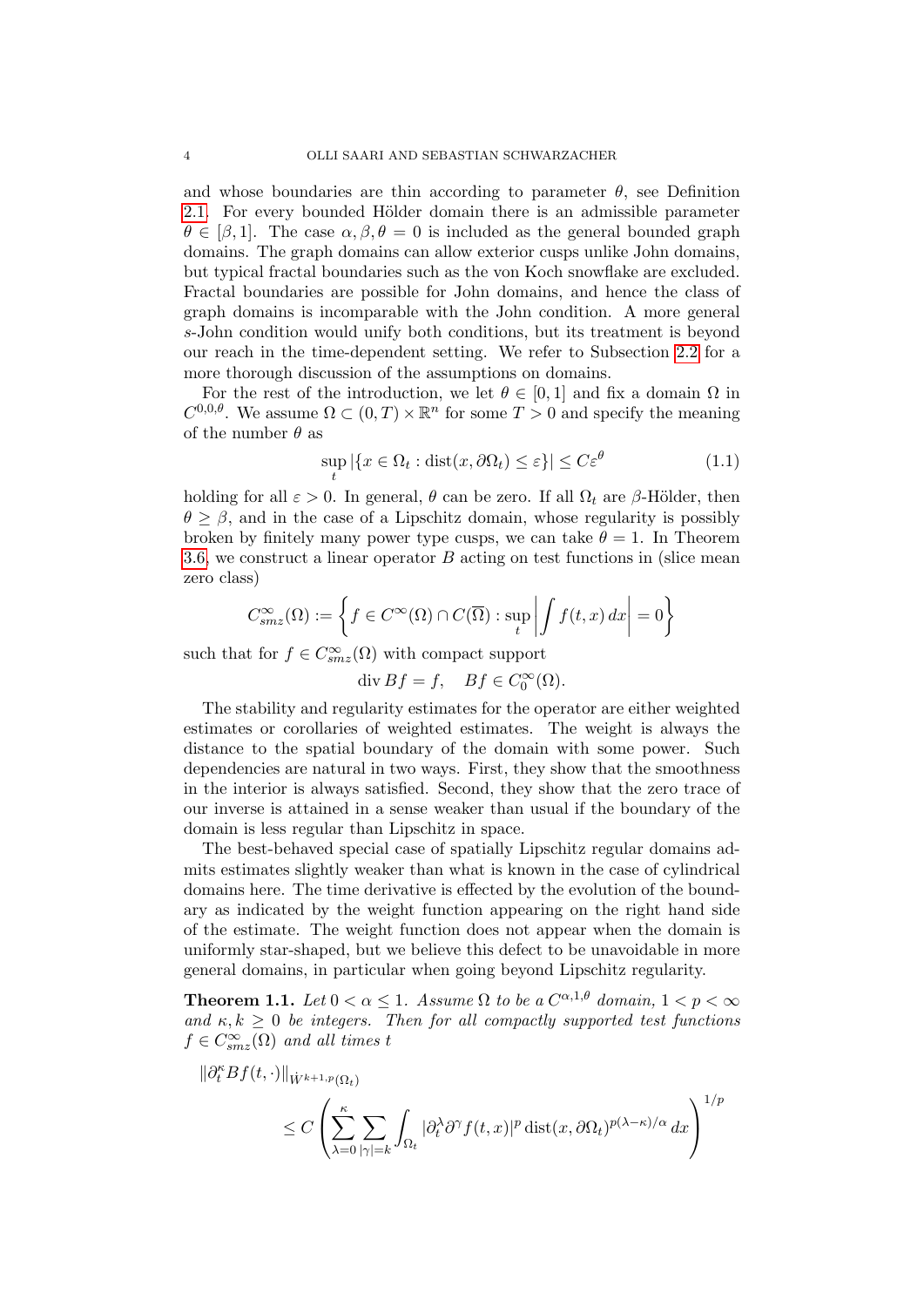and whose boundaries are thin according to parameter $\theta$, see Definition 2.1. For every bounded Hölder domain there is an admissible parameter $\theta \in [\beta, 1]$. The case $\alpha, \beta, \theta = 0$ is included as the general bounded graph domains. The graph domains can allow exterior cusps unlike John domains, but typical fractal boundaries such as the von Koch snowflake are excluded. Fractal boundaries are possible for John domains, and hence the class of graph domains is incomparable with the John condition. A more general $s$-John condition would unify both conditions, but its treatment is beyond our reach in the time-dependent setting. We refer to Subsection 2.2 for a more thorough discussion of the assumptions on domains.

For the rest of the introduction, we let $\theta \in [0, 1]$ and fix a domain $\Omega$ in $C^{0,0,\theta}$. We assume $\Omega \subset (0, T) \times \mathbb{R}^n$ for some $T > 0$ and specify the meaning of the number $\theta$ as

$$\sup_t |\{x \in \Omega_t : \operatorname{dist}(x, \partial\Omega_t) \leq \varepsilon\}| \leq C\varepsilon^\theta \tag{1.1}$$

holding for all $\varepsilon > 0$. In general, $\theta$ can be zero. If all $\Omega_t$ are $\beta$-Hölder, then $\theta \geq \beta$, and in the case of a Lipschitz domain, whose regularity is possibly broken by finitely many power type cusps, we can take $\theta = 1$. In Theorem 3.6, we construct a linear operator $B$ acting on test functions in (slice mean zero class)

$$C^\infty_{smz}(\Omega) := \left\{ f \in C^\infty(\Omega) \cap C(\overline{\Omega}) : \sup_t \left| \int f(t, x)\, dx \right| = 0 \right\}$$

such that for $f \in C^\infty_{smz}(\Omega)$ with compact support

$$\operatorname{div} Bf = f, \quad Bf \in C^\infty_0(\Omega).$$

The stability and regularity estimates for the operator are either weighted estimates or corollaries of weighted estimates. The weight is always the distance to the spatial boundary of the domain with some power. Such dependencies are natural in two ways. First, they show that the smoothness in the interior is always satisfied. Second, they show that the zero trace of our inverse is attained in a sense weaker than usual if the boundary of the domain is less regular than Lipschitz in space.

The best-behaved special case of spatially Lipschitz regular domains admits estimates slightly weaker than what is known in the case of cylindrical domains here. The time derivative is effected by the evolution of the boundary as indicated by the weight function appearing on the right hand side of the estimate. The weight function does not appear when the domain is uniformly star-shaped, but we believe this defect to be unavoidable in more general domains, in particular when going beyond Lipschitz regularity.

**Theorem 1.1.** *Let $0 < \alpha \leq 1$. Assume $\Omega$ to be a $C^{\alpha,1,\theta}$ domain, $1 < p < \infty$ and $\kappa, k \geq 0$ be integers. Then for all compactly supported test functions $f \in C^\infty_{smz}(\Omega)$ and all times $t$*

$$\|\partial_t^\kappa Bf(t, \cdot)\|_{\dot{W}^{k+1,p}(\Omega_t)} \leq C \left( \sum_{\lambda=0}^{\kappa} \sum_{|\gamma|=k} \int_{\Omega_t} |\partial_t^\lambda \partial^\gamma f(t, x)|^p \operatorname{dist}(x, \partial\Omega_t)^{p(\lambda-\kappa)/\alpha}\, dx \right)^{1/p}$$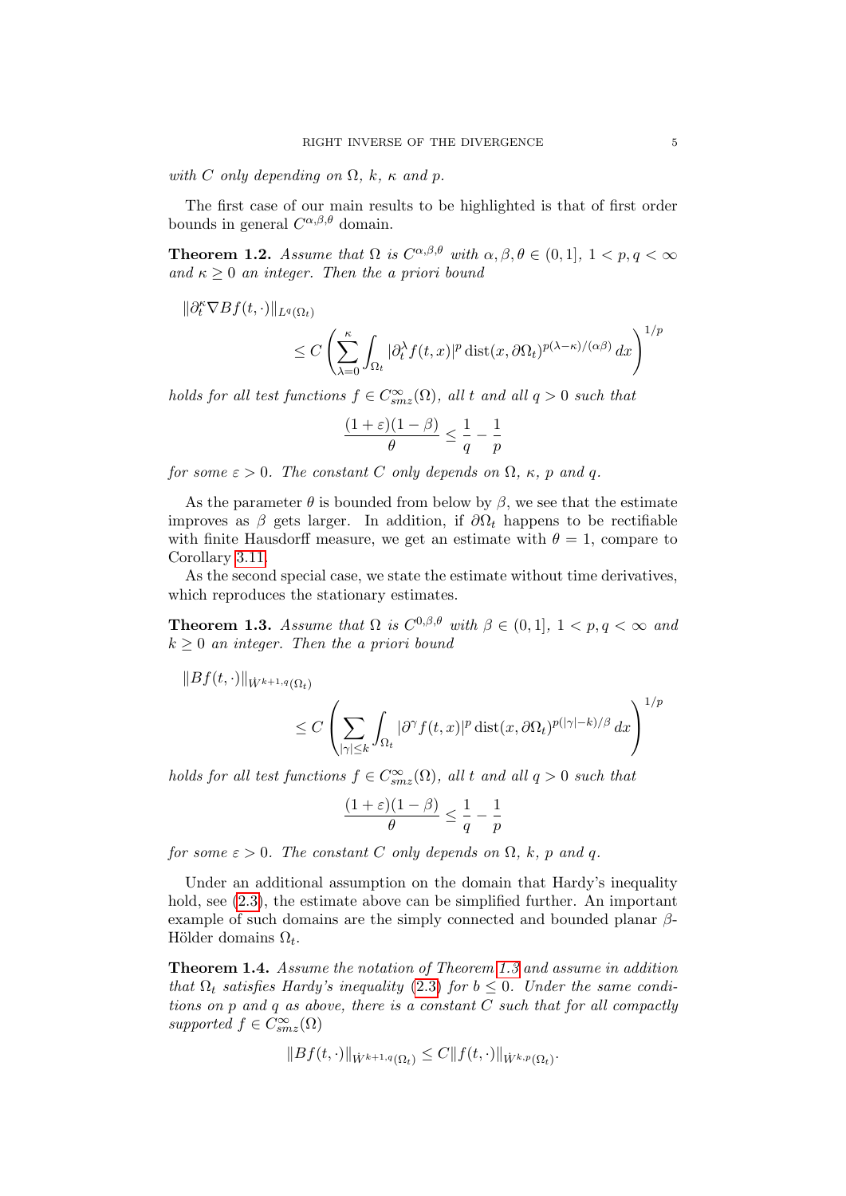*with $C$ only depending on $\Omega$, $k$, $\kappa$ and $p$.*

The first case of our main results to be highlighted is that of first order bounds in general $C^{\alpha,\beta,\theta}$ domain.

**Theorem 1.2.** *Assume that $\Omega$ is $C^{\alpha,\beta,\theta}$ with $\alpha, \beta, \theta \in (0, 1]$, $1 < p, q < \infty$ and $\kappa \geq 0$ an integer. Then the a priori bound*

$$
\|\partial_t^\kappa \nabla B f(t, \cdot)\|_{L^q(\Omega_t)} \leq C \left( \sum_{\lambda=0}^{\kappa} \int_{\Omega_t} |\partial_t^\lambda f(t, x)|^p \operatorname{dist}(x, \partial\Omega_t)^{p(\lambda-\kappa)/(\alpha\beta)} \, dx \right)^{1/p}
$$

*holds for all test functions $f \in C^\infty_{smz}(\Omega)$, all $t$ and all $q > 0$ such that*

$$
\frac{(1+\varepsilon)(1-\beta)}{\theta} \leq \frac{1}{q} - \frac{1}{p}
$$

*for some $\varepsilon > 0$. The constant $C$ only depends on $\Omega$, $\kappa$, $p$ and $q$.*

As the parameter $\theta$ is bounded from below by $\beta$, we see that the estimate improves as $\beta$ gets larger. In addition, if $\partial\Omega_t$ happens to be rectifiable with finite Hausdorff measure, we get an estimate with $\theta = 1$, compare to Corollary 3.11.

As the second special case, we state the estimate without time derivatives, which reproduces the stationary estimates.

**Theorem 1.3.** *Assume that $\Omega$ is $C^{0,\beta,\theta}$ with $\beta \in (0, 1]$, $1 < p, q < \infty$ and $k \geq 0$ an integer. Then the a priori bound*

$$
\|B f(t, \cdot)\|_{\dot{W}^{k+1,q}(\Omega_t)} \leq C \left( \sum_{|\gamma| \leq k} \int_{\Omega_t} |\partial^\gamma f(t, x)|^p \operatorname{dist}(x, \partial\Omega_t)^{p(|\gamma|-k)/\beta} \, dx \right)^{1/p}
$$

*holds for all test functions $f \in C^\infty_{smz}(\Omega)$, all $t$ and all $q > 0$ such that*

$$
\frac{(1+\varepsilon)(1-\beta)}{\theta} \leq \frac{1}{q} - \frac{1}{p}
$$

*for some $\varepsilon > 0$. The constant $C$ only depends on $\Omega$, $k$, $p$ and $q$.*

Under an additional assumption on the domain that Hardy's inequality hold, see (2.3), the estimate above can be simplified further. An important example of such domains are the simply connected and bounded planar $\beta$-Hölder domains $\Omega_t$.

**Theorem 1.4.** *Assume the notation of Theorem 1.3 and assume in addition that $\Omega_t$ satisfies Hardy's inequality (2.3) for $b \leq 0$. Under the same conditions on $p$ and $q$ as above, there is a constant $C$ such that for all compactly supported $f \in C^\infty_{smz}(\Omega)$*

$$
\|B f(t, \cdot)\|_{\dot{W}^{k+1,q}(\Omega_t)} \leq C \|f(t, \cdot)\|_{\dot{W}^{k,p}(\Omega_t)}.
$$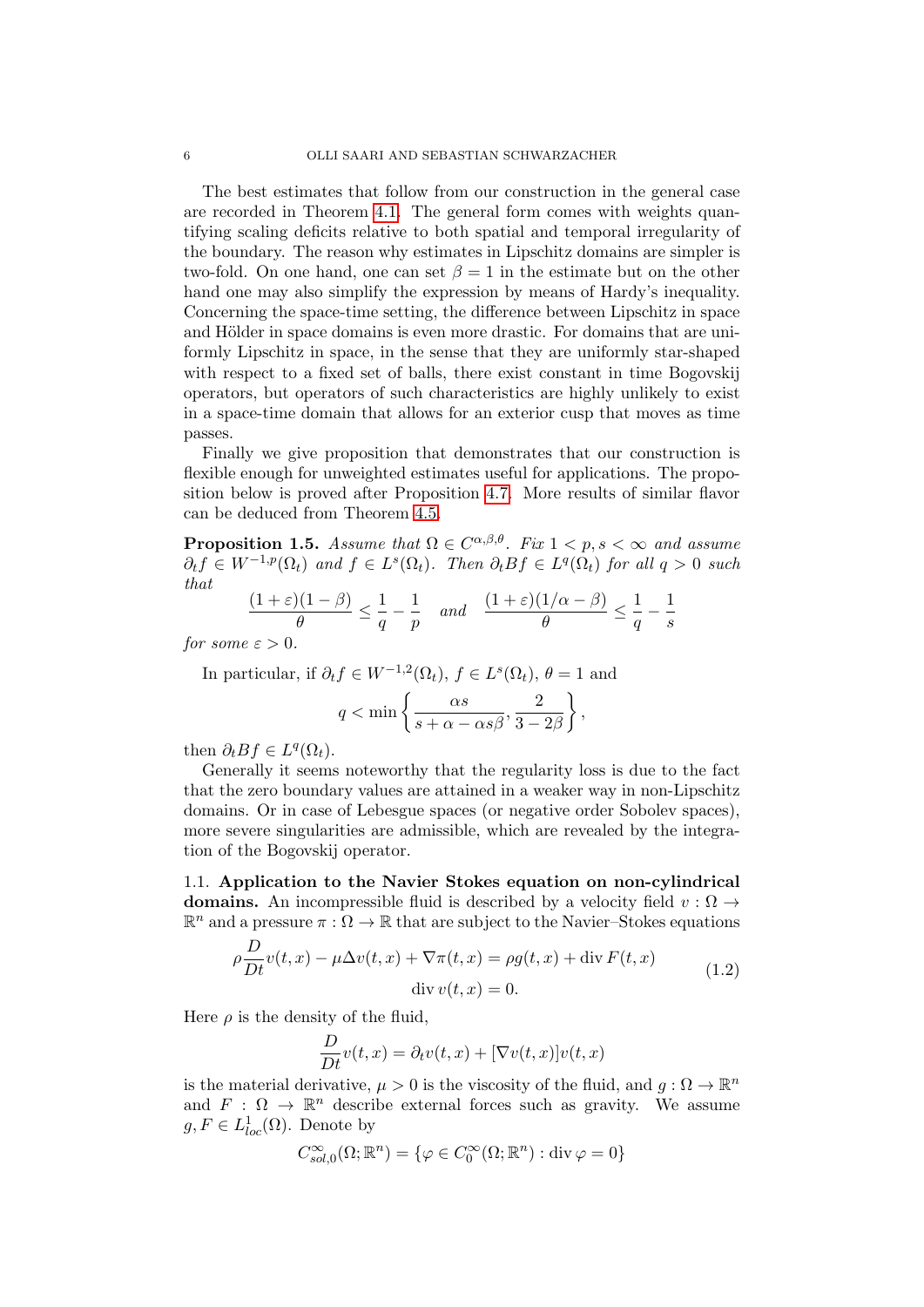The best estimates that follow from our construction in the general case are recorded in Theorem 4.1. The general form comes with weights quantifying scaling deficits relative to both spatial and temporal irregularity of the boundary. The reason why estimates in Lipschitz domains are simpler is two-fold. On one hand, one can set $\beta = 1$ in the estimate but on the other hand one may also simplify the expression by means of Hardy's inequality. Concerning the space-time setting, the difference between Lipschitz in space and Hölder in space domains is even more drastic. For domains that are uniformly Lipschitz in space, in the sense that they are uniformly star-shaped with respect to a fixed set of balls, there exist constant in time Bogovskij operators, but operators of such characteristics are highly unlikely to exist in a space-time domain that allows for an exterior cusp that moves as time passes.

Finally we give proposition that demonstrates that our construction is flexible enough for unweighted estimates useful for applications. The proposition below is proved after Proposition 4.7. More results of similar flavor can be deduced from Theorem 4.5.

**Proposition 1.5.** *Assume that $\Omega \in C^{\alpha,\beta,\theta}$. Fix $1 < p, s < \infty$ and assume $\partial_t f \in W^{-1,p}(\Omega_t)$ and $f \in L^s(\Omega_t)$. Then $\partial_t Bf \in L^q(\Omega_t)$ for all $q > 0$ such that*

$$\frac{(1+\varepsilon)(1-\beta)}{\theta} \leq \frac{1}{q} - \frac{1}{p} \quad \text{and} \quad \frac{(1+\varepsilon)(1/\alpha - \beta)}{\theta} \leq \frac{1}{q} - \frac{1}{s}$$

*for some $\varepsilon > 0$.*

In particular, if $\partial_t f \in W^{-1,2}(\Omega_t)$, $f \in L^s(\Omega_t)$, $\theta = 1$ and

$$q < \min\left\{\frac{\alpha s}{s + \alpha - \alpha s \beta}, \frac{2}{3 - 2\beta}\right\},$$

then $\partial_t Bf \in L^q(\Omega_t)$.

Generally it seems noteworthy that the regularity loss is due to the fact that the zero boundary values are attained in a weaker way in non-Lipschitz domains. Or in case of Lebesgue spaces (or negative order Sobolev spaces), more severe singularities are admissible, which are revealed by the integration of the Bogovskij operator.

### 1.1. Application to the Navier Stokes equation on non-cylindrical domains.

An incompressible fluid is described by a velocity field $v : \Omega \to \mathbb{R}^n$ and a pressure $\pi : \Omega \to \mathbb{R}$ that are subject to the Navier–Stokes equations

$$\begin{aligned} \rho \frac{D}{Dt} v(t,x) - \mu \Delta v(t,x) + \nabla \pi(t,x) &= \rho g(t,x) + \operatorname{div} F(t,x) \\ \operatorname{div} v(t,x) &= 0. \end{aligned} \tag{1.2}$$

Here $\rho$ is the density of the fluid,

$$\frac{D}{Dt} v(t,x) = \partial_t v(t,x) + [\nabla v(t,x)] v(t,x)$$

is the material derivative, $\mu > 0$ is the viscosity of the fluid, and $g : \Omega \to \mathbb{R}^n$ and $F : \Omega \to \mathbb{R}^n$ describe external forces such as gravity. We assume $g, F \in L^1_{loc}(\Omega)$. Denote by

$$C^\infty_{sol,0}(\Omega; \mathbb{R}^n) = \{\varphi \in C^\infty_0(\Omega; \mathbb{R}^n) : \operatorname{div} \varphi = 0\}$$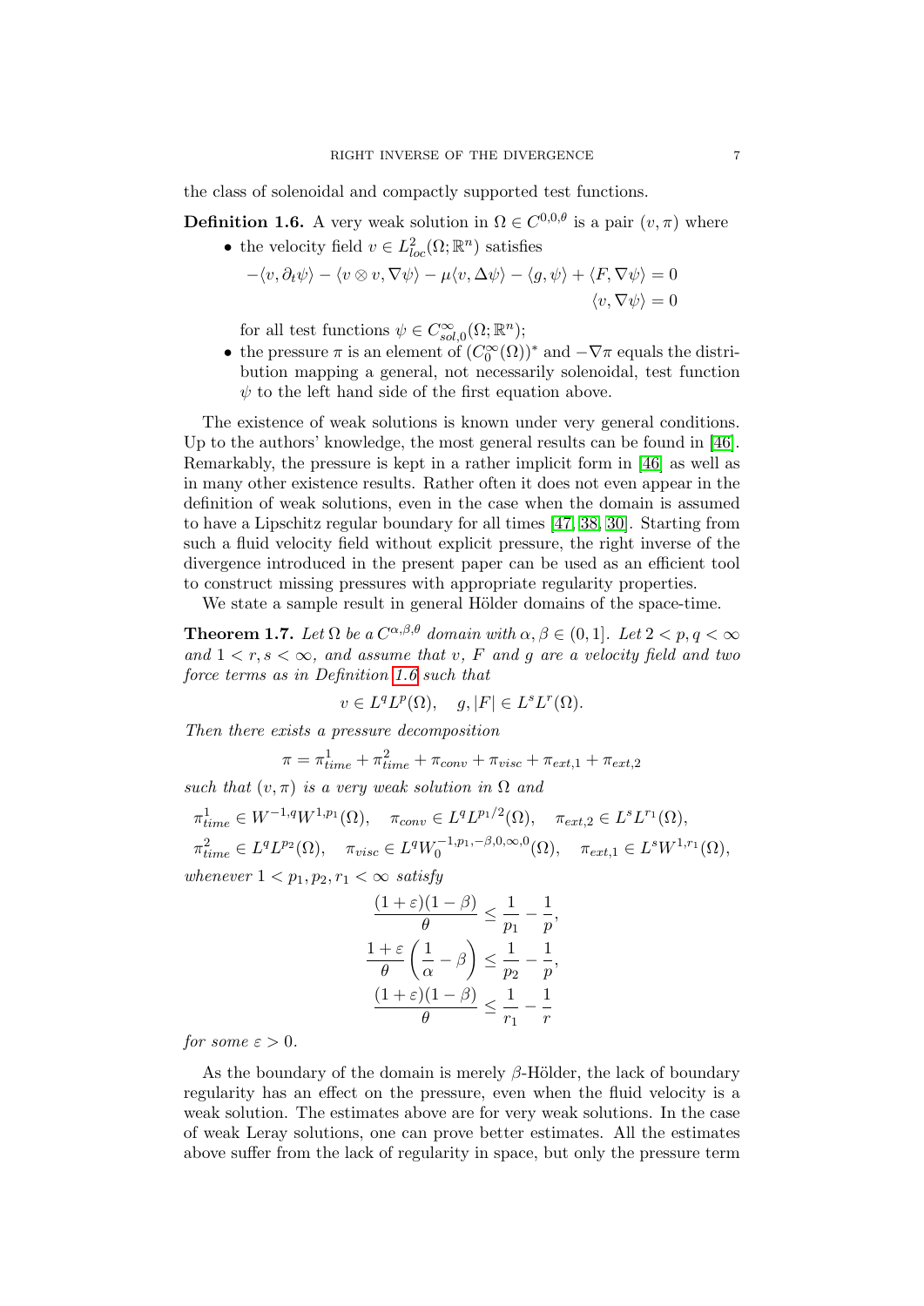the class of solenoidal and compactly supported test functions.

**Definition 1.6.** A very weak solution in $\Omega \in C^{0,0,\theta}$ is a pair $(v, \pi)$ where

- the velocity field $v \in L^2_{loc}(\Omega; \mathbb{R}^n)$ satisfies

$$-\langle v, \partial_t \psi\rangle - \langle v \otimes v, \nabla\psi\rangle - \mu\langle v, \Delta\psi\rangle - \langle g, \psi\rangle + \langle F, \nabla\psi\rangle = 0$$
$$\langle v, \nabla\psi\rangle = 0$$

  for all test functions $\psi \in C^\infty_{sol,0}(\Omega; \mathbb{R}^n)$;
- the pressure $\pi$ is an element of $(C_0^\infty(\Omega))^*$ and $-\nabla\pi$ equals the distribution mapping a general, not necessarily solenoidal, test function $\psi$ to the left hand side of the first equation above.

The existence of weak solutions is known under very general conditions. Up to the authors' knowledge, the most general results can be found in [46]. Remarkably, the pressure is kept in a rather implicit form in [46] as well as in many other existence results. Rather often it does not even appear in the definition of weak solutions, even in the case when the domain is assumed to have a Lipschitz regular boundary for all times [47, 38, 30]. Starting from such a fluid velocity field without explicit pressure, the right inverse of the divergence introduced in the present paper can be used as an efficient tool to construct missing pressures with appropriate regularity properties.

We state a sample result in general Hölder domains of the space-time.

**Theorem 1.7.** *Let $\Omega$ be a $C^{\alpha,\beta,\theta}$ domain with $\alpha, \beta \in (0, 1]$. Let $2 < p, q < \infty$ and $1 < r, s < \infty$, and assume that $v$, $F$ and $g$ are a velocity field and two force terms as in Definition 1.6 such that*

$$v \in L^qL^p(\Omega), \quad g, |F| \in L^sL^r(\Omega).$$

*Then there exists a pressure decomposition*

$$\pi = \pi^1_{time} + \pi^2_{time} + \pi_{conv} + \pi_{visc} + \pi_{ext,1} + \pi_{ext,2}$$

*such that $(v, \pi)$ is a very weak solution in $\Omega$ and*

$$\pi^1_{time} \in W^{-1,q}W^{1,p_1}(\Omega), \quad \pi_{conv} \in L^qL^{p_1/2}(\Omega), \quad \pi_{ext,2} \in L^sL^{r_1}(\Omega),$$
$$\pi^2_{time} \in L^qL^{p_2}(\Omega), \quad \pi_{visc} \in L^qW_0^{-1,p_1,-\beta,0,\infty,0}(\Omega), \quad \pi_{ext,1} \in L^sW^{1,r_1}(\Omega),$$

*whenever $1 < p_1, p_2, r_1 < \infty$ satisfy*

$$\frac{(1+\varepsilon)(1-\beta)}{\theta} \le \frac{1}{p_1} - \frac{1}{p},$$
$$\frac{1+\varepsilon}{\theta}\left(\frac{1}{\alpha} - \beta\right) \le \frac{1}{p_2} - \frac{1}{p},$$
$$\frac{(1+\varepsilon)(1-\beta)}{\theta} \le \frac{1}{r_1} - \frac{1}{r}$$

*for some $\varepsilon > 0$.*

As the boundary of the domain is merely $\beta$-Hölder, the lack of boundary regularity has an effect on the pressure, even when the fluid velocity is a weak solution. The estimates above are for very weak solutions. In the case of weak Leray solutions, one can prove better estimates. All the estimates above suffer from the lack of regularity in space, but only the pressure term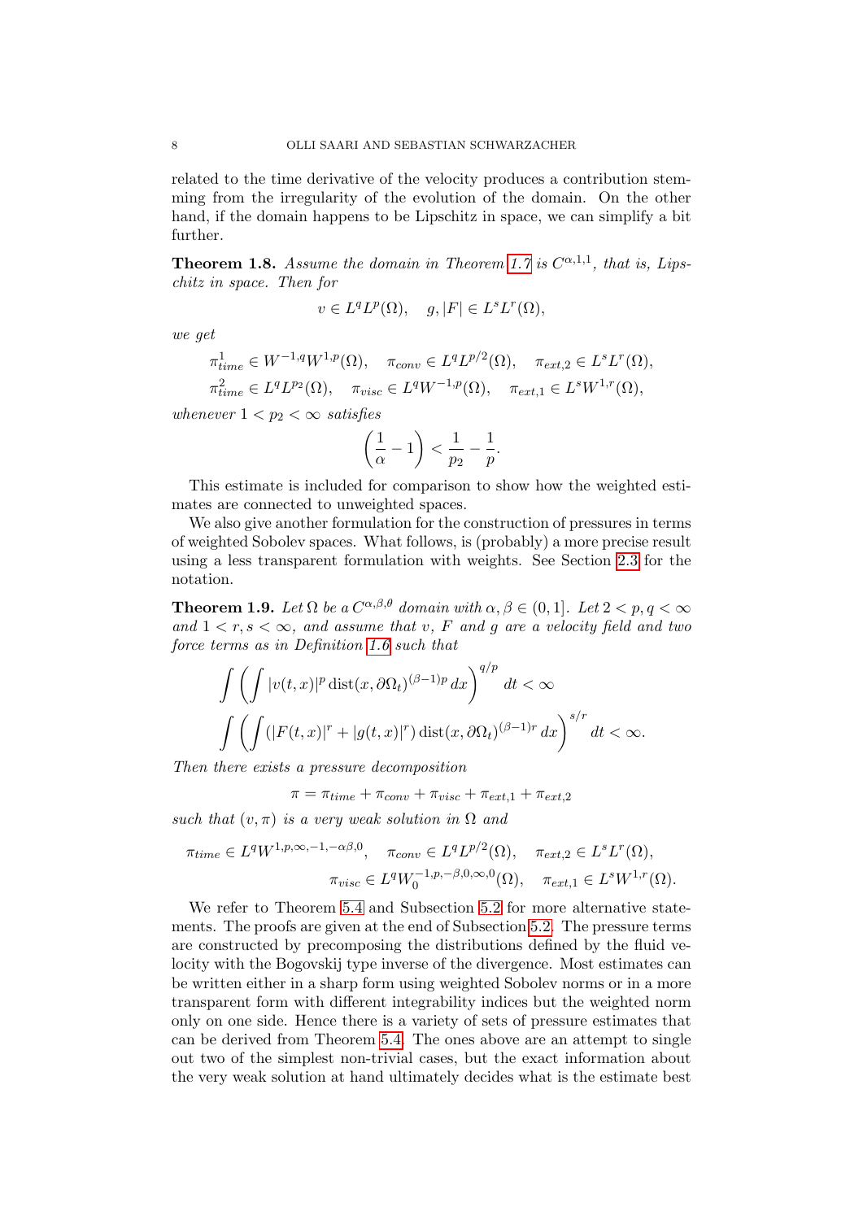related to the time derivative of the velocity produces a contribution stemming from the irregularity of the evolution of the domain. On the other hand, if the domain happens to be Lipschitz in space, we can simplify a bit further.

**Theorem 1.8.** *Assume the domain in Theorem 1.7 is $C^{\alpha,1,1}$, that is, Lipschitz in space. Then for*

$$v \in L^q L^p(\Omega), \quad g, |F| \in L^s L^r(\Omega),$$

*we get*

$$\pi^1_{time} \in W^{-1,q} W^{1,p}(\Omega), \quad \pi_{conv} \in L^q L^{p/2}(\Omega), \quad \pi_{ext,2} \in L^s L^r(\Omega),$$
$$\pi^2_{time} \in L^q L^{p_2}(\Omega), \quad \pi_{visc} \in L^q W^{-1,p}(\Omega), \quad \pi_{ext,1} \in L^s W^{1,r}(\Omega),$$

*whenever $1 < p_2 < \infty$ satisfies*

$$\left(\frac{1}{\alpha} - 1\right) < \frac{1}{p_2} - \frac{1}{p}.$$

This estimate is included for comparison to show how the weighted estimates are connected to unweighted spaces.

We also give another formulation for the construction of pressures in terms of weighted Sobolev spaces. What follows, is (probably) a more precise result using a less transparent formulation with weights. See Section 2.3 for the notation.

**Theorem 1.9.** *Let $\Omega$ be a $C^{\alpha,\beta,\theta}$ domain with $\alpha, \beta \in (0,1]$. Let $2 < p, q < \infty$ and $1 < r, s < \infty$, and assume that $v$, $F$ and $g$ are a velocity field and two force terms as in Definition 1.6 such that*

$$\int \left( \int |v(t,x)|^p \operatorname{dist}(x, \partial\Omega_t)^{(\beta-1)p} \, dx \right)^{q/p} dt < \infty$$
$$\int \left( \int (|F(t,x)|^r + |g(t,x)|^r) \operatorname{dist}(x, \partial\Omega_t)^{(\beta-1)r} \, dx \right)^{s/r} dt < \infty.$$

*Then there exists a pressure decomposition*

$$\pi = \pi_{time} + \pi_{conv} + \pi_{visc} + \pi_{ext,1} + \pi_{ext,2}$$

*such that $(v, \pi)$ is a very weak solution in $\Omega$ and*

$$\pi_{time} \in L^q W^{1,p,\infty,-1,-\alpha\beta,0}, \quad \pi_{conv} \in L^q L^{p/2}(\Omega), \quad \pi_{ext,2} \in L^s L^r(\Omega),$$
$$\pi_{visc} \in L^q W_0^{-1,p,-\beta,0,\infty,0}(\Omega), \quad \pi_{ext,1} \in L^s W^{1,r}(\Omega).$$

We refer to Theorem 5.4 and Subsection 5.2 for more alternative statements. The proofs are given at the end of Subsection 5.2. The pressure terms are constructed by precomposing the distributions defined by the fluid velocity with the Bogovskij type inverse of the divergence. Most estimates can be written either in a sharp form using weighted Sobolev norms or in a more transparent form with different integrability indices but the weighted norm only on one side. Hence there is a variety of sets of pressure estimates that can be derived from Theorem 5.4. The ones above are an attempt to single out two of the simplest non-trivial cases, but the exact information about the very weak solution at hand ultimately decides what is the estimate best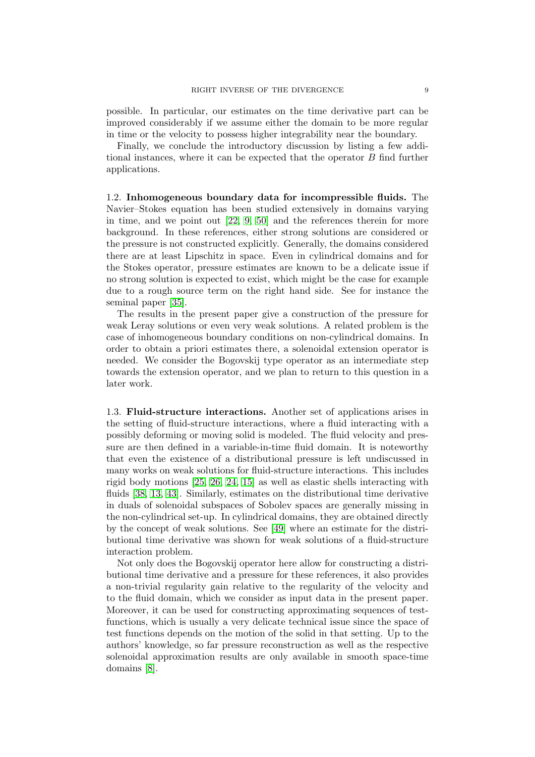possible. In particular, our estimates on the time derivative part can be improved considerably if we assume either the domain to be more regular in time or the velocity to possess higher integrability near the boundary.

Finally, we conclude the introductory discussion by listing a few additional instances, where it can be expected that the operator $B$ find further applications.

### 1.2. Inhomogeneous boundary data for incompressible fluids.

The Navier–Stokes equation has been studied extensively in domains varying in time, and we point out [22, 9, 50] and the references therein for more background. In these references, either strong solutions are considered or the pressure is not constructed explicitly. Generally, the domains considered there are at least Lipschitz in space. Even in cylindrical domains and for the Stokes operator, pressure estimates are known to be a delicate issue if no strong solution is expected to exist, which might be the case for example due to a rough source term on the right hand side. See for instance the seminal paper [35].

The results in the present paper give a construction of the pressure for weak Leray solutions or even very weak solutions. A related problem is the case of inhomogeneous boundary conditions on non-cylindrical domains. In order to obtain a priori estimates there, a solenoidal extension operator is needed. We consider the Bogovskij type operator as an intermediate step towards the extension operator, and we plan to return to this question in a later work.

### 1.3. Fluid-structure interactions.

Another set of applications arises in the setting of fluid-structure interactions, where a fluid interacting with a possibly deforming or moving solid is modeled. The fluid velocity and pressure are then defined in a variable-in-time fluid domain. It is noteworthy that even the existence of a distributional pressure is left undiscussed in many works on weak solutions for fluid-structure interactions. This includes rigid body motions [25, 26, 24, 15] as well as elastic shells interacting with fluids [38, 13, 43]. Similarly, estimates on the distributional time derivative in duals of solenoidal subspaces of Sobolev spaces are generally missing in the non-cylindrical set-up. In cylindrical domains, they are obtained directly by the concept of weak solutions. See [49] where an estimate for the distributional time derivative was shown for weak solutions of a fluid-structure interaction problem.

Not only does the Bogovskij operator here allow for constructing a distributional time derivative and a pressure for these references, it also provides a non-trivial regularity gain relative to the regularity of the velocity and to the fluid domain, which we consider as input data in the present paper. Moreover, it can be used for constructing approximating sequences of test-functions, which is usually a very delicate technical issue since the space of test functions depends on the motion of the solid in that setting. Up to the authors' knowledge, so far pressure reconstruction as well as the respective solenoidal approximation results are only available in smooth space-time domains [8].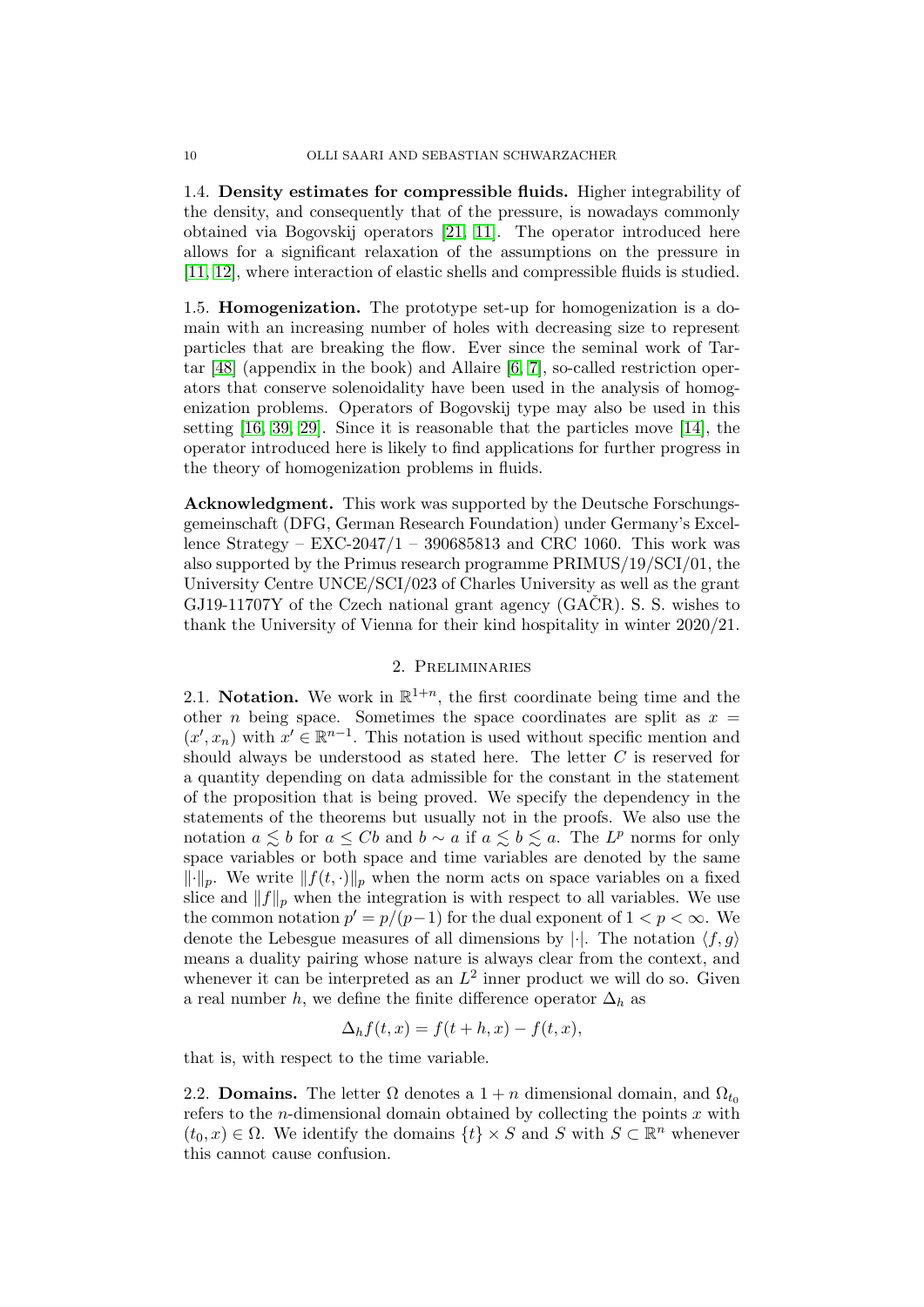**1.4. Density estimates for compressible fluids.** Higher integrability of the density, and consequently that of the pressure, is nowadays commonly obtained via Bogovskij operators [21, 11]. The operator introduced here allows for a significant relaxation of the assumptions on the pressure in [11, 12], where interaction of elastic shells and compressible fluids is studied.

**1.5. Homogenization.** The prototype set-up for homogenization is a domain with an increasing number of holes with decreasing size to represent particles that are breaking the flow. Ever since the seminal work of Tartar [48] (appendix in the book) and Allaire [6, 7], so-called restriction operators that conserve solenoidality have been used in the analysis of homogenization problems. Operators of Bogovskij type may also be used in this setting [16, 39, 29]. Since it is reasonable that the particles move [14], the operator introduced here is likely to find applications for further progress in the theory of homogenization problems in fluids.

**Acknowledgment.** This work was supported by the Deutsche Forschungsgemeinschaft (DFG, German Research Foundation) under Germany's Excellence Strategy – EXC-2047/1 – 390685813 and CRC 1060. This work was also supported by the Primus research programme PRIMUS/19/SCI/01, the University Centre UNCE/SCI/023 of Charles University as well as the grant GJ19-11707Y of the Czech national grant agency (GAČR). S. S. wishes to thank the University of Vienna for their kind hospitality in winter 2020/21.

## 2. Preliminaries

**2.1. Notation.** We work in $\mathbb{R}^{1+n}$, the first coordinate being time and the other $n$ being space. Sometimes the space coordinates are split as $x = (x', x_n)$ with $x' \in \mathbb{R}^{n-1}$. This notation is used without specific mention and should always be understood as stated here. The letter $C$ is reserved for a quantity depending on data admissible for the constant in the statement of the proposition that is being proved. We specify the dependency in the statements of the theorems but usually not in the proofs. We also use the notation $a \lesssim b$ for $a \leq Cb$ and $b \sim a$ if $a \lesssim b \lesssim a$. The $L^p$ norms for only space variables or both space and time variables are denoted by the same $\|\cdot\|_p$. We write $\|f(t,\cdot)\|_p$ when the norm acts on space variables on a fixed slice and $\|f\|_p$ when the integration is with respect to all variables. We use the common notation $p' = p/(p-1)$ for the dual exponent of $1 < p < \infty$. We denote the Lebesgue measures of all dimensions by $|\cdot|$. The notation $\langle f, g\rangle$ means a duality pairing whose nature is always clear from the context, and whenever it can be interpreted as an $L^2$ inner product we will do so. Given a real number $h$, we define the finite difference operator $\Delta_h$ as

$$\Delta_h f(t,x) = f(t+h,x) - f(t,x),$$

that is, with respect to the time variable.

**2.2. Domains.** The letter $\Omega$ denotes a $1+n$ dimensional domain, and $\Omega_{t_0}$ refers to the $n$-dimensional domain obtained by collecting the points $x$ with $(t_0, x) \in \Omega$. We identify the domains $\{t\} \times S$ and $S$ with $S \subset \mathbb{R}^n$ whenever this cannot cause confusion.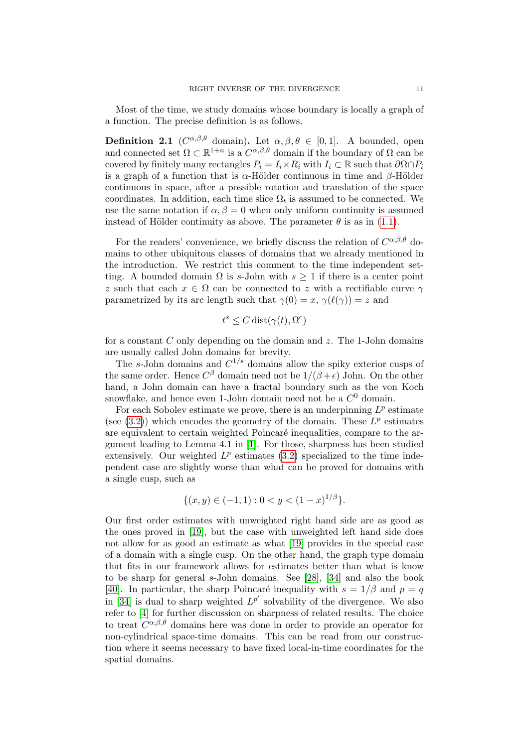Most of the time, we study domains whose boundary is locally a graph of a function. The precise definition is as follows.

**Definition 2.1** ($C^{\alpha,\beta,\theta}$ domain)**.** Let $\alpha, \beta, \theta \in [0,1]$. A bounded, open and connected set $\Omega \subset \mathbb{R}^{1+n}$ is a $C^{\alpha,\beta,\theta}$ domain if the boundary of $\Omega$ can be covered by finitely many rectangles $P_i = I_i \times R_i$ with $I_i \subset \mathbb{R}$ such that $\partial\Omega \cap P_i$ is a graph of a function that is $\alpha$-Hölder continuous in time and $\beta$-Hölder continuous in space, after a possible rotation and translation of the space coordinates. In addition, each time slice $\Omega_t$ is assumed to be connected. We use the same notation if $\alpha, \beta = 0$ when only uniform continuity is assumed instead of Hölder continuity as above. The parameter $\theta$ is as in (1.1).

For the readers' convenience, we briefly discuss the relation of $C^{\alpha,\beta,\theta}$ domains to other ubiquitous classes of domains that we already mentioned in the introduction. We restrict this comment to the time independent setting. A bounded domain $\Omega$ is $s$-John with $s \geq 1$ if there is a center point $z$ such that each $x \in \Omega$ can be connected to $z$ with a rectifiable curve $\gamma$ parametrized by its arc length such that $\gamma(0) = x$, $\gamma(\ell(\gamma)) = z$ and

$$t^s \leq C \operatorname{dist}(\gamma(t), \Omega^c)$$

for a constant $C$ only depending on the domain and $z$. The 1-John domains are usually called John domains for brevity.

The $s$-John domains and $C^{1/s}$ domains allow the spiky exterior cusps of the same order. Hence $C^\beta$ domain need not be $1/(\beta+\epsilon)$ John. On the other hand, a John domain can have a fractal boundary such as the von Koch snowflake, and hence even 1-John domain need not be a $C^0$ domain.

For each Sobolev estimate we prove, there is an underpinning $L^p$ estimate (see (3.2)) which encodes the geometry of the domain. These $L^p$ estimates are equivalent to certain weighted Poincaré inequalities, compare to the argument leading to Lemma 4.1 in [1]. For those, sharpness has been studied extensively. Our weighted $L^p$ estimates (3.2) specialized to the time independent case are slightly worse than what can be proved for domains with a single cusp, such as

$$\{(x,y) \in (-1,1) : 0 < y < (1-x)^{1/\beta}\}.$$

Our first order estimates with unweighted right hand side are as good as the ones proved in [19], but the case with unweighted left hand side does not allow for as good an estimate as what [19] provides in the special case of a domain with a single cusp. On the other hand, the graph type domain that fits in our framework allows for estimates better than what is know to be sharp for general $s$-John domains. See [28], [34] and also the book [40]. In particular, the sharp Poincaré inequality with $s = 1/\beta$ and $p = q$ in [34] is dual to sharp weighted $L^{p'}$ solvability of the divergence. We also refer to [4] for further discussion on sharpness of related results. The choice to treat $C^{\alpha,\beta,\theta}$ domains here was done in order to provide an operator for non-cylindrical space-time domains. This can be read from our construction where it seems necessary to have fixed local-in-time coordinates for the spatial domains.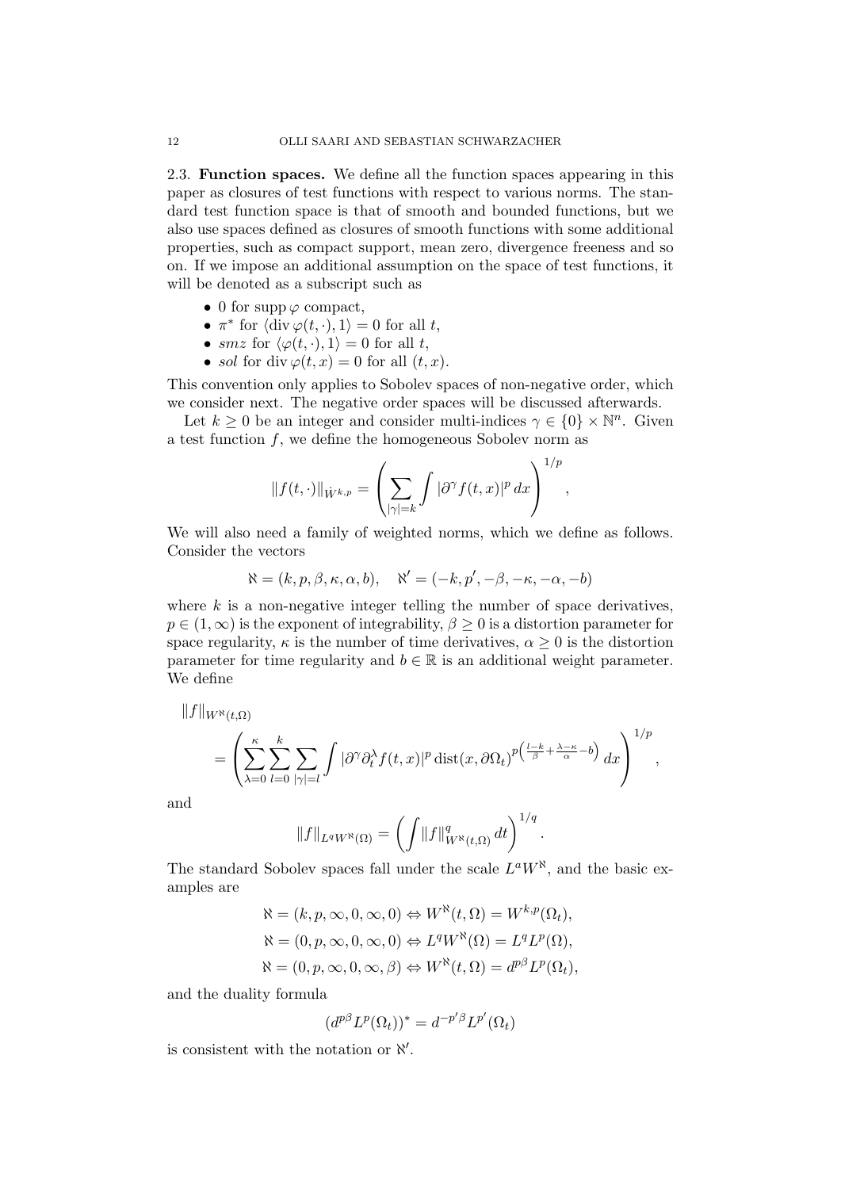2.3. **Function spaces.** We define all the function spaces appearing in this paper as closures of test functions with respect to various norms. The standard test function space is that of smooth and bounded functions, but we also use spaces defined as closures of smooth functions with some additional properties, such as compact support, mean zero, divergence freeness and so on. If we impose an additional assumption on the space of test functions, it will be denoted as a subscript such as

- $0$ for $\operatorname{supp}\varphi$ compact,
- $\pi^*$ for $\langle \operatorname{div}\varphi(t,\cdot), 1\rangle = 0$ for all $t$,
- $smz$ for $\langle \varphi(t,\cdot), 1\rangle = 0$ for all $t$,
- $sol$ for $\operatorname{div}\varphi(t,x) = 0$ for all $(t,x)$.

This convention only applies to Sobolev spaces of non-negative order, which we consider next. The negative order spaces will be discussed afterwards.

Let $k \geq 0$ be an integer and consider multi-indices $\gamma \in \{0\} \times \mathbb{N}^n$. Given a test function $f$, we define the homogeneous Sobolev norm as

$$\|f(t,\cdot)\|_{\dot{W}^{k,p}} = \left( \sum_{|\gamma|=k} \int |\partial^\gamma f(t,x)|^p \, dx \right)^{1/p},$$

We will also need a family of weighted norms, which we define as follows. Consider the vectors

$$\aleph = (k, p, \beta, \kappa, \alpha, b), \quad \aleph' = (-k, p', -\beta, -\kappa, -\alpha, -b)$$

where $k$ is a non-negative integer telling the number of space derivatives, $p \in (1,\infty)$ is the exponent of integrability, $\beta \geq 0$ is a distortion parameter for space regularity, $\kappa$ is the number of time derivatives, $\alpha \geq 0$ is the distortion parameter for time regularity and $b \in \mathbb{R}$ is an additional weight parameter. We define

$$\|f\|_{W^\aleph(t,\Omega)} = \left( \sum_{\lambda=0}^{\kappa} \sum_{l=0}^{k} \sum_{|\gamma|=l} \int |\partial^\gamma \partial_t^\lambda f(t,x)|^p \operatorname{dist}(x, \partial\Omega_t)^{p\left(\frac{l-k}{\beta} + \frac{\lambda-\kappa}{\alpha} - b\right)} \, dx \right)^{1/p},$$

and

$$\|f\|_{L^q W^\aleph(\Omega)} = \left( \int \|f\|_{W^\aleph(t,\Omega)}^q \, dt \right)^{1/q}.$$

The standard Sobolev spaces fall under the scale $L^a W^\aleph$, and the basic examples are

$$\aleph = (k, p, \infty, 0, \infty, 0) \Leftrightarrow W^\aleph(t,\Omega) = W^{k,p}(\Omega_t),$$
$$\aleph = (0, p, \infty, 0, \infty, 0) \Leftrightarrow L^q W^\aleph(\Omega) = L^q L^p(\Omega),$$
$$\aleph = (0, p, \infty, 0, \infty, \beta) \Leftrightarrow W^\aleph(t,\Omega) = d^{p\beta} L^p(\Omega_t),$$

and the duality formula

$$(d^{p\beta} L^p(\Omega_t))^* = d^{-p'\beta} L^{p'}(\Omega_t)$$

is consistent with the notation or $\aleph'$.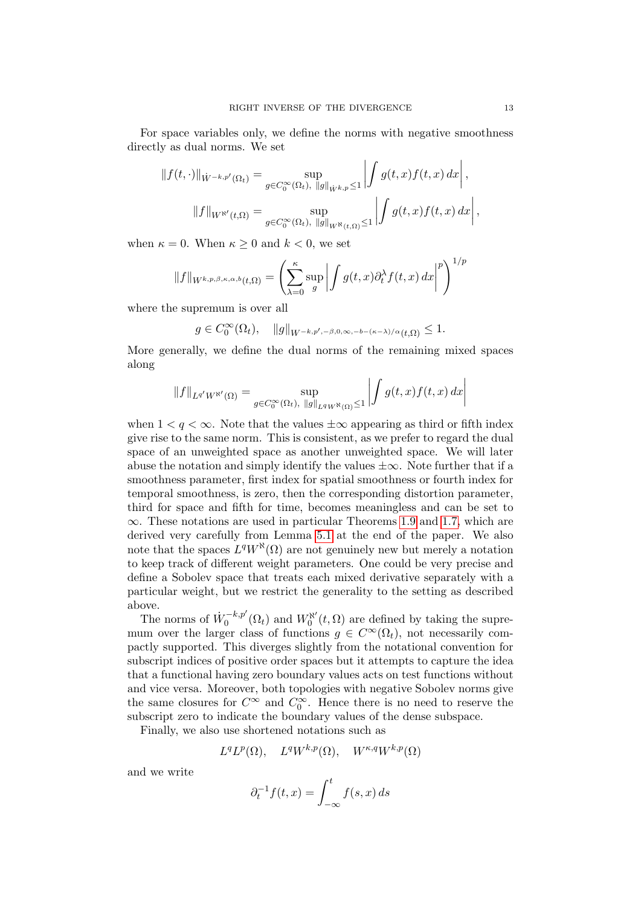For space variables only, we define the norms with negative smoothness directly as dual norms. We set

$$\|f(t,\cdot)\|_{\dot W^{-k,p'}(\Omega_t)} = \sup_{g\in C_0^\infty(\Omega_t),\ \|g\|_{\dot W^{k,p}}\le 1} \left| \int g(t,x) f(t,x)\,dx \right|,$$

$$\|f\|_{W^{\aleph'}(t,\Omega)} = \sup_{g\in C_0^\infty(\Omega_t),\ \|g\|_{W^{\aleph}(t,\Omega)}\le 1} \left| \int g(t,x) f(t,x)\,dx \right|,$$

when $\kappa = 0$. When $\kappa \ge 0$ and $k < 0$, we set

$$\|f\|_{W^{k,p,\beta,\kappa,\alpha,b}(t,\Omega)} = \left( \sum_{\lambda=0}^{\kappa} \sup_{g} \left| \int g(t,x)\partial_t^\lambda f(t,x)\,dx \right|^p \right)^{1/p}$$

where the supremum is over all

$$g\in C_0^\infty(\Omega_t), \quad \|g\|_{W^{-k,p',-\beta,0,\infty,-b-(\kappa-\lambda)/\alpha}(t,\Omega)} \le 1.$$

More generally, we define the dual norms of the remaining mixed spaces along

$$\|f\|_{L^{q'}W^{\aleph'}(\Omega)} = \sup_{g\in C_0^\infty(\Omega_t),\ \|g\|_{L^q W^{\aleph}(\Omega)}\le 1} \left| \int g(t,x) f(t,x)\,dx \right|$$

when $1 < q < \infty$. Note that the values $\pm\infty$ appearing as third or fifth index give rise to the same norm. This is consistent, as we prefer to regard the dual space of an unweighted space as another unweighted space. We will later abuse the notation and simply identify the values $\pm\infty$. Note further that if a smoothness parameter, first index for spatial smoothness or fourth index for temporal smoothness, is zero, then the corresponding distortion parameter, third for space and fifth for time, becomes meaningless and can be set to $\infty$. These notations are used in particular Theorems 1.9 and 1.7, which are derived very carefully from Lemma 5.1 at the end of the paper. We also note that the spaces $L^q W^{\aleph}(\Omega)$ are not genuinely new but merely a notation to keep track of different weight parameters. One could be very precise and define a Sobolev space that treats each mixed derivative separately with a particular weight, but we restrict the generality to the setting as described above.

The norms of $\dot W_0^{-k,p'}(\Omega_t)$ and $W_0^{\aleph'}(t,\Omega)$ are defined by taking the supremum over the larger class of functions $g \in C^\infty(\Omega_t)$, not necessarily compactly supported. This diverges slightly from the notational convention for subscript indices of positive order spaces but it attempts to capture the idea that a functional having zero boundary values acts on test functions without and vice versa. Moreover, both topologies with negative Sobolev norms give the same closures for $C^\infty$ and $C_0^\infty$. Hence there is no need to reserve the subscript zero to indicate the boundary values of the dense subspace.

Finally, we also use shortened notations such as

$$L^q L^p(\Omega), \quad L^q W^{k,p}(\Omega), \quad W^{\kappa,q} W^{k,p}(\Omega)$$

and we write

$$\partial_t^{-1} f(t,x) = \int_{-\infty}^{t} f(s,x)\,ds$$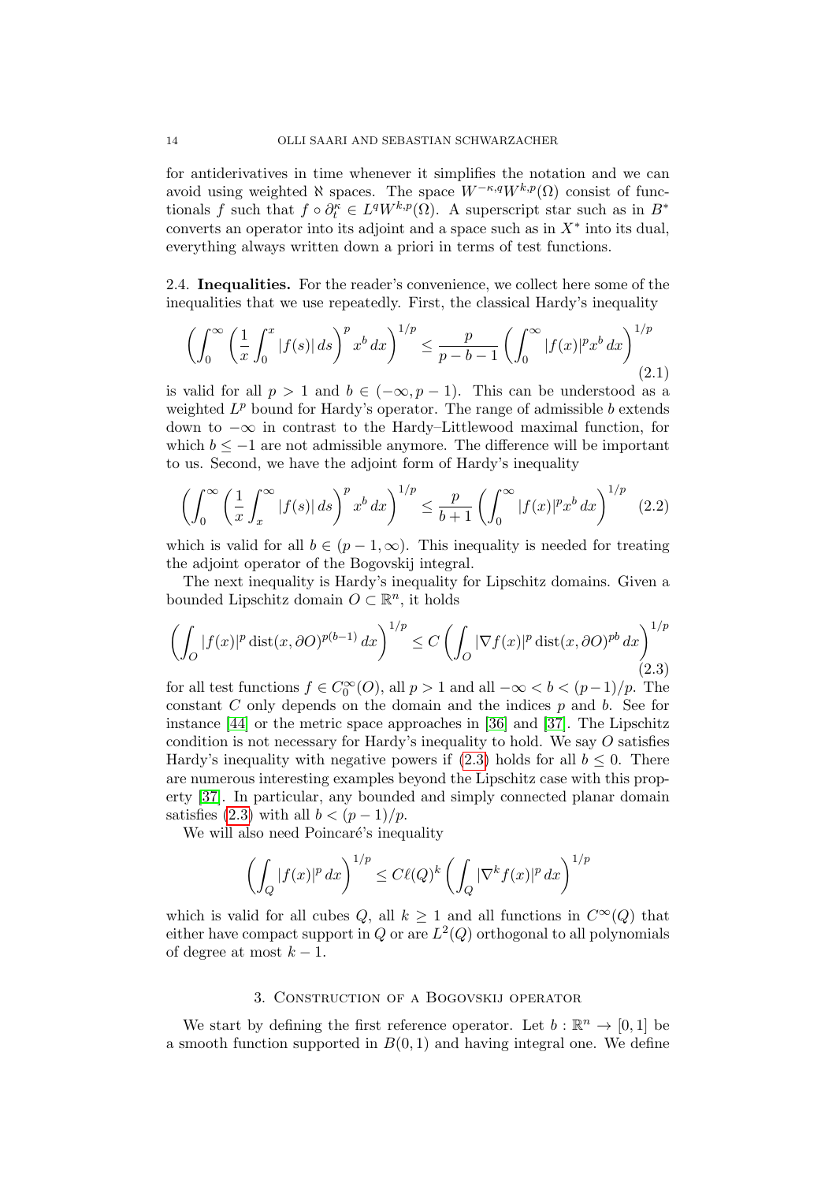for antiderivatives in time whenever it simplifies the notation and we can avoid using weighted $\aleph$ spaces. The space $W^{-\kappa,q}W^{k,p}(\Omega)$ consist of functionals $f$ such that $f \circ \partial_t^\kappa \in L^q W^{k,p}(\Omega)$. A superscript star such as in $B^*$ converts an operator into its adjoint and a space such as in $X^*$ into its dual, everything always written down a priori in terms of test functions.

**2.4. Inequalities.** For the reader's convenience, we collect here some of the inequalities that we use repeatedly. First, the classical Hardy's inequality

$$\left(\int_0^\infty \left(\frac{1}{x}\int_0^x |f(s)|\,ds\right)^p x^b\,dx\right)^{1/p} \le \frac{p}{p-b-1}\left(\int_0^\infty |f(x)|^p x^b\,dx\right)^{1/p} \tag{2.1}$$

is valid for all $p > 1$ and $b \in (-\infty, p-1)$. This can be understood as a weighted $L^p$ bound for Hardy's operator. The range of admissible $b$ extends down to $-\infty$ in contrast to the Hardy–Littlewood maximal function, for which $b \le -1$ are not admissible anymore. The difference will be important to us. Second, we have the adjoint form of Hardy's inequality

$$\left(\int_0^\infty \left(\frac{1}{x}\int_x^\infty |f(s)|\,ds\right)^p x^b\,dx\right)^{1/p} \le \frac{p}{b+1}\left(\int_0^\infty |f(x)|^p x^b\,dx\right)^{1/p} \tag{2.2}$$

which is valid for all $b \in (p-1, \infty)$. This inequality is needed for treating the adjoint operator of the Bogovskij integral.

The next inequality is Hardy's inequality for Lipschitz domains. Given a bounded Lipschitz domain $O \subset \mathbb{R}^n$, it holds

$$\left(\int_O |f(x)|^p \operatorname{dist}(x,\partial O)^{p(b-1)}\,dx\right)^{1/p} \le C\left(\int_O |\nabla f(x)|^p \operatorname{dist}(x,\partial O)^{pb}\,dx\right)^{1/p} \tag{2.3}$$

for all test functions $f \in C_0^\infty(O)$, all $p > 1$ and all $-\infty < b < (p-1)/p$. The constant $C$ only depends on the domain and the indices $p$ and $b$. See for instance [44] or the metric space approaches in [36] and [37]. The Lipschitz condition is not necessary for Hardy's inequality to hold. We say $O$ satisfies Hardy's inequality with negative powers if (2.3) holds for all $b \le 0$. There are numerous interesting examples beyond the Lipschitz case with this property [37]. In particular, any bounded and simply connected planar domain satisfies (2.3) with all $b < (p-1)/p$.

We will also need Poincaré's inequality

$$\left(\int_Q |f(x)|^p\,dx\right)^{1/p} \le C\ell(Q)^k\left(\int_Q |\nabla^k f(x)|^p\,dx\right)^{1/p}$$

which is valid for all cubes $Q$, all $k \ge 1$ and all functions in $C^\infty(Q)$ that either have compact support in $Q$ or are $L^2(Q)$ orthogonal to all polynomials of degree at most $k-1$.

## 3. Construction of a Bogovskij operator

We start by defining the first reference operator. Let $b : \mathbb{R}^n \to [0,1]$ be a smooth function supported in $B(0,1)$ and having integral one. We define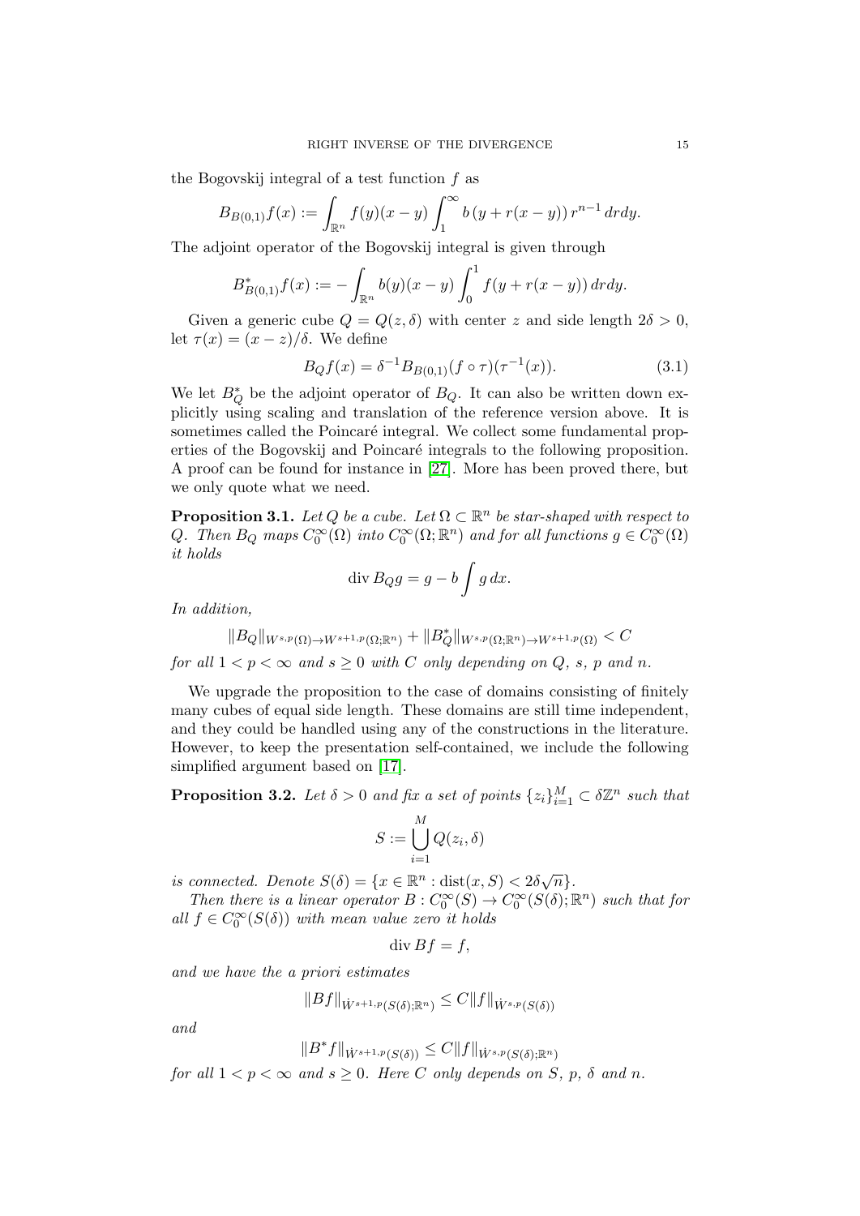the Bogovskij integral of a test function $f$ as

$$B_{B(0,1)}f(x) := \int_{\mathbb{R}^n} f(y)(x-y) \int_1^\infty b\left(y + r(x-y)\right) r^{n-1}\, dr dy.$$

The adjoint operator of the Bogovskij integral is given through

$$B^*_{B(0,1)}f(x) := -\int_{\mathbb{R}^n} b(y)(x-y) \int_0^1 f(y + r(x-y))\, dr dy.$$

Given a generic cube $Q = Q(z, \delta)$ with center $z$ and side length $2\delta > 0$, let $\tau(x) = (x-z)/\delta$. We define

$$B_Q f(x) = \delta^{-1} B_{B(0,1)}(f \circ \tau)(\tau^{-1}(x)). \tag{3.1}$$

We let $B_Q^*$ be the adjoint operator of $B_Q$. It can also be written down explicitly using scaling and translation of the reference version above. It is sometimes called the Poincaré integral. We collect some fundamental properties of the Bogovskij and Poincaré integrals to the following proposition. A proof can be found for instance in [27]. More has been proved there, but we only quote what we need.

**Proposition 3.1.** *Let $Q$ be a cube. Let $\Omega \subset \mathbb{R}^n$ be star-shaped with respect to $Q$. Then $B_Q$ maps $C_0^\infty(\Omega)$ into $C_0^\infty(\Omega; \mathbb{R}^n)$ and for all functions $g \in C_0^\infty(\Omega)$ it holds*

$$\operatorname{div} B_Q g = g - b \int g\, dx.$$

*In addition,*

$$\|B_Q\|_{W^{s,p}(\Omega) \to W^{s+1,p}(\Omega;\mathbb{R}^n)} + \|B_Q^*\|_{W^{s,p}(\Omega;\mathbb{R}^n) \to W^{s+1,p}(\Omega)} < C$$

*for all $1 < p < \infty$ and $s \geq 0$ with $C$ only depending on $Q$, $s$, $p$ and $n$.*

We upgrade the proposition to the case of domains consisting of finitely many cubes of equal side length. These domains are still time independent, and they could be handled using any of the constructions in the literature. However, to keep the presentation self-contained, we include the following simplified argument based on [17].

**Proposition 3.2.** *Let $\delta > 0$ and fix a set of points $\{z_i\}_{i=1}^M \subset \delta\mathbb{Z}^n$ such that*

$$S := \bigcup_{i=1}^M Q(z_i, \delta)$$

*is connected. Denote $S(\delta) = \{x \in \mathbb{R}^n : \operatorname{dist}(x, S) < 2\delta\sqrt{n}\}$.*

*Then there is a linear operator $B : C_0^\infty(S) \to C_0^\infty(S(\delta); \mathbb{R}^n)$ such that for all $f \in C_0^\infty(S(\delta))$ with mean value zero it holds*

$$\operatorname{div} Bf = f,$$

*and we have the a priori estimates*

$$\|Bf\|_{\dot{W}^{s+1,p}(S(\delta);\mathbb{R}^n)} \leq C\|f\|_{\dot{W}^{s,p}(S(\delta))}$$

*and*

$$\|B^*f\|_{\dot{W}^{s+1,p}(S(\delta))} \leq C\|f\|_{\dot{W}^{s,p}(S(\delta);\mathbb{R}^n)}$$

*for all $1 < p < \infty$ and $s \geq 0$. Here $C$ only depends on $S$, $p$, $\delta$ and $n$.*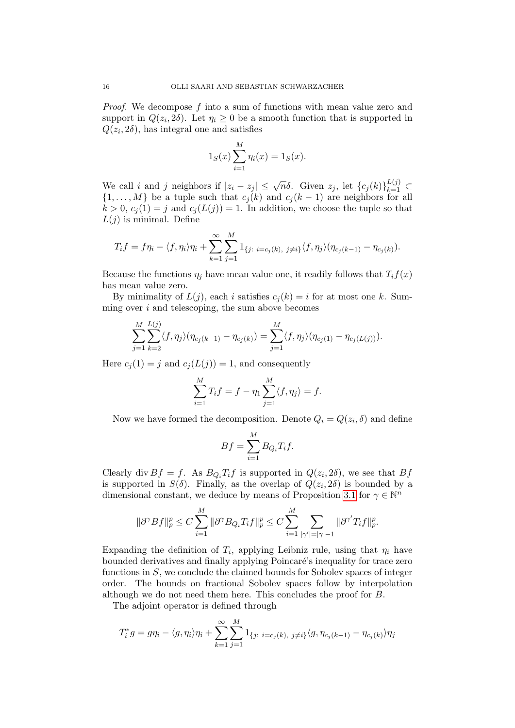*Proof.* We decompose $f$ into a sum of functions with mean value zero and support in $Q(z_i, 2\delta)$. Let $\eta_i \geq 0$ be a smooth function that is supported in $Q(z_i, 2\delta)$, has integral one and satisfies

$$1_S(x) \sum_{i=1}^{M} \eta_i(x) = 1_S(x).$$

We call $i$ and $j$ neighbors if $|z_i - z_j| \leq \sqrt{n}\delta$. Given $z_j$, let $\{c_j(k)\}_{k=1}^{L(j)} \subset \{1, \ldots, M\}$ be a tuple such that $c_j(k)$ and $c_j(k-1)$ are neighbors for all $k > 0$, $c_j(1) = j$ and $c_j(L(j)) = 1$. In addition, we choose the tuple so that $L(j)$ is minimal. Define

$$T_i f = f\eta_i - \langle f, \eta_i \rangle \eta_i + \sum_{k=1}^{\infty} \sum_{j=1}^{M} 1_{\{j:\ i = c_j(k),\ j \neq i\}} \langle f, \eta_j \rangle (\eta_{c_j(k-1)} - \eta_{c_j(k)}).$$

Because the functions $\eta_j$ have mean value one, it readily follows that $T_i f(x)$ has mean value zero.

By minimality of $L(j)$, each $i$ satisfies $c_j(k) = i$ for at most one $k$. Summing over $i$ and telescoping, the sum above becomes

$$\sum_{j=1}^{M} \sum_{k=2}^{L(j)} \langle f, \eta_j \rangle (\eta_{c_j(k-1)} - \eta_{c_j(k)}) = \sum_{j=1}^{M} \langle f, \eta_j \rangle (\eta_{c_j(1)} - \eta_{c_j(L(j))}).$$

Here $c_j(1) = j$ and $c_j(L(j)) = 1$, and consequently

$$\sum_{i=1}^{M} T_i f = f - \eta_1 \sum_{j=1}^{M} \langle f, \eta_j \rangle = f.$$

Now we have formed the decomposition. Denote $Q_i = Q(z_i, \delta)$ and define

$$Bf = \sum_{i=1}^{M} B_{Q_i} T_i f.$$

Clearly $\operatorname{div} Bf = f$. As $B_{Q_i} T_i f$ is supported in $Q(z_i, 2\delta)$, we see that $Bf$ is supported in $S(\delta)$. Finally, as the overlap of $Q(z_i, 2\delta)$ is bounded by a dimensional constant, we deduce by means of Proposition 3.1 for $\gamma \in \mathbb{N}^n$

$$\|\partial^\gamma Bf\|_p^p \leq C \sum_{i=1}^{M} \|\partial^\gamma B_{Q_i} T_i f\|_p^p \leq C \sum_{i=1}^{M} \sum_{|\gamma'| = |\gamma| - 1} \|\partial^{\gamma'} T_i f\|_p^p.$$

Expanding the definition of $T_i$, applying Leibniz rule, using that $\eta_i$ have bounded derivatives and finally applying Poincaré's inequality for trace zero functions in $S$, we conclude the claimed bounds for Sobolev spaces of integer order. The bounds on fractional Sobolev spaces follow by interpolation although we do not need them here. This concludes the proof for $B$.

The adjoint operator is defined through

$$T_i^* g = g\eta_i - \langle g, \eta_i \rangle \eta_i + \sum_{k=1}^{\infty} \sum_{j=1}^{M} 1_{\{j:\ i = c_j(k),\ j \neq i\}} \langle g, \eta_{c_j(k-1)} - \eta_{c_j(k)} \rangle \eta_j$$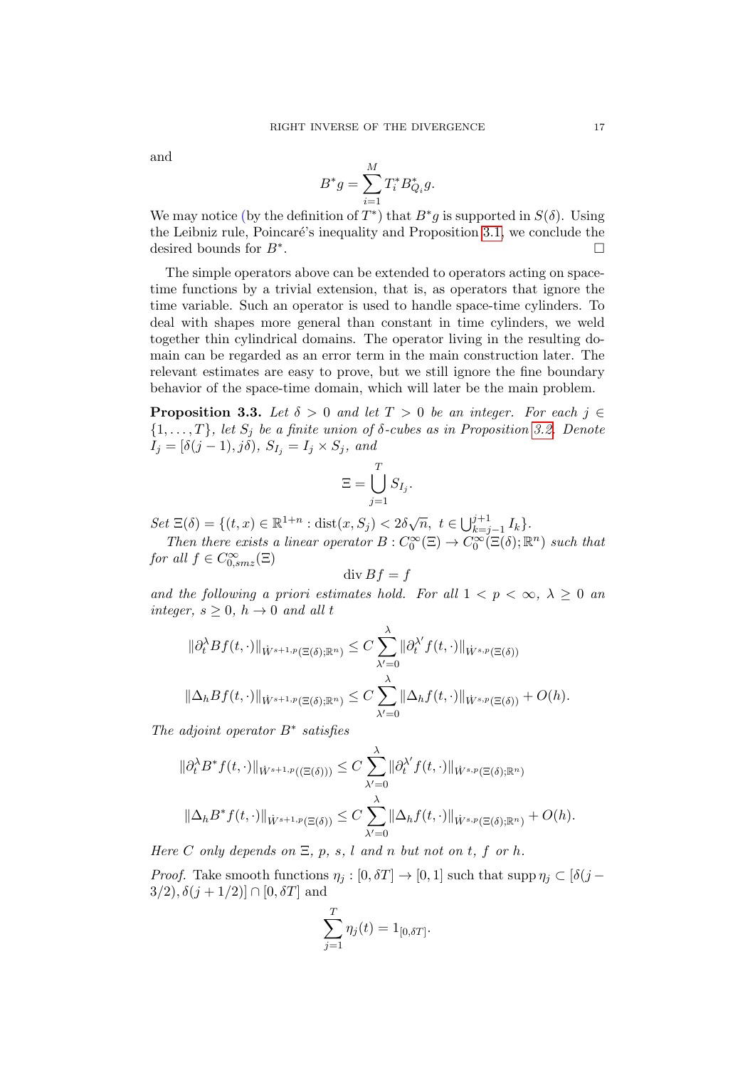and

$$B^*g = \sum_{i=1}^{M} T_i^* B_{Q_i}^* g.$$

We may notice (by the definition of $T^*$) that $B^*g$ is supported in $S(\delta)$. Using the Leibniz rule, Poincaré's inequality and Proposition 3.1, we conclude the desired bounds for $B^*$. □

The simple operators above can be extended to operators acting on space-time functions by a trivial extension, that is, as operators that ignore the time variable. Such an operator is used to handle space-time cylinders. To deal with shapes more general than constant in time cylinders, we weld together thin cylindrical domains. The operator living in the resulting domain can be regarded as an error term in the main construction later. The relevant estimates are easy to prove, but we still ignore the fine boundary behavior of the space-time domain, which will later be the main problem.

**Proposition 3.3.** *Let $\delta > 0$ and let $T > 0$ be an integer. For each $j \in \{1, \ldots, T\}$, let $S_j$ be a finite union of $\delta$-cubes as in Proposition 3.2. Denote $I_j = [\delta(j-1), j\delta)$, $S_{I_j} = I_j \times S_j$, and*

$$\Xi = \bigcup_{j=1}^{T} S_{I_j}.$$

*Set $\Xi(\delta) = \{(t,x) \in \mathbb{R}^{1+n} : \operatorname{dist}(x, S_j) < 2\delta\sqrt{n},\ t \in \bigcup_{k=j-1}^{j+1} I_k\}$.*

*Then there exists a linear operator $B : C_0^\infty(\Xi) \to C_0^\infty(\Xi(\delta); \mathbb{R}^n)$ such that for all $f \in C_{0,smz}^\infty(\Xi)$*

$$\operatorname{div} Bf = f$$

*and the following a priori estimates hold. For all $1 < p < \infty$, $\lambda \geq 0$ an integer, $s \geq 0$, $h \to 0$ and all $t$*

$$\|\partial_t^\lambda Bf(t,\cdot)\|_{\dot{W}^{s+1,p}(\Xi(\delta);\mathbb{R}^n)} \leq C \sum_{\lambda'=0}^{\lambda} \|\partial_t^{\lambda'} f(t,\cdot)\|_{\dot{W}^{s,p}(\Xi(\delta))}$$

$$\|\Delta_h Bf(t,\cdot)\|_{\dot{W}^{s+1,p}(\Xi(\delta);\mathbb{R}^n)} \leq C \sum_{\lambda'=0}^{\lambda} \|\Delta_h f(t,\cdot)\|_{\dot{W}^{s,p}(\Xi(\delta))} + O(h).$$

*The adjoint operator $B^*$ satisfies*

$$\|\partial_t^\lambda B^* f(t,\cdot)\|_{\dot{W}^{s+1,p}((\Xi(\delta)))} \leq C \sum_{\lambda'=0}^{\lambda} \|\partial_t^{\lambda'} f(t,\cdot)\|_{\dot{W}^{s,p}(\Xi(\delta);\mathbb{R}^n)}$$

$$\|\Delta_h B^* f(t,\cdot)\|_{\dot{W}^{s+1,p}(\Xi(\delta))} \leq C \sum_{\lambda'=0}^{\lambda} \|\Delta_h f(t,\cdot)\|_{\dot{W}^{s,p}(\Xi(\delta);\mathbb{R}^n)} + O(h).$$

*Here $C$ only depends on $\Xi$, $p$, $s$, $l$ and $n$ but not on $t$, $f$ or $h$.*

*Proof.* Take smooth functions $\eta_j : [0, \delta T] \to [0,1]$ such that $\operatorname{supp} \eta_j \subset [\delta(j - 3/2), \delta(j + 1/2)] \cap [0, \delta T]$ and

$$\sum_{j=1}^{T} \eta_j(t) = 1_{[0,\delta T]}.$$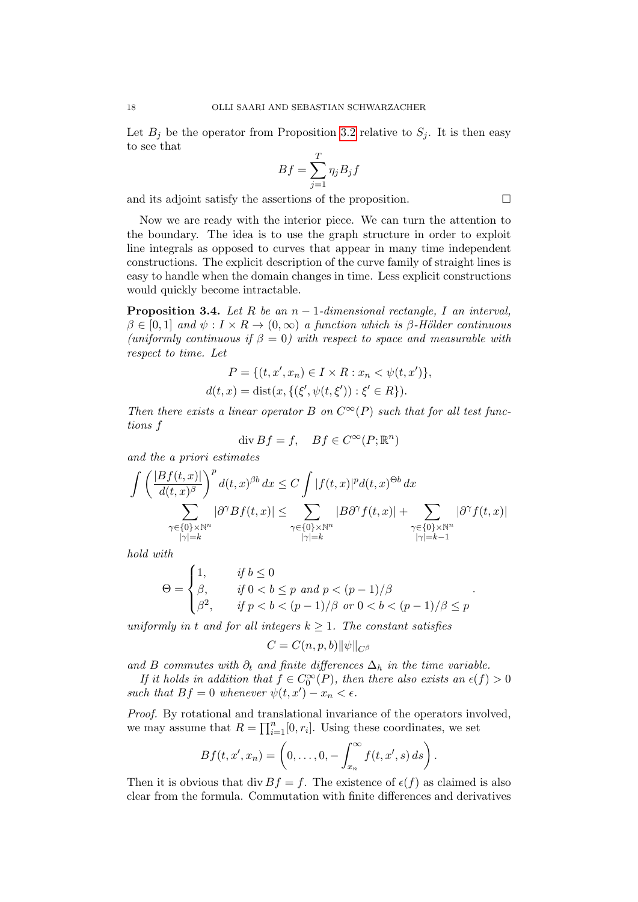Let $B_j$ be the operator from Proposition 3.2 relative to $S_j$. It is then easy to see that

$$Bf = \sum_{j=1}^{T} \eta_j B_j f$$

and its adjoint satisfy the assertions of the proposition. $\square$

Now we are ready with the interior piece. We can turn the attention to the boundary. The idea is to use the graph structure in order to exploit line integrals as opposed to curves that appear in many time independent constructions. The explicit description of the curve family of straight lines is easy to handle when the domain changes in time. Less explicit constructions would quickly become intractable.

**Proposition 3.4.** *Let $R$ be an $n-1$-dimensional rectangle, $I$ an interval, $\beta \in [0,1]$ and $\psi : I \times R \to (0,\infty)$ a function which is $\beta$-Hölder continuous (uniformly continuous if $\beta = 0$) with respect to space and measurable with respect to time. Let*

$$P = \{(t, x', x_n) \in I \times R : x_n < \psi(t, x')\},$$
$$d(t,x) = \operatorname{dist}(x, \{(\xi', \psi(t,\xi')) : \xi' \in R\}).$$

*Then there exists a linear operator $B$ on $C^\infty(P)$ such that for all test functions $f$*

$$\operatorname{div} Bf = f, \quad Bf \in C^\infty(P; \mathbb{R}^n)$$

*and the a priori estimates*

$$\int \left( \frac{|Bf(t,x)|}{d(t,x)^\beta} \right)^p d(t,x)^{\beta b}\, dx \le C \int |f(t,x)|^p d(t,x)^{\Theta b}\, dx$$

$$\sum_{\substack{\gamma \in \{0\}\times\mathbb{N}^n \\ |\gamma| = k}} |\partial^\gamma Bf(t,x)| \le \sum_{\substack{\gamma \in \{0\}\times\mathbb{N}^n \\ |\gamma| = k}} |B\partial^\gamma f(t,x)| + \sum_{\substack{\gamma \in \{0\}\times\mathbb{N}^n \\ |\gamma| = k-1}} |\partial^\gamma f(t,x)|$$

*hold with*

$$\Theta = \begin{cases} 1, & \text{if } b \le 0 \\ \beta, & \text{if } 0 < b \le p \text{ and } p < (p-1)/\beta \\ \beta^2, & \text{if } p < b < (p-1)/\beta \text{ or } 0 < b < (p-1)/\beta \le p \end{cases}.$$

*uniformly in $t$ and for all integers $k \ge 1$. The constant satisfies*

$$C = C(n,p,b)\|\psi\|_{C^\beta}$$

*and $B$ commutes with $\partial_t$ and finite differences $\Delta_h$ in the time variable.*

*If it holds in addition that $f \in C_0^\infty(P)$, then there also exists an $\epsilon(f) > 0$ such that $Bf = 0$ whenever $\psi(t,x') - x_n < \epsilon$.*

*Proof.* By rotational and translational invariance of the operators involved, we may assume that $R = \prod_{i=1}^n [0, r_i]$. Using these coordinates, we set

$$Bf(t, x', x_n) = \left(0, \ldots, 0, -\int_{x_n}^{\infty} f(t, x', s)\, ds\right).$$

Then it is obvious that $\operatorname{div} Bf = f$. The existence of $\epsilon(f)$ as claimed is also clear from the formula. Commutation with finite differences and derivatives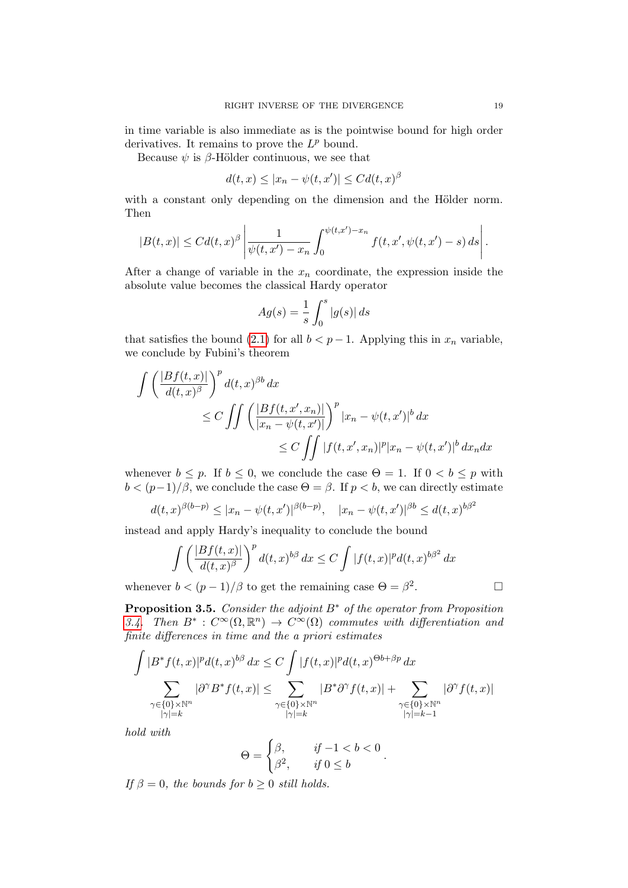in time variable is also immediate as is the pointwise bound for high order derivatives. It remains to prove the $L^p$ bound.

Because $\psi$ is $\beta$-Hölder continuous, we see that

$$d(t,x) \le |x_n - \psi(t,x')| \le C d(t,x)^\beta$$

with a constant only depending on the dimension and the Hölder norm. Then

$$|B(t,x)| \le C d(t,x)^\beta \left| \frac{1}{\psi(t,x') - x_n} \int_0^{\psi(t,x')-x_n} f(t,x',\psi(t,x') - s)\, ds \right|.$$

After a change of variable in the $x_n$ coordinate, the expression inside the absolute value becomes the classical Hardy operator

$$Ag(s) = \frac{1}{s} \int_0^s |g(s)|\, ds$$

that satisfies the bound (2.1) for all $b < p-1$. Applying this in $x_n$ variable, we conclude by Fubini's theorem

$$\begin{aligned}
\int \left( \frac{|Bf(t,x)|}{d(t,x)^\beta} \right)^p d(t,x)^{\beta b}\, dx
&\le C \iint \left( \frac{|Bf(t,x',x_n)|}{|x_n - \psi(t,x')|} \right)^p |x_n - \psi(t,x')|^b\, dx \\
&\le C \iint |f(t,x',x_n)|^p |x_n - \psi(t,x')|^b\, dx_n dx
\end{aligned}$$

whenever $b \le p$. If $b \le 0$, we conclude the case $\Theta = 1$. If $0 < b \le p$ with $b < (p-1)/\beta$, we conclude the case $\Theta = \beta$. If $p < b$, we can directly estimate

$$d(t,x)^{\beta(b-p)} \le |x_n - \psi(t,x')|^{\beta(b-p)}, \quad |x_n - \psi(t,x')|^{\beta b} \le d(t,x)^{b\beta^2}$$

instead and apply Hardy's inequality to conclude the bound

$$\int \left( \frac{|Bf(t,x)|}{d(t,x)^\beta} \right)^p d(t,x)^{b\beta}\, dx \le C \int |f(t,x)|^p d(t,x)^{b\beta^2}\, dx$$

whenever $b < (p-1)/\beta$ to get the remaining case $\Theta = \beta^2$. $\square$

**Proposition 3.5.** *Consider the adjoint $B^*$ of the operator from Proposition 3.4. Then $B^* : C^\infty(\Omega, \mathbb{R}^n) \to C^\infty(\Omega)$ commutes with differentiation and finite differences in time and the a priori estimates*

$$\int |B^* f(t,x)|^p d(t,x)^{b\beta}\, dx \le C \int |f(t,x)|^p d(t,x)^{\Theta b + \beta p}\, dx$$

$$\sum_{\substack{\gamma \in \{0\}\times\mathbb{N}^n \\ |\gamma| = k}} |\partial^\gamma B^* f(t,x)| \le \sum_{\substack{\gamma \in \{0\}\times\mathbb{N}^n \\ |\gamma| = k}} |B^* \partial^\gamma f(t,x)| + \sum_{\substack{\gamma \in \{0\}\times\mathbb{N}^n \\ |\gamma| = k-1}} |\partial^\gamma f(t,x)|$$

*hold with*

$$\Theta = \begin{cases} \beta, & \text{if } -1 < b < 0 \\ \beta^2, & \text{if } 0 \le b \end{cases}.$$

*If $\beta = 0$, the bounds for $b \ge 0$ still holds.*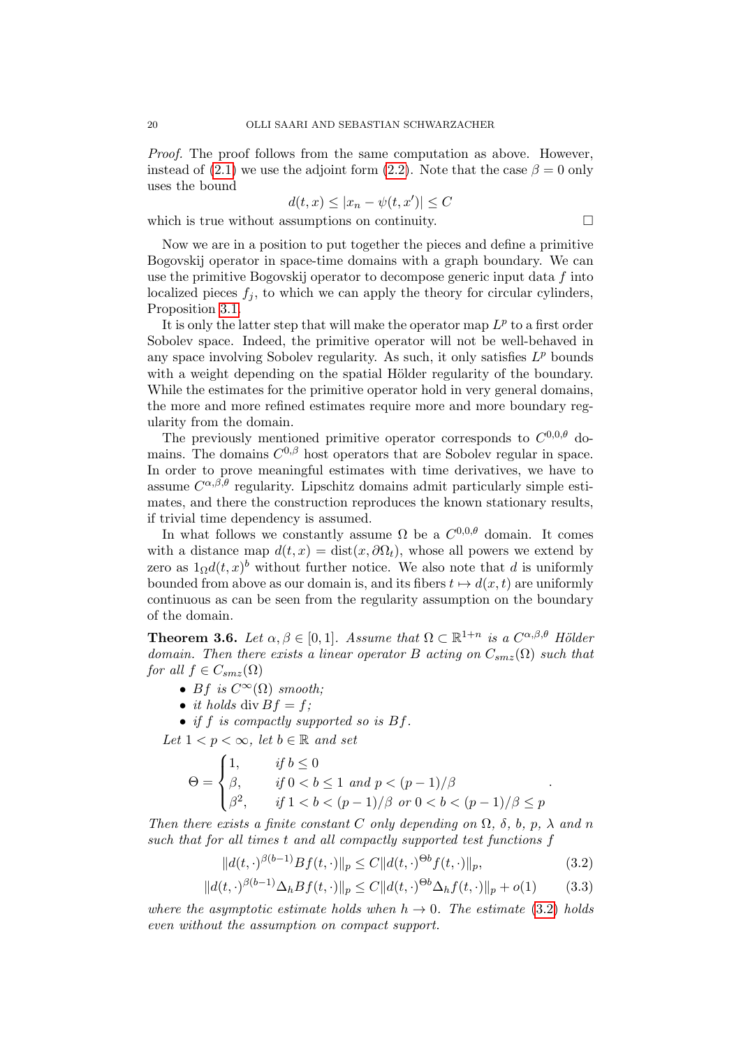*Proof.* The proof follows from the same computation as above. However, instead of (2.1) we use the adjoint form (2.2). Note that the case $\beta = 0$ only uses the bound

$$d(t,x) \leq |x_n - \psi(t,x')| \leq C$$

which is true without assumptions on continuity. □

Now we are in a position to put together the pieces and define a primitive Bogovskij operator in space-time domains with a graph boundary. We can use the primitive Bogovskij operator to decompose generic input data $f$ into localized pieces $f_j$, to which we can apply the theory for circular cylinders, Proposition 3.1.

It is only the latter step that will make the operator map $L^p$ to a first order Sobolev space. Indeed, the primitive operator will not be well-behaved in any space involving Sobolev regularity. As such, it only satisfies $L^p$ bounds with a weight depending on the spatial Hölder regularity of the boundary. While the estimates for the primitive operator hold in very general domains, the more and more refined estimates require more and more boundary regularity from the domain.

The previously mentioned primitive operator corresponds to $C^{0,0,\theta}$ domains. The domains $C^{0,\beta}$ host operators that are Sobolev regular in space. In order to prove meaningful estimates with time derivatives, we have to assume $C^{\alpha,\beta,\theta}$ regularity. Lipschitz domains admit particularly simple estimates, and there the construction reproduces the known stationary results, if trivial time dependency is assumed.

In what follows we constantly assume $\Omega$ be a $C^{0,0,\theta}$ domain. It comes with a distance map $d(t,x) = \operatorname{dist}(x, \partial\Omega_t)$, whose all powers we extend by zero as $1_\Omega d(t,x)^b$ without further notice. We also note that $d$ is uniformly bounded from above as our domain is, and its fibers $t \mapsto d(x,t)$ are uniformly continuous as can be seen from the regularity assumption on the boundary of the domain.

**Theorem 3.6.** *Let $\alpha, \beta \in [0,1]$. Assume that $\Omega \subset \mathbb{R}^{1+n}$ is a $C^{\alpha,\beta,\theta}$ Hölder domain. Then there exists a linear operator $B$ acting on $C_{smz}(\Omega)$ such that for all $f \in C_{smz}(\Omega)$*

- *$Bf$ is $C^\infty(\Omega)$ smooth;*
- *it holds $\operatorname{div} Bf = f$;*
- *if $f$ is compactly supported so is $Bf$.*

*Let $1 < p < \infty$, let $b \in \mathbb{R}$ and set*

$$\Theta = \begin{cases} 1, & \text{if } b \leq 0 \\ \beta, & \text{if } 0 < b \leq 1 \text{ and } p < (p-1)/\beta \\ \beta^2, & \text{if } 1 < b < (p-1)/\beta \text{ or } 0 < b < (p-1)/\beta \leq p \end{cases}.$$

*Then there exists a finite constant $C$ only depending on $\Omega$, $\delta$, $b$, $p$, $\lambda$ and $n$ such that for all times $t$ and all compactly supported test functions $f$*

$$\|d(t,\cdot)^{\beta(b-1)} Bf(t,\cdot)\|_p \leq C \|d(t,\cdot)^{\Theta b} f(t,\cdot)\|_p, \tag{3.2}$$

$$\|d(t,\cdot)^{\beta(b-1)} \Delta_h Bf(t,\cdot)\|_p \leq C \|d(t,\cdot)^{\Theta b} \Delta_h f(t,\cdot)\|_p + o(1) \tag{3.3}$$

*where the asymptotic estimate holds when $h \to 0$. The estimate (3.2) holds even without the assumption on compact support.*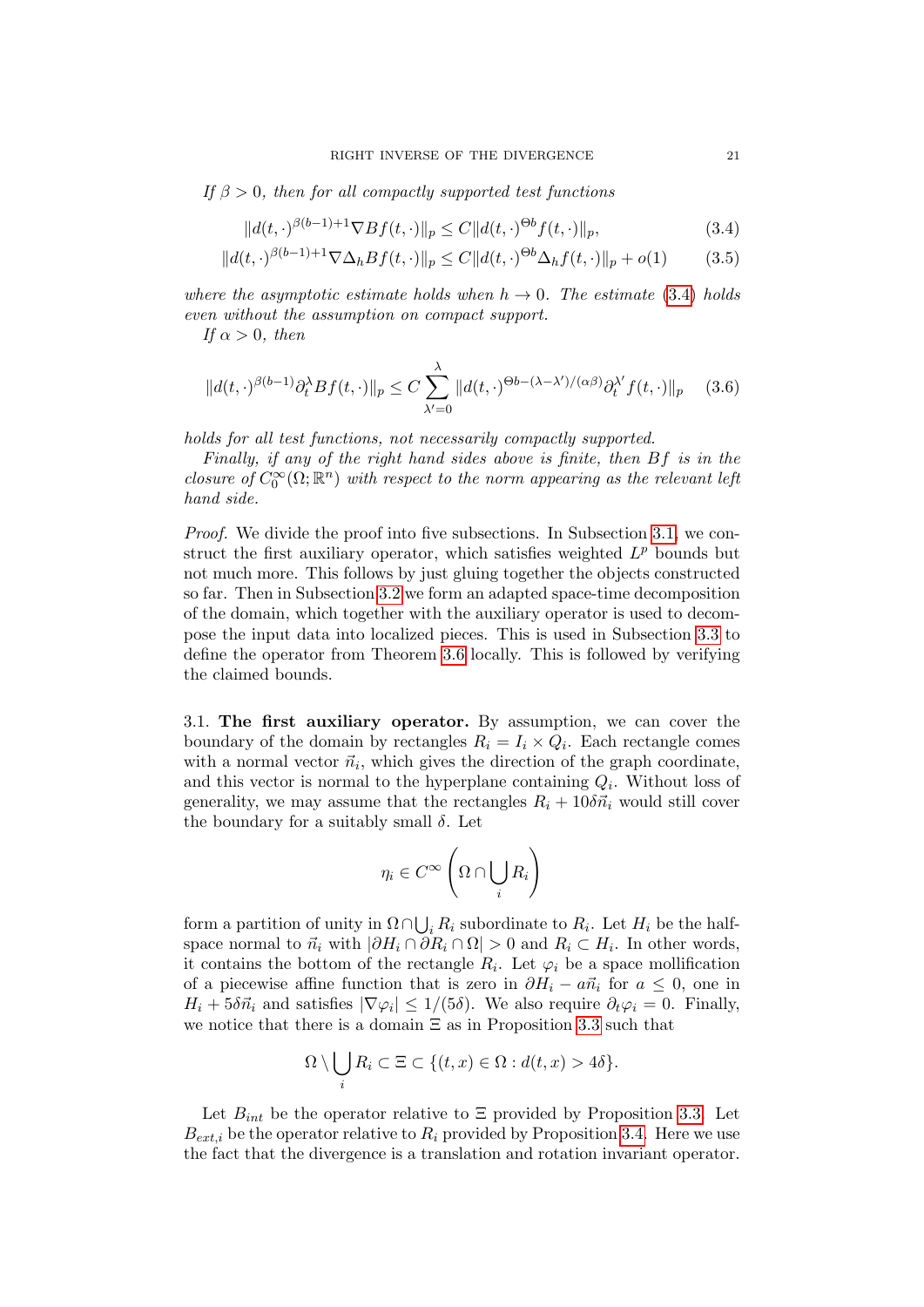*If $\beta > 0$, then for all compactly supported test functions*

$$\|d(t,\cdot)^{\beta(b-1)+1}\nabla Bf(t,\cdot)\|_p \le C\|d(t,\cdot)^{\Theta b} f(t,\cdot)\|_p, \tag{3.4}$$

$$\|d(t,\cdot)^{\beta(b-1)+1}\nabla \Delta_h Bf(t,\cdot)\|_p \le C\|d(t,\cdot)^{\Theta b}\Delta_h f(t,\cdot)\|_p + o(1) \tag{3.5}$$

*where the asymptotic estimate holds when $h \to 0$. The estimate (3.4) holds even without the assumption on compact support.*

*If $\alpha > 0$, then*

$$\|d(t,\cdot)^{\beta(b-1)}\partial_t^\lambda Bf(t,\cdot)\|_p \le C\sum_{\lambda'=0}^{\lambda} \|d(t,\cdot)^{\Theta b-(\lambda-\lambda')/(\alpha\beta)}\partial_t^{\lambda'} f(t,\cdot)\|_p \tag{3.6}$$

*holds for all test functions, not necessarily compactly supported.*

*Finally, if any of the right hand sides above is finite, then $Bf$ is in the closure of $C_0^\infty(\Omega;\mathbb{R}^n)$ with respect to the norm appearing as the relevant left hand side.*

*Proof.* We divide the proof into five subsections. In Subsection 3.1, we construct the first auxiliary operator, which satisfies weighted $L^p$ bounds but not much more. This follows by just gluing together the objects constructed so far. Then in Subsection 3.2 we form an adapted space-time decomposition of the domain, which together with the auxiliary operator is used to decompose the input data into localized pieces. This is used in Subsection 3.3 to define the operator from Theorem 3.6 locally. This is followed by verifying the claimed bounds.

3.1. **The first auxiliary operator.** By assumption, we can cover the boundary of the domain by rectangles $R_i = I_i \times Q_i$. Each rectangle comes with a normal vector $\vec{n}_i$, which gives the direction of the graph coordinate, and this vector is normal to the hyperplane containing $Q_i$. Without loss of generality, we may assume that the rectangles $R_i + 10\delta\vec{n}_i$ would still cover the boundary for a suitably small $\delta$. Let

$$\eta_i \in C^\infty\left(\Omega \cap \bigcup_i R_i\right)$$

form a partition of unity in $\Omega \cap \bigcup_i R_i$ subordinate to $R_i$. Let $H_i$ be the half-space normal to $\vec{n}_i$ with $|\partial H_i \cap \partial R_i \cap \Omega| > 0$ and $R_i \subset H_i$. In other words, it contains the bottom of the rectangle $R_i$. Let $\varphi_i$ be a space mollification of a piecewise affine function that is zero in $\partial H_i - a\vec{n}_i$ for $a \le 0$, one in $H_i + 5\delta\vec{n}_i$ and satisfies $|\nabla\varphi_i| \le 1/(5\delta)$. We also require $\partial_t\varphi_i = 0$. Finally, we notice that there is a domain $\Xi$ as in Proposition 3.3 such that

$$\Omega \setminus \bigcup_i R_i \subset \Xi \subset \{(t,x) \in \Omega : d(t,x) > 4\delta\}.$$

Let $B_{int}$ be the operator relative to $\Xi$ provided by Proposition 3.3. Let $B_{ext,i}$ be the operator relative to $R_i$ provided by Proposition 3.4. Here we use the fact that the divergence is a translation and rotation invariant operator.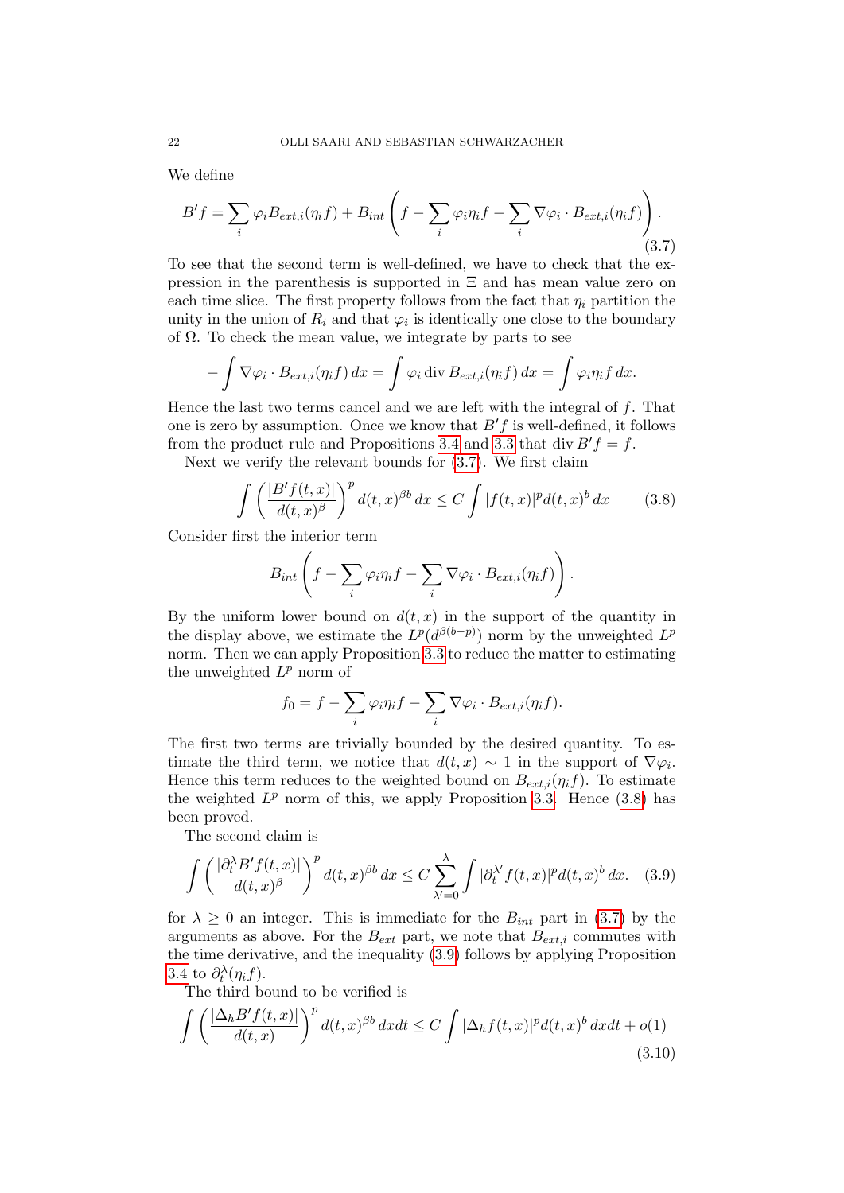We define

$$B'f = \sum_i \varphi_i B_{ext,i}(\eta_i f) + B_{int}\left( f - \sum_i \varphi_i \eta_i f - \sum_i \nabla \varphi_i \cdot B_{ext,i}(\eta_i f) \right). \tag{3.7}$$

To see that the second term is well-defined, we have to check that the expression in the parenthesis is supported in $\Xi$ and has mean value zero on each time slice. The first property follows from the fact that $\eta_i$ partition the unity in the union of $R_i$ and that $\varphi_i$ is identically one close to the boundary of $\Omega$. To check the mean value, we integrate by parts to see

$$-\int \nabla \varphi_i \cdot B_{ext,i}(\eta_i f)\, dx = \int \varphi_i \operatorname{div} B_{ext,i}(\eta_i f)\, dx = \int \varphi_i \eta_i f\, dx.$$

Hence the last two terms cancel and we are left with the integral of $f$. That one is zero by assumption. Once we know that $B'f$ is well-defined, it follows from the product rule and Propositions 3.4 and 3.3 that $\operatorname{div} B'f = f$.

Next we verify the relevant bounds for (3.7). We first claim

$$\int \left( \frac{|B'f(t,x)|}{d(t,x)^{\beta}} \right)^p d(t,x)^{\beta b}\, dx \leq C \int |f(t,x)|^p d(t,x)^b\, dx \tag{3.8}$$

Consider first the interior term

$$B_{int}\left( f - \sum_i \varphi_i \eta_i f - \sum_i \nabla \varphi_i \cdot B_{ext,i}(\eta_i f) \right).$$

By the uniform lower bound on $d(t,x)$ in the support of the quantity in the display above, we estimate the $L^p(d^{\beta(b-p)})$ norm by the unweighted $L^p$ norm. Then we can apply Proposition 3.3 to reduce the matter to estimating the unweighted $L^p$ norm of

$$f_0 = f - \sum_i \varphi_i \eta_i f - \sum_i \nabla \varphi_i \cdot B_{ext,i}(\eta_i f).$$

The first two terms are trivially bounded by the desired quantity. To estimate the third term, we notice that $d(t,x) \sim 1$ in the support of $\nabla \varphi_i$. Hence this term reduces to the weighted bound on $B_{ext,i}(\eta_i f)$. To estimate the weighted $L^p$ norm of this, we apply Proposition 3.3. Hence (3.8) has been proved.

The second claim is

$$\int \left( \frac{|\partial_t^{\lambda} B'f(t,x)|}{d(t,x)^{\beta}} \right)^p d(t,x)^{\beta b}\, dx \leq C \sum_{\lambda'=0}^{\lambda} \int |\partial_t^{\lambda'} f(t,x)|^p d(t,x)^b\, dx. \tag{3.9}$$

for $\lambda \geq 0$ an integer. This is immediate for the $B_{int}$ part in (3.7) by the arguments as above. For the $B_{ext}$ part, we note that $B_{ext,i}$ commutes with the time derivative, and the inequality (3.9) follows by applying Proposition 3.4 to $\partial_t^{\lambda}(\eta_i f)$.

The third bound to be verified is

$$\int \left( \frac{|\Delta_h B'f(t,x)|}{d(t,x)} \right)^p d(t,x)^{\beta b}\, dxdt \leq C \int |\Delta_h f(t,x)|^p d(t,x)^b\, dxdt + o(1) \tag{3.10}$$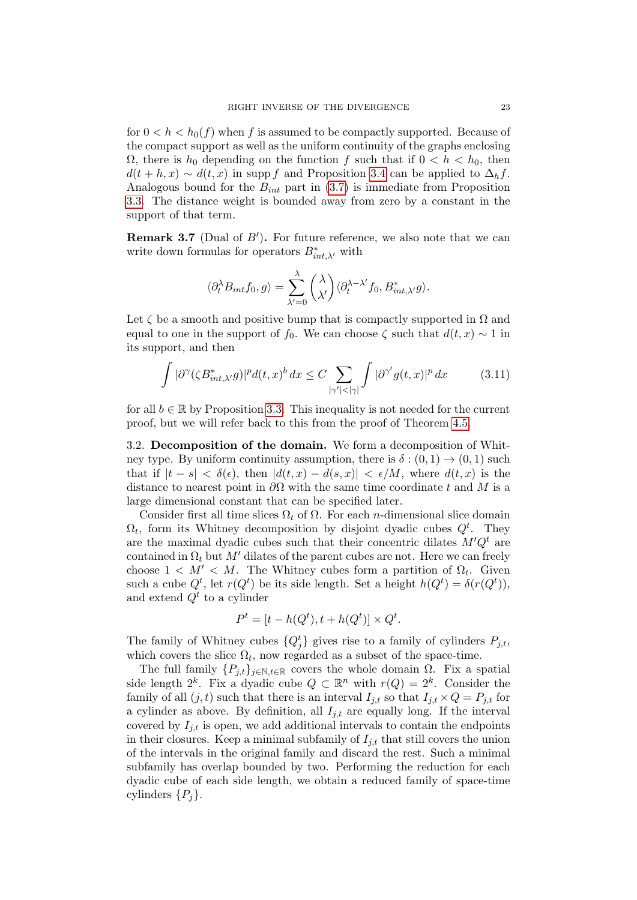for $0 < h < h_0(f)$ when $f$ is assumed to be compactly supported. Because of the compact support as well as the uniform continuity of the graphs enclosing $\Omega$, there is $h_0$ depending on the function $f$ such that if $0 < h < h_0$, then $d(t+h,x) \sim d(t,x)$ in $\operatorname{supp} f$ and Proposition 3.4 can be applied to $\Delta_h f$. Analogous bound for the $B_{int}$ part in (3.7) is immediate from Proposition 3.3. The distance weight is bounded away from zero by a constant in the support of that term.

**Remark 3.7** (Dual of $B'$)**.** For future reference, we also note that we can write down formulas for operators $B^*_{int,\lambda'}$ with

$$\langle \partial_t^\lambda B_{int} f_0, g\rangle = \sum_{\lambda'=0}^{\lambda} \binom{\lambda}{\lambda'} \langle \partial_t^{\lambda-\lambda'} f_0, B^*_{int,\lambda'} g\rangle.$$

Let $\zeta$ be a smooth and positive bump that is compactly supported in $\Omega$ and equal to one in the support of $f_0$. We can choose $\zeta$ such that $d(t,x) \sim 1$ in its support, and then

$$\int |\partial^\gamma (\zeta B^*_{int,\lambda'} g)|^p d(t,x)^b \, dx \le C \sum_{|\gamma'|<|\gamma|} \int |\partial^{\gamma'} g(t,x)|^p \, dx \tag{3.11}$$

for all $b \in \mathbb{R}$ by Proposition 3.3. This inequality is not needed for the current proof, but we will refer back to this from the proof of Theorem 4.5.

3.2. **Decomposition of the domain.** We form a decomposition of Whitney type. By uniform continuity assumption, there is $\delta : (0,1) \to (0,1)$ such that if $|t-s| < \delta(\epsilon)$, then $|d(t,x) - d(s,x)| < \epsilon/M$, where $d(t,x)$ is the distance to nearest point in $\partial\Omega$ with the same time coordinate $t$ and $M$ is a large dimensional constant that can be specified later.

Consider first all time slices $\Omega_t$ of $\Omega$. For each $n$-dimensional slice domain $\Omega_t$, form its Whitney decomposition by disjoint dyadic cubes $Q^t$. They are the maximal dyadic cubes such that their concentric dilates $M'Q^t$ are contained in $\Omega_t$ but $M'$ dilates of the parent cubes are not. Here we can freely choose $1 < M' < M$. The Whitney cubes form a partition of $\Omega_t$. Given such a cube $Q^t$, let $r(Q^t)$ be its side length. Set a height $h(Q^t) = \delta(r(Q^t))$, and extend $Q^t$ to a cylinder

$$P^t = [t - h(Q^t), t + h(Q^t)] \times Q^t.$$

The family of Whitney cubes $\{Q^t_j\}$ gives rise to a family of cylinders $P_{j,t}$, which covers the slice $\Omega_t$, now regarded as a subset of the space-time.

The full family $\{P_{j,t}\}_{j\in\mathbb{N}, t\in\mathbb{R}}$ covers the whole domain $\Omega$. Fix a spatial side length $2^k$. Fix a dyadic cube $Q \subset \mathbb{R}^n$ with $r(Q) = 2^k$. Consider the family of all $(j,t)$ such that there is an interval $I_{j,t}$ so that $I_{j,t} \times Q = P_{j,t}$ for a cylinder as above. By definition, all $I_{j,t}$ are equally long. If the interval covered by $I_{j,t}$ is open, we add additional intervals to contain the endpoints in their closures. Keep a minimal subfamily of $I_{j,t}$ that still covers the union of the intervals in the original family and discard the rest. Such a minimal subfamily has overlap bounded by two. Performing the reduction for each dyadic cube of each side length, we obtain a reduced family of space-time cylinders $\{P_j\}$.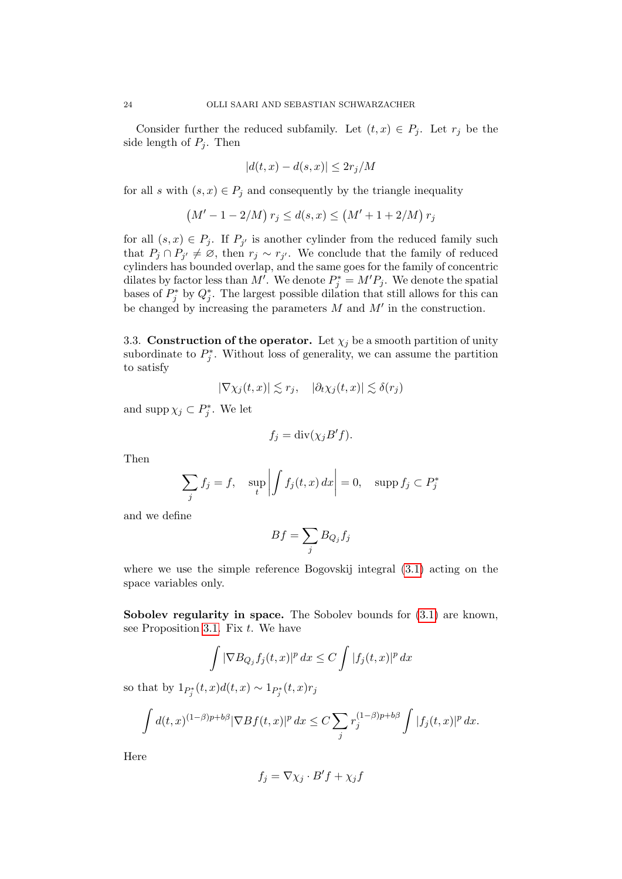Consider further the reduced subfamily. Let $(t,x) \in P_j$. Let $r_j$ be the side length of $P_j$. Then

$$|d(t,x) - d(s,x)| \le 2r_j/M$$

for all $s$ with $(s,x) \in P_j$ and consequently by the triangle inequality

$$\left(M' - 1 - 2/M\right) r_j \le d(s,x) \le \left(M' + 1 + 2/M\right) r_j$$

for all $(s,x) \in P_j$. If $P_{j'}$ is another cylinder from the reduced family such that $P_j \cap P_{j'} \neq \varnothing$, then $r_j \sim r_{j'}$. We conclude that the family of reduced cylinders has bounded overlap, and the same goes for the family of concentric dilates by factor less than $M'$. We denote $P_j^* = M' P_j$. We denote the spatial bases of $P_j^*$ by $Q_j^*$. The largest possible dilation that still allows for this can be changed by increasing the parameters $M$ and $M'$ in the construction.

**3.3. Construction of the operator.** Let $\chi_j$ be a smooth partition of unity subordinate to $P_j^*$. Without loss of generality, we can assume the partition to satisfy

$$|\nabla \chi_j(t,x)| \lesssim r_j, \quad |\partial_t \chi_j(t,x)| \lesssim \delta(r_j)$$

and $\operatorname{supp} \chi_j \subset P_j^*$. We let

$$f_j = \operatorname{div}(\chi_j B' f).$$

Then

$$\sum_j f_j = f, \quad \sup_t \left| \int f_j(t,x)\, dx \right| = 0, \quad \operatorname{supp} f_j \subset P_j^*$$

and we define

$$Bf = \sum_j B_{Q_j} f_j$$

where we use the simple reference Bogovskij integral (3.1) acting on the space variables only.

**Sobolev regularity in space.** The Sobolev bounds for (3.1) are known, see Proposition 3.1. Fix $t$. We have

$$\int |\nabla B_{Q_j} f_j(t,x)|^p \, dx \le C \int |f_j(t,x)|^p \, dx$$

so that by $1_{P_j^*}(t,x) d(t,x) \sim 1_{P_j^*}(t,x) r_j$

$$\int d(t,x)^{(1-\beta)p + b\beta} |\nabla Bf(t,x)|^p \, dx \le C \sum_j r_j^{(1-\beta)p + b\beta} \int |f_j(t,x)|^p \, dx.$$

Here

$$f_j = \nabla \chi_j \cdot B' f + \chi_j f$$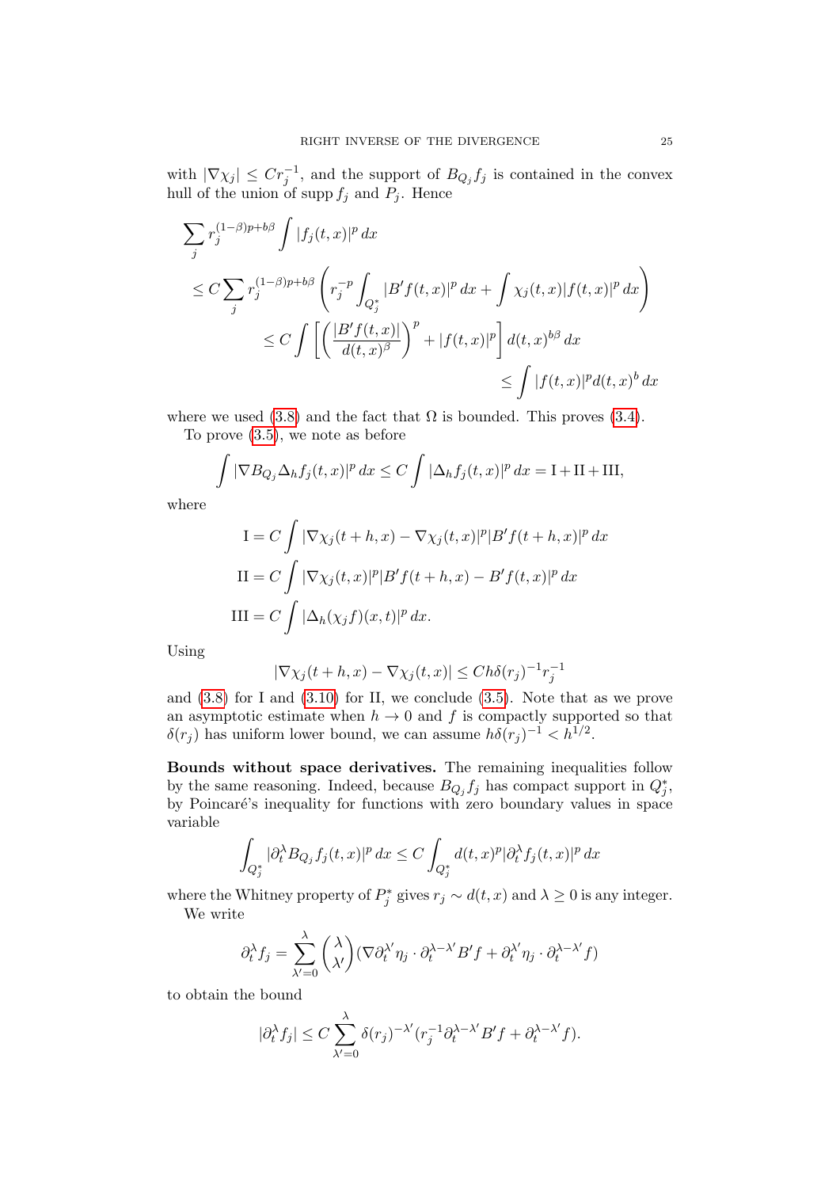with $|\nabla \chi_j| \le C r_j^{-1}$, and the support of $B_{Q_j} f_j$ is contained in the convex hull of the union of supp $f_j$ and $P_j$. Hence

$$
\begin{aligned}
&\sum_j r_j^{(1-\beta)p+b\beta} \int |f_j(t,x)|^p \, dx \\
&\le C \sum_j r_j^{(1-\beta)p+b\beta} \left( r_j^{-p} \int_{Q_j^*} |B' f(t,x)|^p \, dx + \int \chi_j(t,x) |f(t,x)|^p \, dx \right) \\
&\qquad \le C \int \left[ \left( \frac{|B' f(t,x)|}{d(t,x)^\beta} \right)^p + |f(t,x)|^p \right] d(t,x)^{b\beta} \, dx \\
&\qquad\qquad \le \int |f(t,x)|^p d(t,x)^b \, dx
\end{aligned}
$$

where we used (3.8) and the fact that $\Omega$ is bounded. This proves (3.4).

To prove (3.5), we note as before

$$
\int |\nabla B_{Q_j} \Delta_h f_j(t,x)|^p \, dx \le C \int |\Delta_h f_j(t,x)|^p \, dx = \mathrm{I} + \mathrm{II} + \mathrm{III},
$$

where

$$
\begin{aligned}
\mathrm{I} &= C \int |\nabla \chi_j(t+h,x) - \nabla \chi_j(t,x)|^p |B' f(t+h,x)|^p \, dx \\
\mathrm{II} &= C \int |\nabla \chi_j(t,x)|^p |B' f(t+h,x) - B' f(t,x)|^p \, dx \\
\mathrm{III} &= C \int |\Delta_h (\chi_j f)(x,t)|^p \, dx.
\end{aligned}
$$

Using

$$
|\nabla \chi_j(t+h,x) - \nabla \chi_j(t,x)| \le C h \delta(r_j)^{-1} r_j^{-1}
$$

and (3.8) for I and (3.10) for II, we conclude (3.5). Note that as we prove an asymptotic estimate when $h \to 0$ and $f$ is compactly supported so that $\delta(r_j)$ has uniform lower bound, we can assume $h\delta(r_j)^{-1} < h^{1/2}$.

**Bounds without space derivatives.** The remaining inequalities follow by the same reasoning. Indeed, because $B_{Q_j} f_j$ has compact support in $Q_j^*$, by Poincaré's inequality for functions with zero boundary values in space variable

$$
\int_{Q_j^*} |\partial_t^\lambda B_{Q_j} f_j(t,x)|^p \, dx \le C \int_{Q_j^*} d(t,x)^p |\partial_t^\lambda f_j(t,x)|^p \, dx
$$

where the Whitney property of $P_j^*$ gives $r_j \sim d(t,x)$ and $\lambda \ge 0$ is any integer.

We write

$$
\partial_t^\lambda f_j = \sum_{\lambda'=0}^{\lambda} \binom{\lambda}{\lambda'} (\nabla \partial_t^{\lambda'} \eta_j \cdot \partial_t^{\lambda-\lambda'} B' f + \partial_t^{\lambda'} \eta_j \cdot \partial_t^{\lambda-\lambda'} f)
$$

to obtain the bound

$$
|\partial_t^\lambda f_j| \le C \sum_{\lambda'=0}^{\lambda} \delta(r_j)^{-\lambda'} (r_j^{-1} \partial_t^{\lambda-\lambda'} B' f + \partial_t^{\lambda-\lambda'} f).
$$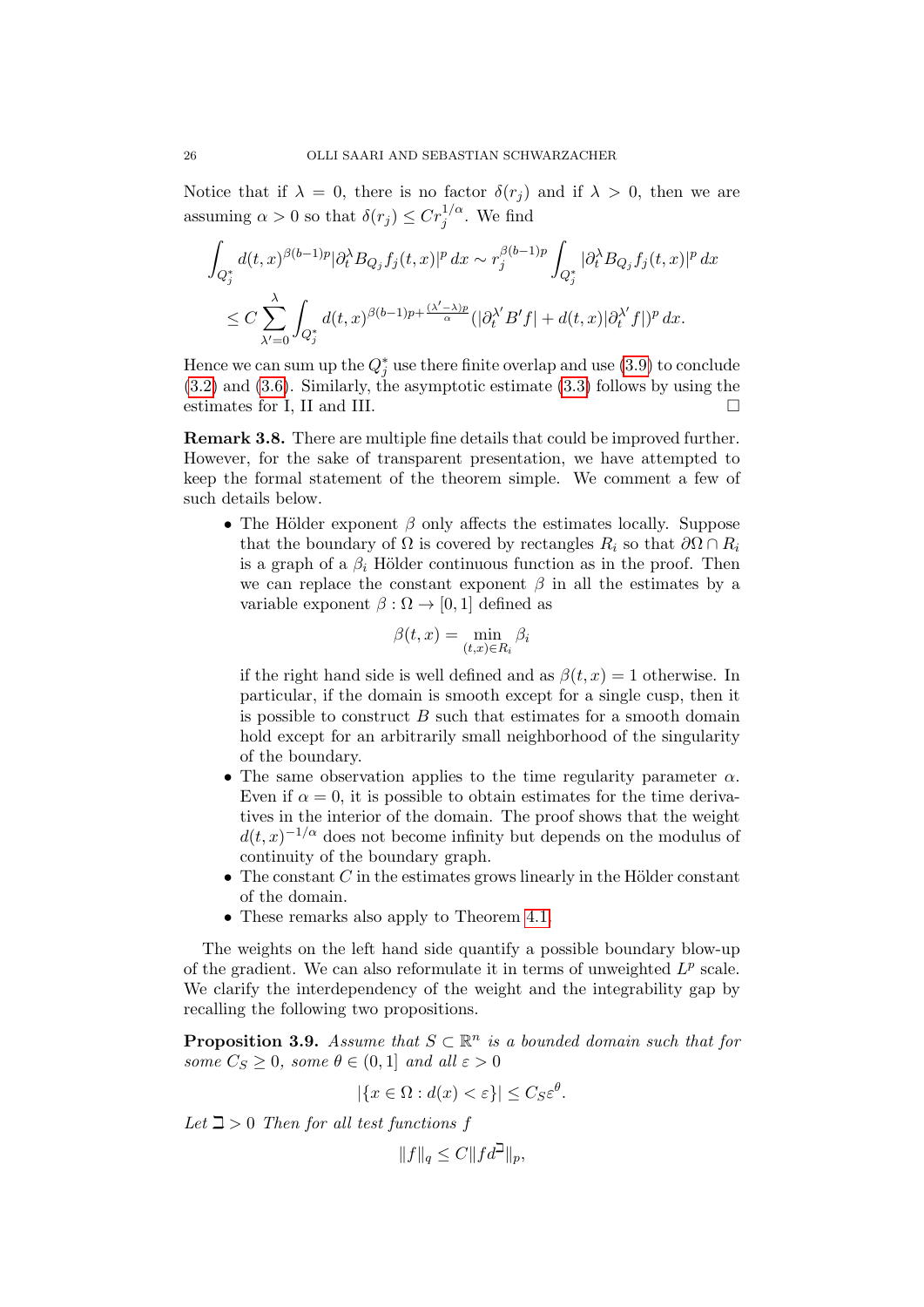Notice that if $\lambda = 0$, there is no factor $\delta(r_j)$ and if $\lambda > 0$, then we are assuming $\alpha > 0$ so that $\delta(r_j) \le C r_j^{1/\alpha}$. We find

$$
\begin{aligned}
\int_{Q_j^*} d(t,x)^{\beta(b-1)p} |\partial_t^\lambda B_{Q_j} f_j(t,x)|^p \, dx &\sim r_j^{\beta(b-1)p} \int_{Q_j^*} |\partial_t^\lambda B_{Q_j} f_j(t,x)|^p \, dx \\
&\le C \sum_{\lambda'=0}^{\lambda} \int_{Q_j^*} d(t,x)^{\beta(b-1)p + \frac{(\lambda'-\lambda)p}{\alpha}} (|\partial_t^{\lambda'} B' f| + d(t,x) |\partial_t^{\lambda'} f|)^p \, dx.
\end{aligned}
$$

Hence we can sum up the $Q_j^*$ use there finite overlap and use (3.9) to conclude (3.2) and (3.6). Similarly, the asymptotic estimate (3.3) follows by using the estimates for I, II and III. □

**Remark 3.8.** There are multiple fine details that could be improved further. However, for the sake of transparent presentation, we have attempted to keep the formal statement of the theorem simple. We comment a few of such details below.

- The Hölder exponent $\beta$ only affects the estimates locally. Suppose that the boundary of $\Omega$ is covered by rectangles $R_i$ so that $\partial\Omega \cap R_i$ is a graph of a $\beta_i$ Hölder continuous function as in the proof. Then we can replace the constant exponent $\beta$ in all the estimates by a variable exponent $\beta : \Omega \to [0,1]$ defined as
$$\beta(t,x) = \min_{(t,x)\in R_i} \beta_i$$
if the right hand side is well defined and as $\beta(t,x) = 1$ otherwise. In particular, if the domain is smooth except for a single cusp, then it is possible to construct $B$ such that estimates for a smooth domain hold except for an arbitrarily small neighborhood of the singularity of the boundary.
- The same observation applies to the time regularity parameter $\alpha$. Even if $\alpha = 0$, it is possible to obtain estimates for the time derivatives in the interior of the domain. The proof shows that the weight $d(t,x)^{-1/\alpha}$ does not become infinity but depends on the modulus of continuity of the boundary graph.
- The constant $C$ in the estimates grows linearly in the Hölder constant of the domain.
- These remarks also apply to Theorem 4.1.

The weights on the left hand side quantify a possible boundary blow-up of the gradient. We can also reformulate it in terms of unweighted $L^p$ scale. We clarify the interdependency of the weight and the integrability gap by recalling the following two propositions.

**Proposition 3.9.** *Assume that $S \subset \mathbb{R}^n$ is a bounded domain such that for some $C_S \ge 0$, some $\theta \in (0,1]$ and all $\varepsilon > 0$*

$$|\{x \in \Omega : d(x) < \varepsilon\}| \le C_S \varepsilon^\theta.$$

*Let $\daleth > 0$ Then for all test functions $f$*

$$\|f\|_q \le C \|f d^\daleth\|_p,$$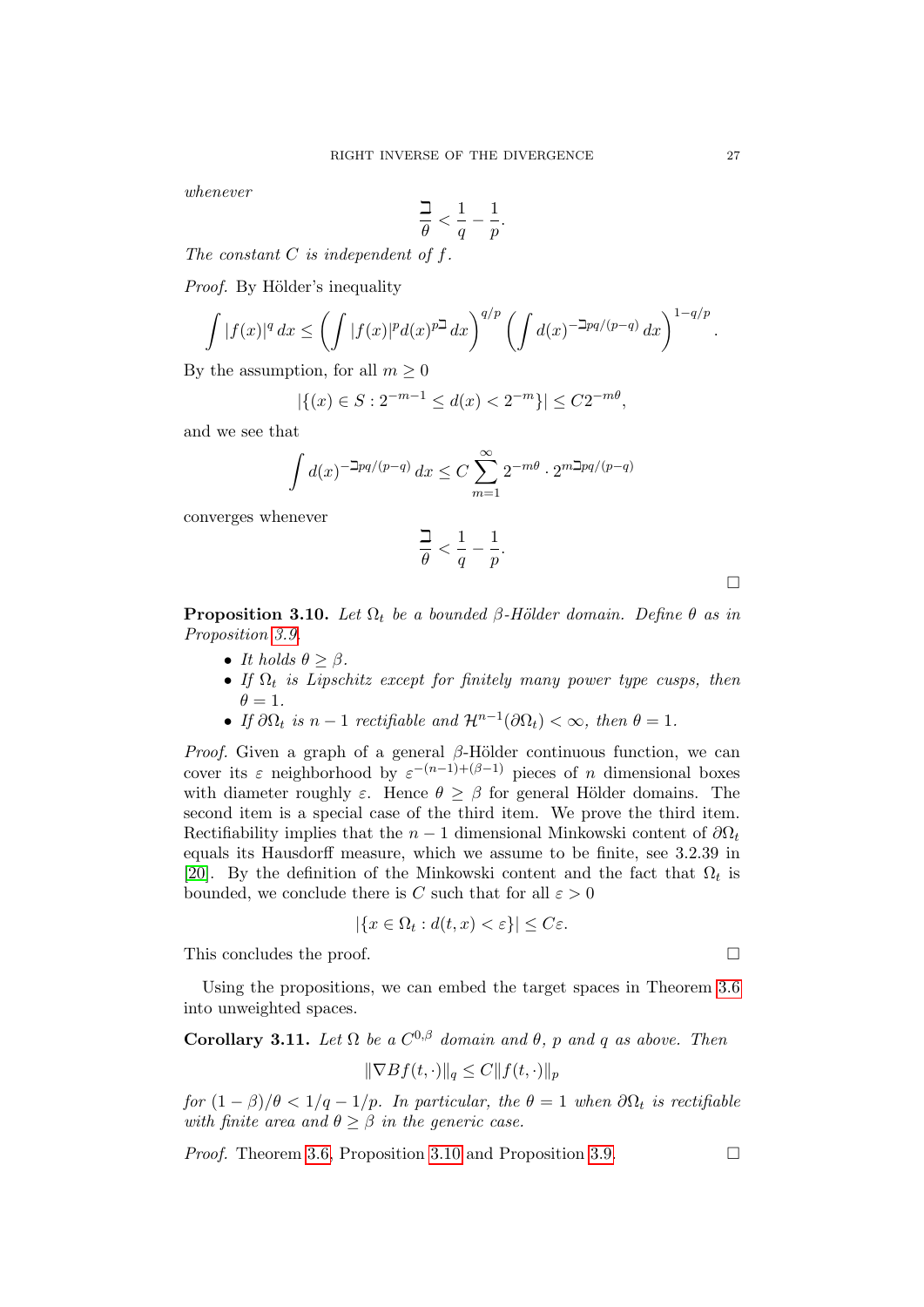*whenever*

$$\frac{\daleth}{\theta} < \frac{1}{q} - \frac{1}{p}.$$

*The constant $C$ is independent of $f$.*

*Proof.* By Hölder's inequality

$$\int |f(x)|^q \, dx \leq \left( \int |f(x)|^p d(x)^{p\daleth} \, dx \right)^{q/p} \left( \int d(x)^{-\daleth pq/(p-q)} \, dx \right)^{1-q/p}.$$

By the assumption, for all $m \geq 0$

$$|\{(x) \in S : 2^{-m-1} \leq d(x) < 2^{-m}\}| \leq C 2^{-m\theta},$$

and we see that

$$\int d(x)^{-\daleth pq/(p-q)} \, dx \leq C \sum_{m=1}^{\infty} 2^{-m\theta} \cdot 2^{m\daleth pq/(p-q)}$$

converges whenever

$$\frac{\daleth}{\theta} < \frac{1}{q} - \frac{1}{p}.$$

□

**Proposition 3.10.** *Let $\Omega_t$ be a bounded $\beta$-Hölder domain. Define $\theta$ as in Proposition 3.9.*

- *It holds $\theta \geq \beta$.*
- *If $\Omega_t$ is Lipschitz except for finitely many power type cusps, then $\theta = 1$.*
- *If $\partial\Omega_t$ is $n-1$ rectifiable and $\mathcal{H}^{n-1}(\partial\Omega_t) < \infty$, then $\theta = 1$.*

*Proof.* Given a graph of a general $\beta$-Hölder continuous function, we can cover its $\varepsilon$ neighborhood by $\varepsilon^{-(n-1)+(\beta-1)}$ pieces of $n$ dimensional boxes with diameter roughly $\varepsilon$. Hence $\theta \geq \beta$ for general Hölder domains. The second item is a special case of the third item. We prove the third item. Rectifiability implies that the $n-1$ dimensional Minkowski content of $\partial\Omega_t$ equals its Hausdorff measure, which we assume to be finite, see 3.2.39 in [20]. By the definition of the Minkowski content and the fact that $\Omega_t$ is bounded, we conclude there is $C$ such that for all $\varepsilon > 0$

$$|\{x \in \Omega_t : d(t,x) < \varepsilon\}| \leq C\varepsilon.$$

This concludes the proof. □

Using the propositions, we can embed the target spaces in Theorem 3.6 into unweighted spaces.

**Corollary 3.11.** *Let $\Omega$ be a $C^{0,\beta}$ domain and $\theta$, $p$ and $q$ as above. Then*

$$\|\nabla Bf(t,\cdot)\|_q \leq C\|f(t,\cdot)\|_p$$

*for $(1-\beta)/\theta < 1/q - 1/p$. In particular, the $\theta = 1$ when $\partial\Omega_t$ is rectifiable with finite area and $\theta \geq \beta$ in the generic case.*

*Proof.* Theorem 3.6, Proposition 3.10 and Proposition 3.9. □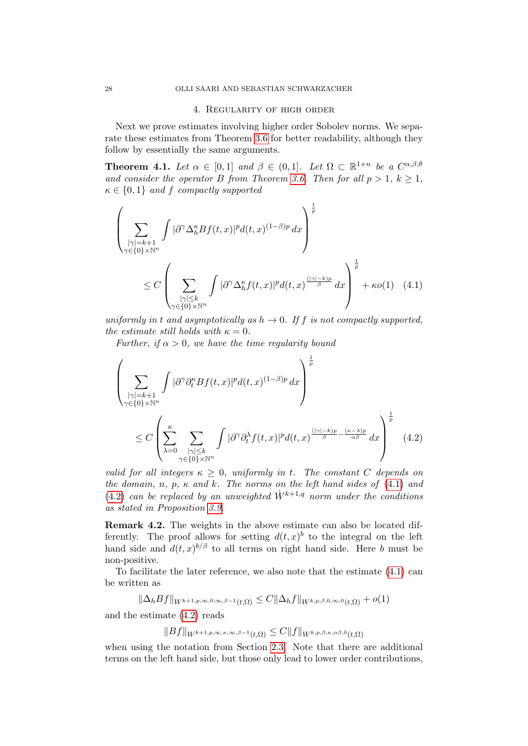## 4. Regularity of high order

Next we prove estimates involving higher order Sobolev norms. We separate these estimates from Theorem 3.6 for better readability, although they follow by essentially the same arguments.

**Theorem 4.1.** *Let $\alpha \in [0,1]$ and $\beta \in (0,1]$. Let $\Omega \subset \mathbb{R}^{1+n}$ be a $C^{\alpha,\beta,\theta}$ and consider the operator $B$ from Theorem 3.6. Then for all $p > 1$, $k \geq 1$, $\kappa \in \{0,1\}$ and $f$ compactly supported*

$$\left( \sum_{\substack{|\gamma|=k+1 \\ \gamma \in \{0\}\times\mathbb{N}^n}} \int |\partial^\gamma \Delta_h^\kappa Bf(t,x)|^p d(t,x)^{(1-\beta)p} \, dx \right)^{\frac{1}{p}}$$

$$\leq C \left( \sum_{\substack{|\gamma|\leq k \\ \gamma \in \{0\}\times\mathbb{N}^n}} \int |\partial^\gamma \Delta_h^\kappa f(t,x)|^p d(t,x)^{\frac{(|\gamma|-k)p}{\beta}} \, dx \right)^{\frac{1}{p}} + \kappa o(1) \quad (4.1)$$

*uniformly in $t$ and asymptotically as $h \to 0$. If $f$ is not compactly supported, the estimate still holds with $\kappa = 0$.*

*Further, if $\alpha > 0$, we have the time regularity bound*

$$\left( \sum_{\substack{|\gamma|=k+1 \\ \gamma \in \{0\}\times\mathbb{N}^n}} \int |\partial^\gamma \partial_t^\kappa Bf(t,x)|^p d(t,x)^{(1-\beta)p} \, dx \right)^{\frac{1}{p}}$$

$$\leq C \left( \sum_{\lambda=0}^{\kappa} \sum_{\substack{|\gamma|\leq k \\ \gamma \in \{0\}\times\mathbb{N}^n}} \int |\partial^\gamma \partial_t^\lambda f(t,x)|^p d(t,x)^{\frac{(|\gamma|-k)p}{\beta} - \frac{(\kappa-\lambda)p}{\alpha\beta}} \, dx \right)^{\frac{1}{p}} \quad (4.2)$$

*valid for all integers $\kappa \geq 0$, uniformly in $t$. The constant $C$ depends on the domain, $n$, $p$, $\kappa$ and $k$. The norms on the left hand sides of (4.1) and (4.2) can be replaced by an unweighted $\dot{W}^{k+1,q}$ norm under the conditions as stated in Proposition 3.9.*

**Remark 4.2.** The weights in the above estimate can also be located differently. The proof allows for setting $d(t,x)^b$ to the integral on the left hand side and $d(t,x)^{b/\beta}$ to all terms on right hand side. Here $b$ must be non-positive.

To facilitate the later reference, we also note that the estimate (4.1) can be written as

$$\|\Delta_h Bf\|_{W^{k+1,p,\infty,0,\infty,\beta-1}(t,\Omega)} \leq C\|\Delta_h f\|_{W^{k,p,\beta,0,\infty,0}(t,\Omega)} + o(1)$$

and the estimate (4.2) reads

$$\|Bf\|_{W^{k+1,p,\infty,\kappa,\infty,\beta-1}(t,\Omega)} \leq C\|f\|_{W^{k,p,\beta,\kappa,\alpha\beta,0}(t,\Omega)}$$

when using the notation from Section 2.3. Note that there are additional terms on the left hand side, but those only lead to lower order contributions,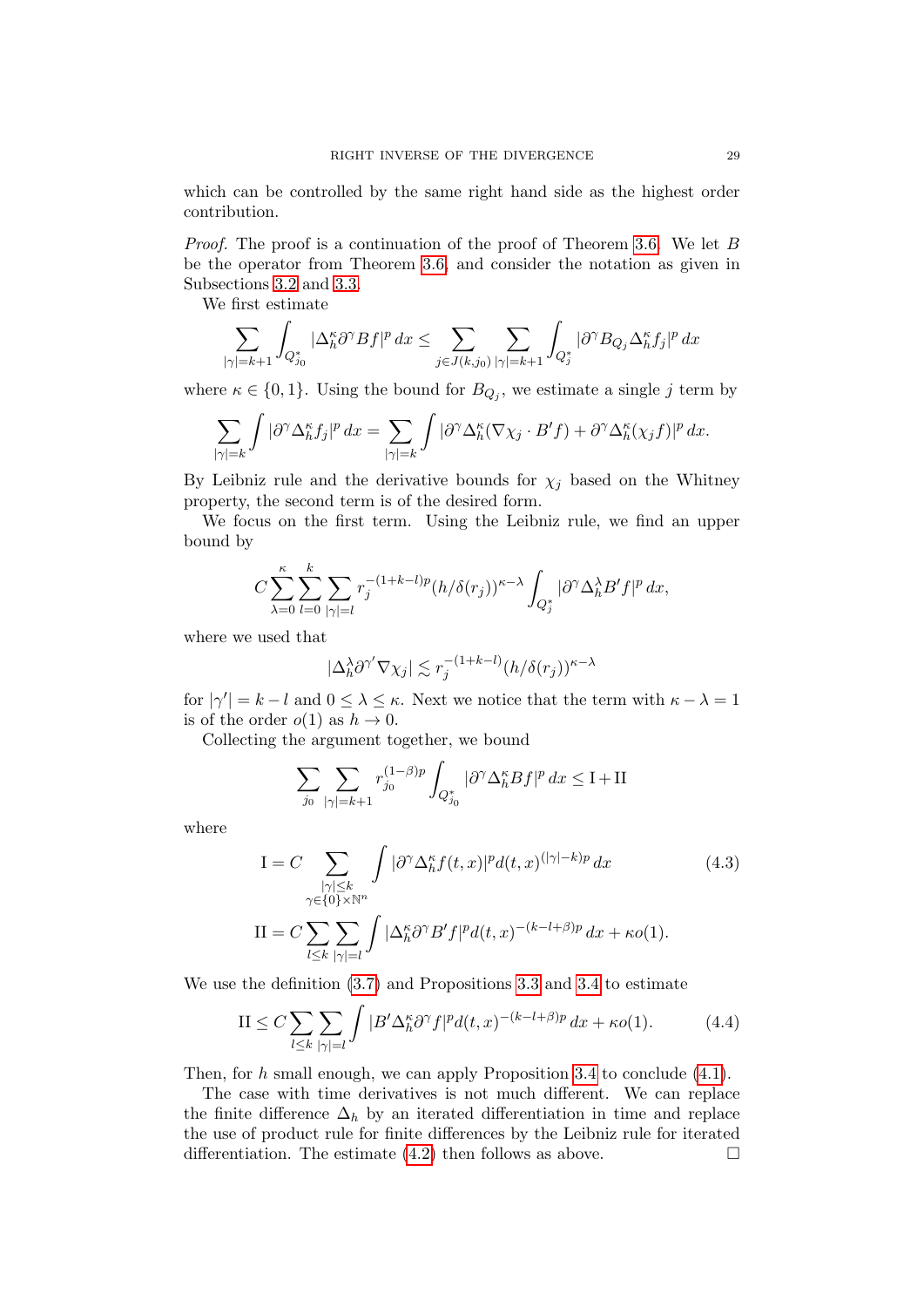which can be controlled by the same right hand side as the highest order contribution.

*Proof.* The proof is a continuation of the proof of Theorem 3.6. We let $B$ be the operator from Theorem 3.6 and consider the notation as given in Subsections 3.2 and 3.3.

We first estimate

$$\sum_{|\gamma|=k+1} \int_{Q^*_{j_0}} |\Delta_h^\kappa \partial^\gamma Bf|^p \, dx \leq \sum_{j\in J(k,j_0)} \sum_{|\gamma|=k+1} \int_{Q^*_j} |\partial^\gamma B_{Q_j} \Delta_h^\kappa f_j|^p \, dx$$

where $\kappa \in \{0,1\}$. Using the bound for $B_{Q_j}$, we estimate a single $j$ term by

$$\sum_{|\gamma|=k} \int |\partial^\gamma \Delta_h^\kappa f_j|^p \, dx = \sum_{|\gamma|=k} \int |\partial^\gamma \Delta_h^\kappa (\nabla \chi_j \cdot B' f) + \partial^\gamma \Delta_h^\kappa (\chi_j f)|^p \, dx.$$

By Leibniz rule and the derivative bounds for $\chi_j$ based on the Whitney property, the second term is of the desired form.

We focus on the first term. Using the Leibniz rule, we find an upper bound by

$$C \sum_{\lambda=0}^{\kappa} \sum_{l=0}^{k} \sum_{|\gamma|=l} r_j^{-(1+k-l)p} (h/\delta(r_j))^{\kappa-\lambda} \int_{Q^*_j} |\partial^\gamma \Delta_h^\lambda B' f|^p \, dx,$$

where we used that

$$|\Delta_h^\lambda \partial^{\gamma'} \nabla \chi_j| \lesssim r_j^{-(1+k-l)} (h/\delta(r_j))^{\kappa-\lambda}$$

for $|\gamma'| = k-l$ and $0 \leq \lambda \leq \kappa$. Next we notice that the term with $\kappa - \lambda = 1$ is of the order $o(1)$ as $h \to 0$.

Collecting the argument together, we bound

$$\sum_{j_0} \sum_{|\gamma|=k+1} r_{j_0}^{(1-\beta)p} \int_{Q^*_{j_0}} |\partial^\gamma \Delta_h^\kappa Bf|^p \, dx \leq \mathrm{I} + \mathrm{II}$$

where

$$\mathrm{I} = C \sum_{\substack{|\gamma|\leq k \\ \gamma\in\{0\}\times\mathbb{N}^n}} \int |\partial^\gamma \Delta_h^\kappa f(t,x)|^p d(t,x)^{(|\gamma|-k)p} \, dx \tag{4.3}$$

$$\mathrm{II} = C \sum_{l\leq k} \sum_{|\gamma|=l} \int |\Delta_h^\kappa \partial^\gamma B' f|^p d(t,x)^{-(k-l+\beta)p} \, dx + \kappa o(1).$$

We use the definition (3.7) and Propositions 3.3 and 3.4 to estimate

$$\mathrm{II} \leq C \sum_{l\leq k} \sum_{|\gamma|=l} \int |B' \Delta_h^\kappa \partial^\gamma f|^p d(t,x)^{-(k-l+\beta)p} \, dx + \kappa o(1). \tag{4.4}$$

Then, for $h$ small enough, we can apply Proposition 3.4 to conclude (4.1).

The case with time derivatives is not much different. We can replace the finite difference $\Delta_h$ by an iterated differentiation in time and replace the use of product rule for finite differences by the Leibniz rule for iterated differentiation. The estimate (4.2) then follows as above. $\square$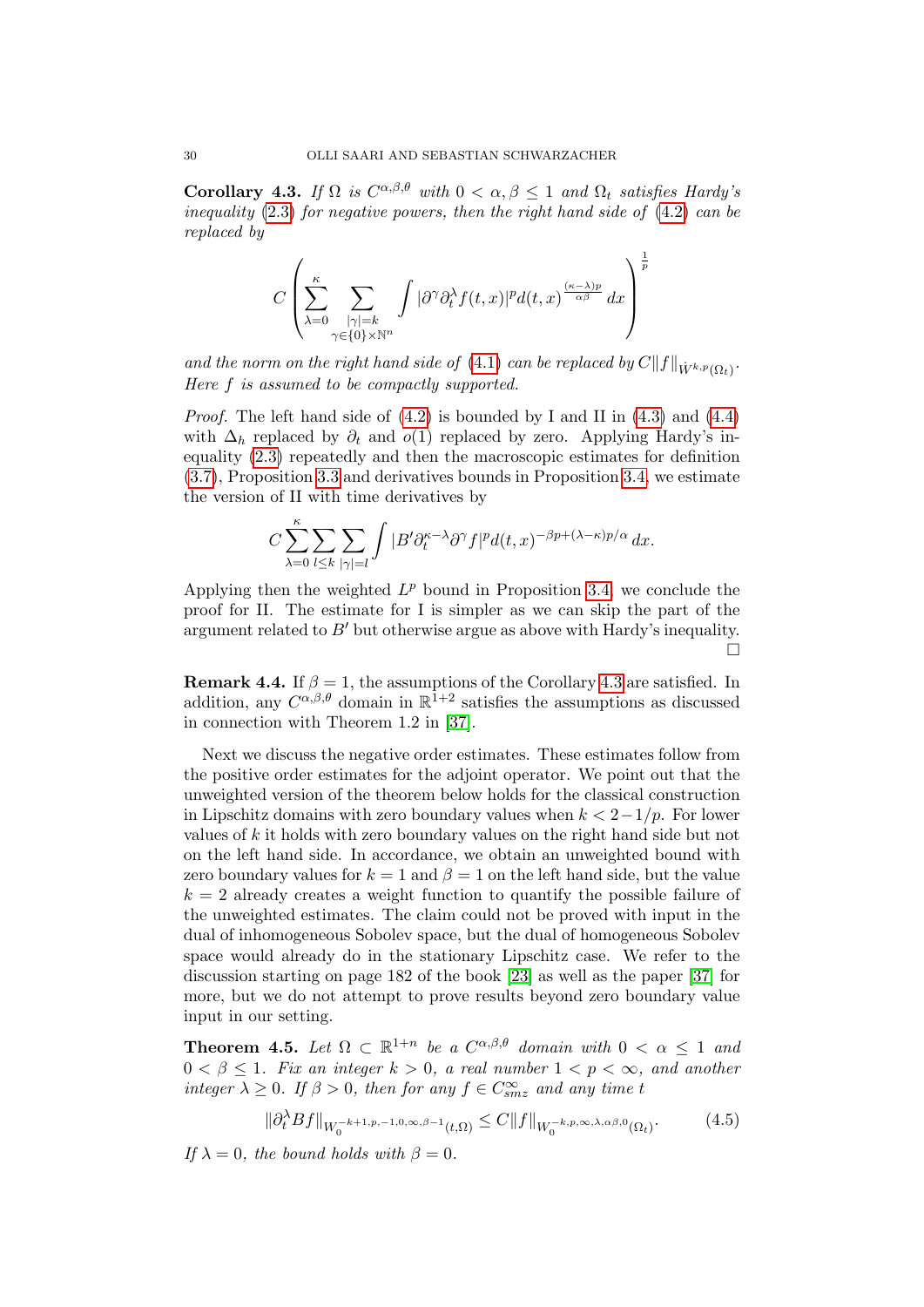**Corollary 4.3.** *If $\Omega$ is $C^{\alpha,\beta,\theta}$ with $0 < \alpha, \beta \leq 1$ and $\Omega_t$ satisfies Hardy's inequality (2.3) for negative powers, then the right hand side of (4.2) can be replaced by*

$$C\left(\sum_{\lambda=0}^{\kappa}\sum_{\substack{|\gamma|=k\\ \gamma\in\{0\}\times\mathbb{N}^n}}\int|\partial^\gamma\partial_t^\lambda f(t,x)|^p d(t,x)^{\frac{(\kappa-\lambda)p}{\alpha\beta}}\,dx\right)^{\frac{1}{p}}$$

*and the norm on the right hand side of (4.1) can be replaced by $C\|f\|_{\dot{W}^{k,p}(\Omega_t)}$. Here $f$ is assumed to be compactly supported.*

*Proof.* The left hand side of (4.2) is bounded by I and II in (4.3) and (4.4) with $\Delta_h$ replaced by $\partial_t$ and $o(1)$ replaced by zero. Applying Hardy's inequality (2.3) repeatedly and then the macroscopic estimates for definition (3.7), Proposition 3.3 and derivatives bounds in Proposition 3.4, we estimate the version of II with time derivatives by

$$C\sum_{\lambda=0}^{\kappa}\sum_{l\leq k}\sum_{|\gamma|=l}\int|B'\partial_t^{\kappa-\lambda}\partial^\gamma f|^p d(t,x)^{-\beta p+(\lambda-\kappa)p/\alpha}\,dx.$$

Applying then the weighted $L^p$ bound in Proposition 3.4, we conclude the proof for II. The estimate for I is simpler as we can skip the part of the argument related to $B'$ but otherwise argue as above with Hardy's inequality. $\square$

**Remark 4.4.** If $\beta = 1$, the assumptions of the Corollary 4.3 are satisfied. In addition, any $C^{\alpha,\beta,\theta}$ domain in $\mathbb{R}^{1+2}$ satisfies the assumptions as discussed in connection with Theorem 1.2 in [37].

Next we discuss the negative order estimates. These estimates follow from the positive order estimates for the adjoint operator. We point out that the unweighted version of the theorem below holds for the classical construction in Lipschitz domains with zero boundary values when $k < 2-1/p$. For lower values of $k$ it holds with zero boundary values on the right hand side but not on the left hand side. In accordance, we obtain an unweighted bound with zero boundary values for $k = 1$ and $\beta = 1$ on the left hand side, but the value $k = 2$ already creates a weight function to quantify the possible failure of the unweighted estimates. The claim could not be proved with input in the dual of inhomogeneous Sobolev space, but the dual of homogeneous Sobolev space would already do in the stationary Lipschitz case. We refer to the discussion starting on page 182 of the book [23] as well as the paper [37] for more, but we do not attempt to prove results beyond zero boundary value input in our setting.

**Theorem 4.5.** *Let $\Omega \subset \mathbb{R}^{1+n}$ be a $C^{\alpha,\beta,\theta}$ domain with $0 < \alpha \leq 1$ and $0 < \beta \leq 1$. Fix an integer $k > 0$, a real number $1 < p < \infty$, and another integer $\lambda \geq 0$. If $\beta > 0$, then for any $f \in C^\infty_{smz}$ and any time $t$*

$$\|\partial_t^\lambda Bf\|_{W_0^{-k+1,p,-1,0,\infty,\beta-1}(t,\Omega)} \leq C\|f\|_{W_0^{-k,p,\infty,\lambda,\alpha\beta,0}(\Omega_t)}. \tag{4.5}$$

*If $\lambda = 0$, the bound holds with $\beta = 0$.*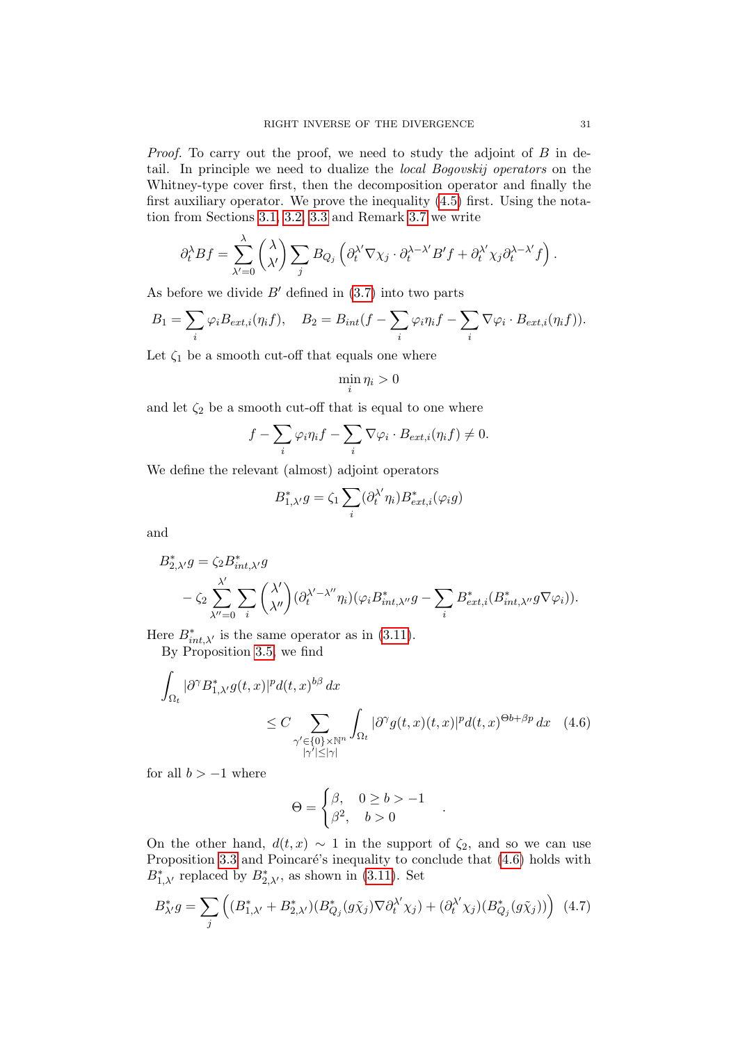*Proof.* To carry out the proof, we need to study the adjoint of $B$ in detail. In principle we need to dualize the *local Bogovskij operators* on the Whitney-type cover first, then the decomposition operator and finally the first auxiliary operator. We prove the inequality (4.5) first. Using the notation from Sections 3.1, 3.2, 3.3 and Remark 3.7 we write

$$\partial_t^\lambda Bf = \sum_{\lambda'=0}^{\lambda} \binom{\lambda}{\lambda'} \sum_j B_{Q_j}\left(\partial_t^{\lambda'}\nabla\chi_j \cdot \partial_t^{\lambda-\lambda'}B'f + \partial_t^{\lambda'}\chi_j\partial_t^{\lambda-\lambda'}f\right).$$

As before we divide $B'$ defined in (3.7) into two parts

$$B_1 = \sum_i \varphi_i B_{ext,i}(\eta_i f), \quad B_2 = B_{int}(f - \sum_i \varphi_i\eta_i f - \sum_i \nabla\varphi_i \cdot B_{ext,i}(\eta_i f)).$$

Let $\zeta_1$ be a smooth cut-off that equals one where

$$\min_i \eta_i > 0$$

and let $\zeta_2$ be a smooth cut-off that is equal to one where

$$f - \sum_i \varphi_i\eta_i f - \sum_i \nabla\varphi_i \cdot B_{ext,i}(\eta_i f) \neq 0.$$

We define the relevant (almost) adjoint operators

$$B^*_{1,\lambda'}g = \zeta_1 \sum_i (\partial_t^{\lambda'}\eta_i)B^*_{ext,i}(\varphi_i g)$$

and

$$\begin{aligned}B^*_{2,\lambda'}g &= \zeta_2 B^*_{int,\lambda'}g\\ &\quad - \zeta_2 \sum_{\lambda''=0}^{\lambda'}\sum_i \binom{\lambda'}{\lambda''}(\partial_t^{\lambda'-\lambda''}\eta_i)(\varphi_i B^*_{int,\lambda''}g - \sum_i B^*_{ext,i}(B^*_{int,\lambda''}g\nabla\varphi_i)).\end{aligned}$$

Here $B^*_{int,\lambda'}$ is the same operator as in (3.11).

By Proposition 3.5, we find

$$\begin{aligned}\int_{\Omega_t} &|\partial^\gamma B^*_{1,\lambda'}g(t,x)|^p d(t,x)^{b\beta}\,dx\\ &\leq C \sum_{\substack{\gamma'\in\{0\}\times\mathbb{N}^n\\ |\gamma'|\leq|\gamma|}} \int_{\Omega_t} |\partial^\gamma g(t,x)(t,x)|^p d(t,x)^{\Theta b+\beta p}\,dx \quad (4.6)\end{aligned}$$

for all $b > -1$ where

$$\Theta = \begin{cases}\beta, & 0 \geq b > -1\\ \beta^2, & b > 0\end{cases}.$$

On the other hand, $d(t,x) \sim 1$ in the support of $\zeta_2$, and so we can use Proposition 3.3 and Poincaré's inequality to conclude that (4.6) holds with $B^*_{1,\lambda'}$ replaced by $B^*_{2,\lambda'}$, as shown in (3.11). Set

$$B^*_{\lambda'}g = \sum_j \left((B^*_{1,\lambda'} + B^*_{2,\lambda'})(B^*_{Q_j}(g\tilde{\chi}_j)\nabla\partial_t^{\lambda'}\chi_j) + (\partial_t^{\lambda'}\chi_j)(B^*_{Q_j}(g\tilde{\chi}_j))\right) \quad (4.7)$$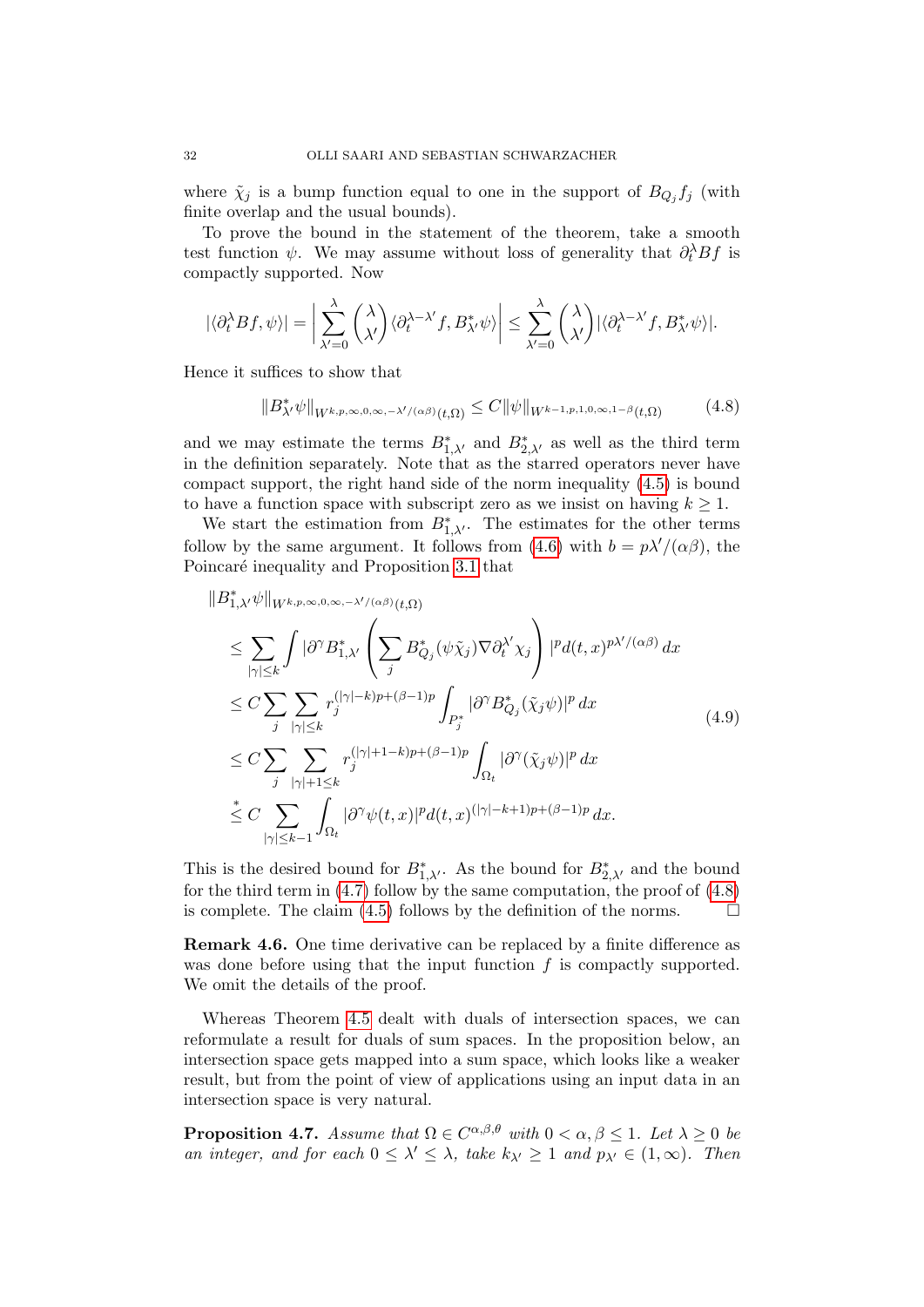where $\tilde{\chi}_j$ is a bump function equal to one in the support of $B_{Q_j} f_j$ (with finite overlap and the usual bounds).

To prove the bound in the statement of the theorem, take a smooth test function $\psi$. We may assume without loss of generality that $\partial_t^\lambda Bf$ is compactly supported. Now

$$|\langle \partial_t^\lambda Bf, \psi \rangle| = \left| \sum_{\lambda'=0}^{\lambda} \binom{\lambda}{\lambda'} \langle \partial_t^{\lambda-\lambda'} f, B^*_{\lambda'} \psi \rangle \right| \leq \sum_{\lambda'=0}^{\lambda} \binom{\lambda}{\lambda'} |\langle \partial_t^{\lambda-\lambda'} f, B^*_{\lambda'} \psi \rangle|.$$

Hence it suffices to show that

$$\|B^*_{\lambda'} \psi\|_{W^{k,p,\infty,0,\infty,-\lambda'/(\alpha\beta)}(t,\Omega)} \leq C \|\psi\|_{W^{k-1,p,1,0,\infty,1-\beta}(t,\Omega)} \tag{4.8}$$

and we may estimate the terms $B^*_{1,\lambda'}$ and $B^*_{2,\lambda'}$ as well as the third term in the definition separately. Note that as the starred operators never have compact support, the right hand side of the norm inequality (4.5) is bound to have a function space with subscript zero as we insist on having $k \geq 1$.

We start the estimation from $B^*_{1,\lambda'}$. The estimates for the other terms follow by the same argument. It follows from (4.6) with $b = p\lambda'/(\alpha\beta)$, the Poincaré inequality and Proposition 3.1 that

$$\begin{aligned}
&\|B^*_{1,\lambda'} \psi\|_{W^{k,p,\infty,0,\infty,-\lambda'/(\alpha\beta)}(t,\Omega)} \\
&\leq \sum_{|\gamma| \leq k} \int |\partial^\gamma B^*_{1,\lambda'} \left( \sum_j B^*_{Q_j}(\psi \tilde{\chi}_j) \nabla \partial_t^{\lambda'} \chi_j \right)|^p d(t,x)^{p\lambda'/(\alpha\beta)} \, dx \\
&\leq C \sum_j \sum_{|\gamma| \leq k} r_j^{(|\gamma|-k)p + (\beta-1)p} \int_{P_j^*} |\partial^\gamma B^*_{Q_j}(\tilde{\chi}_j \psi)|^p \, dx \\
&\leq C \sum_j \sum_{|\gamma|+1 \leq k} r_j^{(|\gamma|+1-k)p + (\beta-1)p} \int_{\Omega_t} |\partial^\gamma (\tilde{\chi}_j \psi)|^p \, dx \\
&\overset{*}{\leq} C \sum_{|\gamma| \leq k-1} \int_{\Omega_t} |\partial^\gamma \psi(t,x)|^p d(t,x)^{(|\gamma|-k+1)p + (\beta-1)p} \, dx.
\end{aligned} \tag{4.9}$$

This is the desired bound for $B^*_{1,\lambda'}$. As the bound for $B^*_{2,\lambda'}$ and the bound for the third term in (4.7) follow by the same computation, the proof of (4.8) is complete. The claim (4.5) follows by the definition of the norms. $\square$

**Remark 4.6.** One time derivative can be replaced by a finite difference as was done before using that the input function $f$ is compactly supported. We omit the details of the proof.

Whereas Theorem 4.5 dealt with duals of intersection spaces, we can reformulate a result for duals of sum spaces. In the proposition below, an intersection space gets mapped into a sum space, which looks like a weaker result, but from the point of view of applications using an input data in an intersection space is very natural.

**Proposition 4.7.** *Assume that $\Omega \in C^{\alpha,\beta,\theta}$ with $0 < \alpha, \beta \leq 1$. Let $\lambda \geq 0$ be an integer, and for each $0 \leq \lambda' \leq \lambda$, take $k_{\lambda'} \geq 1$ and $p_{\lambda'} \in (1,\infty)$. Then*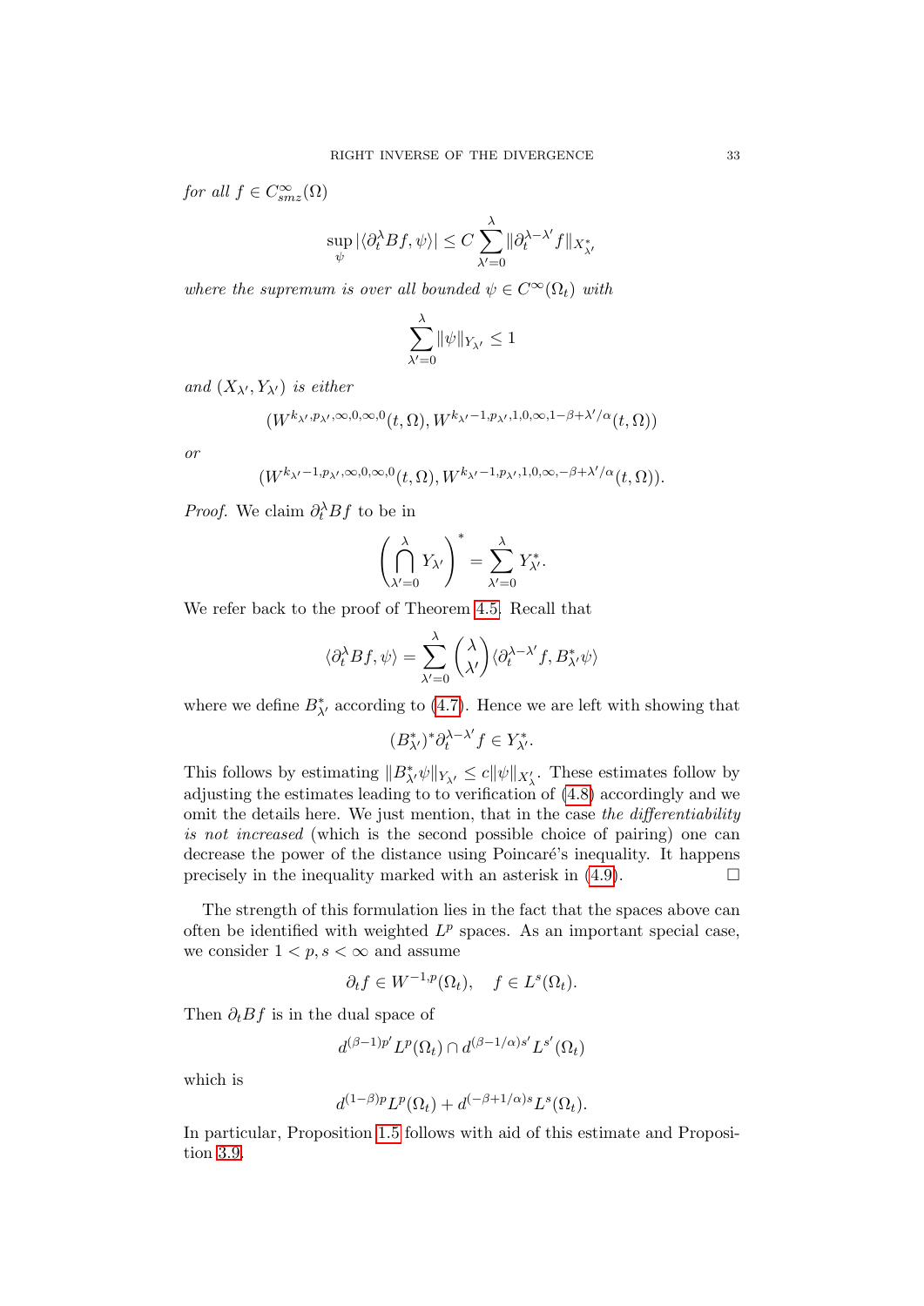*for all* $f \in C^\infty_{smz}(\Omega)$

$$\sup_\psi |\langle \partial_t^\lambda Bf, \psi \rangle| \le C \sum_{\lambda'=0}^{\lambda} \|\partial_t^{\lambda-\lambda'} f\|_{X^*_{\lambda'}}$$

*where the supremum is over all bounded* $\psi \in C^\infty(\Omega_t)$ *with*

$$\sum_{\lambda'=0}^{\lambda} \|\psi\|_{Y_{\lambda'}} \le 1$$

*and* $(X_{\lambda'}, Y_{\lambda'})$ *is either*

$$(W^{k_{\lambda'}, p_{\lambda'}, \infty, 0, \infty, 0}(t, \Omega), W^{k_{\lambda'}-1, p_{\lambda'}, 1, 0, \infty, 1-\beta+\lambda'/\alpha}(t, \Omega))$$

*or*

$$(W^{k_{\lambda'}-1, p_{\lambda'}, \infty, 0, \infty, 0}(t, \Omega), W^{k_{\lambda'}-1, p_{\lambda'}, 1, 0, \infty, -\beta+\lambda'/\alpha}(t, \Omega)).$$

*Proof.* We claim $\partial_t^\lambda Bf$ to be in

$$\left( \bigcap_{\lambda'=0}^{\lambda} Y_{\lambda'} \right)^* = \sum_{\lambda'=0}^{\lambda} Y^*_{\lambda'}.$$

We refer back to the proof of Theorem 4.5. Recall that

$$\langle \partial_t^\lambda Bf, \psi \rangle = \sum_{\lambda'=0}^{\lambda} \binom{\lambda}{\lambda'} \langle \partial_t^{\lambda-\lambda'} f, B^*_{\lambda'} \psi \rangle$$

where we define $B^*_{\lambda'}$ according to (4.7). Hence we are left with showing that

$$(B^*_{\lambda'})^* \partial_t^{\lambda-\lambda'} f \in Y^*_{\lambda'}.$$

This follows by estimating $\|B^*_{\lambda'} \psi\|_{Y_{\lambda'}} \le c\|\psi\|_{X'_\lambda}$. These estimates follow by adjusting the estimates leading to to verification of (4.8) accordingly and we omit the details here. We just mention, that in the case *the differentiability is not increased* (which is the second possible choice of pairing) one can decrease the power of the distance using Poincaré's inequality. It happens precisely in the inequality marked with an asterisk in (4.9). □

The strength of this formulation lies in the fact that the spaces above can often be identified with weighted $L^p$ spaces. As an important special case, we consider $1 < p, s < \infty$ and assume

$$\partial_t f \in W^{-1,p}(\Omega_t), \quad f \in L^s(\Omega_t).$$

Then $\partial_t Bf$ is in the dual space of

$$d^{(\beta-1)p'} L^p(\Omega_t) \cap d^{(\beta-1/\alpha)s'} L^{s'}(\Omega_t)$$

which is

$$d^{(1-\beta)p} L^p(\Omega_t) + d^{(-\beta+1/\alpha)s} L^s(\Omega_t).$$

In particular, Proposition 1.5 follows with aid of this estimate and Proposition 3.9.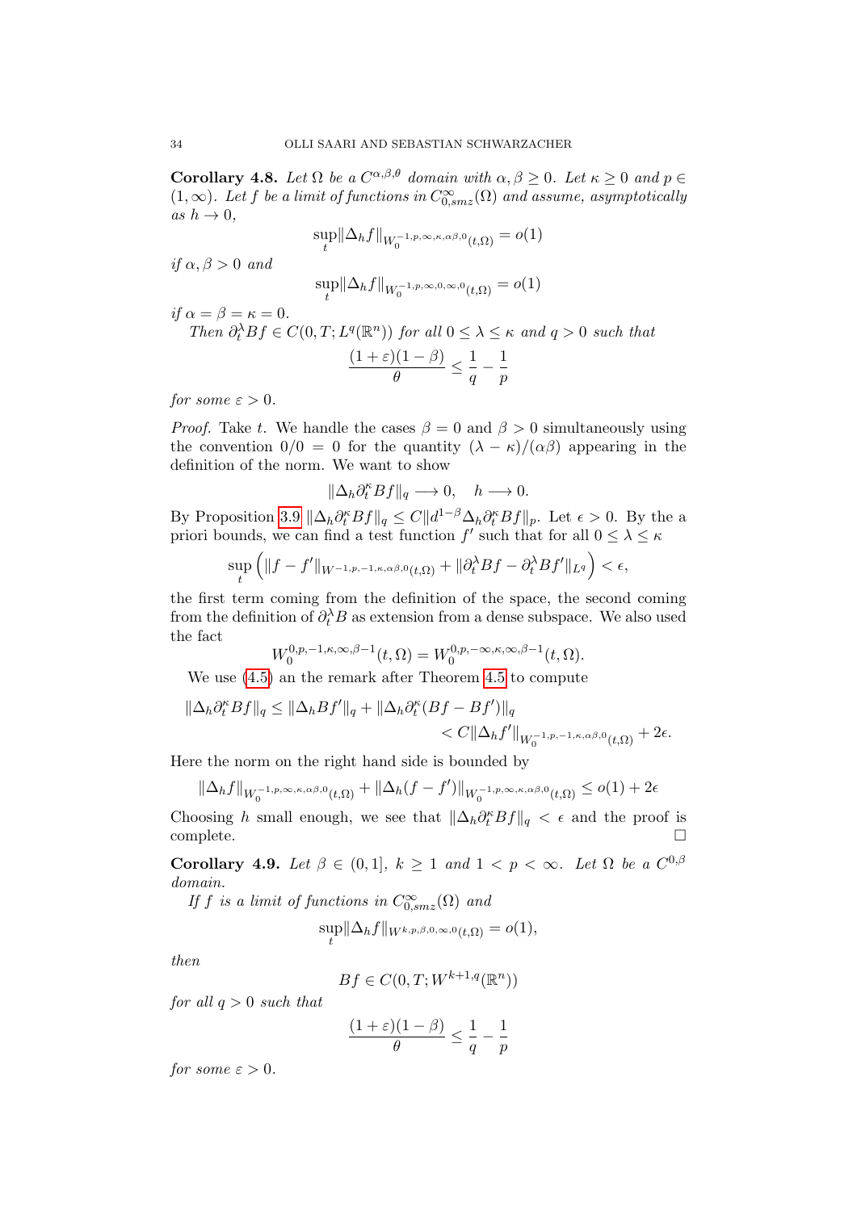**Corollary 4.8.** *Let $\Omega$ be a $C^{\alpha,\beta,\theta}$ domain with $\alpha, \beta \geq 0$. Let $\kappa \geq 0$ and $p \in (1,\infty)$. Let $f$ be a limit of functions in $C^\infty_{0,smz}(\Omega)$ and assume, asymptotically as $h \to 0$,*

$$\sup_t \|\Delta_h f\|_{W_0^{-1,p,\infty,\kappa,\alpha\beta,0}(t,\Omega)} = o(1)$$

*if $\alpha, \beta > 0$ and*

$$\sup_t \|\Delta_h f\|_{W_0^{-1,p,\infty,0,\infty,0}(t,\Omega)} = o(1)$$

*if $\alpha = \beta = \kappa = 0$.*

*Then $\partial_t^\lambda Bf \in C(0,T; L^q(\mathbb{R}^n))$ for all $0 \leq \lambda \leq \kappa$ and $q > 0$ such that*

$$\frac{(1+\varepsilon)(1-\beta)}{\theta} \leq \frac{1}{q} - \frac{1}{p}$$

*for some $\varepsilon > 0$.*

*Proof.* Take $t$. We handle the cases $\beta = 0$ and $\beta > 0$ simultaneously using the convention $0/0 = 0$ for the quantity $(\lambda - \kappa)/(\alpha\beta)$ appearing in the definition of the norm. We want to show

$$\|\Delta_h \partial_t^\kappa Bf\|_q \longrightarrow 0, \quad h \longrightarrow 0.$$

By Proposition 3.9 $\|\Delta_h \partial_t^\kappa Bf\|_q \leq C\|d^{1-\beta}\Delta_h \partial_t^\kappa Bf\|_p$. Let $\epsilon > 0$. By the a priori bounds, we can find a test function $f'$ such that for all $0 \leq \lambda \leq \kappa$

$$\sup_t \left( \|f - f'\|_{W^{-1,p,-1,\kappa,\alpha\beta,0}(t,\Omega)} + \|\partial_t^\lambda Bf - \partial_t^\lambda Bf'\|_{L^q} \right) < \epsilon,$$

the first term coming from the definition of the space, the second coming from the definition of $\partial_t^\lambda B$ as extension from a dense subspace. We also used the fact

$$W_0^{0,p,-1,\kappa,\infty,\beta-1}(t,\Omega) = W_0^{0,p,-\infty,\kappa,\infty,\beta-1}(t,\Omega).$$

We use (4.5) an the remark after Theorem 4.5 to compute

$$\begin{aligned} \|\Delta_h \partial_t^\kappa Bf\|_q &\leq \|\Delta_h Bf'\|_q + \|\Delta_h \partial_t^\kappa (Bf - Bf')\|_q \\ &< C\|\Delta_h f'\|_{W_0^{-1,p,-1,\kappa,\alpha\beta,0}(t,\Omega)} + 2\epsilon. \end{aligned}$$

Here the norm on the right hand side is bounded by

$$\|\Delta_h f\|_{W_0^{-1,p,\infty,\kappa,\alpha\beta,0}(t,\Omega)} + \|\Delta_h (f - f')\|_{W_0^{-1,p,\infty,\kappa,\alpha\beta,0}(t,\Omega)} \leq o(1) + 2\epsilon$$

Choosing $h$ small enough, we see that $\|\Delta_h \partial_t^\kappa Bf\|_q < \epsilon$ and the proof is complete. $\square$

**Corollary 4.9.** *Let $\beta \in (0,1]$, $k \geq 1$ and $1 < p < \infty$. Let $\Omega$ be a $C^{0,\beta}$ domain.*

*If $f$ is a limit of functions in $C^\infty_{0,smz}(\Omega)$ and*

$$\sup_t \|\Delta_h f\|_{W^{k,p,\beta,0,\infty,0}(t,\Omega)} = o(1),$$

*then*

$$Bf \in C(0,T; W^{k+1,q}(\mathbb{R}^n))$$

*for all $q > 0$ such that*

$$\frac{(1+\varepsilon)(1-\beta)}{\theta} \leq \frac{1}{q} - \frac{1}{p}$$

*for some $\varepsilon > 0$.*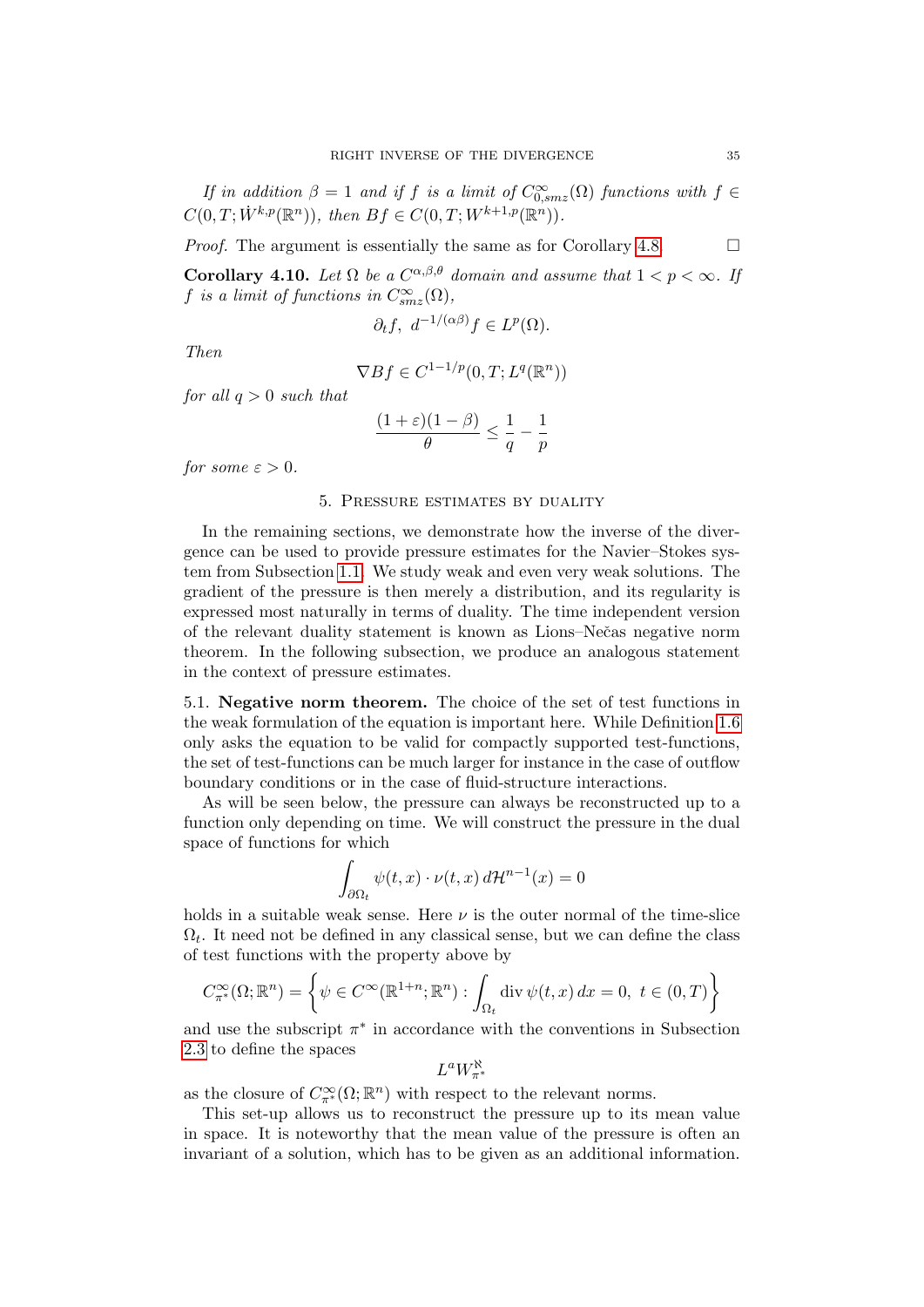*If in addition $\beta = 1$ and if $f$ is a limit of $C^\infty_{0,smz}(\Omega)$ functions with $f \in C(0,T;\dot{W}^{k,p}(\mathbb{R}^n))$, then $Bf \in C(0,T;W^{k+1,p}(\mathbb{R}^n))$.*

*Proof.* The argument is essentially the same as for Corollary 4.8. $\square$

**Corollary 4.10.** *Let $\Omega$ be a $C^{\alpha,\beta,\theta}$ domain and assume that $1 < p < \infty$. If $f$ is a limit of functions in $C^\infty_{smz}(\Omega)$,*

$$\partial_t f,\ d^{-1/(\alpha\beta)} f \in L^p(\Omega).$$

*Then*

$$\nabla B f \in C^{1-1/p}(0,T;L^q(\mathbb{R}^n))$$

*for all $q > 0$ such that*

$$\frac{(1+\varepsilon)(1-\beta)}{\theta} \leq \frac{1}{q} - \frac{1}{p}$$

*for some $\varepsilon > 0$.*

## 5. Pressure estimates by duality

In the remaining sections, we demonstrate how the inverse of the divergence can be used to provide pressure estimates for the Navier–Stokes system from Subsection 1.1. We study weak and even very weak solutions. The gradient of the pressure is then merely a distribution, and its regularity is expressed most naturally in terms of duality. The time independent version of the relevant duality statement is known as Lions–Nečas negative norm theorem. In the following subsection, we produce an analogous statement in the context of pressure estimates.

5.1. **Negative norm theorem.** The choice of the set of test functions in the weak formulation of the equation is important here. While Definition 1.6 only asks the equation to be valid for compactly supported test-functions, the set of test-functions can be much larger for instance in the case of outflow boundary conditions or in the case of fluid-structure interactions.

As will be seen below, the pressure can always be reconstructed up to a function only depending on time. We will construct the pressure in the dual space of functions for which

$$\int_{\partial\Omega_t} \psi(t,x)\cdot\nu(t,x)\, d\mathcal{H}^{n-1}(x) = 0$$

holds in a suitable weak sense. Here $\nu$ is the outer normal of the time-slice $\Omega_t$. It need not be defined in any classical sense, but we can define the class of test functions with the property above by

$$C^\infty_{\pi^*}(\Omega;\mathbb{R}^n) = \left\{\psi \in C^\infty(\mathbb{R}^{1+n};\mathbb{R}^n) : \int_{\Omega_t} \operatorname{div}\psi(t,x)\,dx = 0,\ t \in (0,T)\right\}$$

and use the subscript $\pi^*$ in accordance with the conventions in Subsection 2.3 to define the spaces

$$L^a W^{\aleph}_{\pi^*}$$

as the closure of $C^\infty_{\pi^*}(\Omega;\mathbb{R}^n)$ with respect to the relevant norms.

This set-up allows us to reconstruct the pressure up to its mean value in space. It is noteworthy that the mean value of the pressure is often an invariant of a solution, which has to be given as an additional information.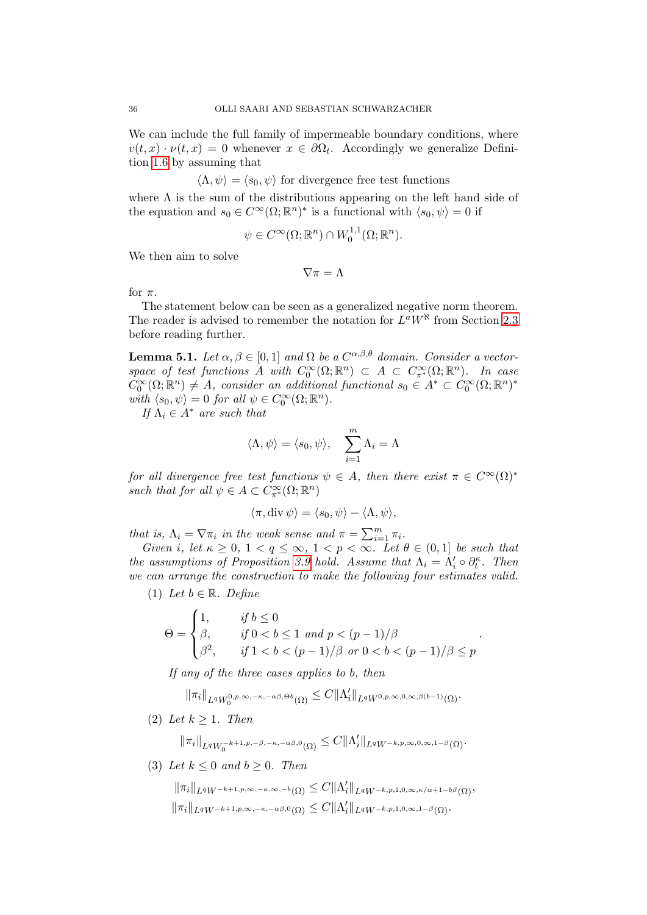We can include the full family of impermeable boundary conditions, where $v(t,x)\cdot\nu(t,x) = 0$ whenever $x \in \partial\Omega_t$. Accordingly we generalize Definition 1.6 by assuming that

$$\langle \Lambda, \psi\rangle = \langle s_0, \psi\rangle \text{ for divergence free test functions}$$

where $\Lambda$ is the sum of the distributions appearing on the left hand side of the equation and $s_0 \in C^\infty(\Omega;\mathbb{R}^n)^*$ is a functional with $\langle s_0,\psi\rangle = 0$ if

$$\psi \in C^\infty(\Omega;\mathbb{R}^n) \cap W_0^{1,1}(\Omega;\mathbb{R}^n).$$

We then aim to solve

$$\nabla \pi = \Lambda$$

for $\pi$.

The statement below can be seen as a generalized negative norm theorem. The reader is advised to remember the notation for $L^a W^{\aleph}$ from Section 2.3 before reading further.

**Lemma 5.1.** *Let $\alpha,\beta \in [0,1]$ and $\Omega$ be a $C^{\alpha,\beta,\theta}$ domain. Consider a vector-space of test functions $A$ with $C_0^\infty(\Omega;\mathbb{R}^n) \subset A \subset C_{\pi^*}^\infty(\Omega;\mathbb{R}^n)$. In case $C_0^\infty(\Omega;\mathbb{R}^n) \neq A$, consider an additional functional $s_0 \in A^* \subset C_0^\infty(\Omega;\mathbb{R}^n)^*$ with $\langle s_0,\psi\rangle = 0$ for all $\psi \in C_0^\infty(\Omega;\mathbb{R}^n)$.*

*If $\Lambda_i \in A^*$ are such that*

$$\langle \Lambda, \psi\rangle = \langle s_0,\psi\rangle, \quad \sum_{i=1}^m \Lambda_i = \Lambda$$

*for all divergence free test functions $\psi \in A$, then there exist $\pi \in C^\infty(\Omega)^*$ such that for all $\psi \in A \subset C_{\pi^*}^\infty(\Omega;\mathbb{R}^n)$*

$$\langle \pi, \operatorname{div}\psi\rangle = \langle s_0,\psi\rangle - \langle \Lambda,\psi\rangle,$$

*that is, $\Lambda_i = \nabla\pi_i$ in the weak sense and $\pi = \sum_{i=1}^m \pi_i$.*

*Given $i$, let $\kappa \geq 0$, $1 < q \leq \infty$, $1 < p < \infty$. Let $\theta \in (0,1]$ be such that the assumptions of Proposition 3.9 hold. Assume that $\Lambda_i = \Lambda_i' \circ \partial_t^\kappa$. Then we can arrange the construction to make the following four estimates valid.*

(1) *Let $b \in \mathbb{R}$. Define*

$$\Theta = \begin{cases} 1, & \text{if } b \leq 0 \\ \beta, & \text{if } 0 < b \leq 1 \text{ and } p < (p-1)/\beta \\ \beta^2, & \text{if } 1 < b < (p-1)/\beta \text{ or } 0 < b < (p-1)/\beta \leq p \end{cases}.$$

*If any of the three cases applies to $b$, then*

$$\|\pi_i\|_{L^q W_0^{0,p,\infty,-\kappa,-\alpha\beta,\Theta b}(\Omega)} \leq C\|\Lambda_i'\|_{L^q W^{0,p,\infty,0,\infty,\beta(b-1)}(\Omega)}.$$

(2) *Let $k \geq 1$. Then*

$$\|\pi_i\|_{L^q W_0^{-k+1,p,-\beta,-\kappa,-\alpha\beta,0}(\Omega)} \leq C\|\Lambda_i'\|_{L^q W^{-k,p,\infty,0,\infty,1-\beta}(\Omega)}.$$

(3) *Let $k \leq 0$ and $b \geq 0$. Then*

$$\|\pi_i\|_{L^q W^{-k+1,p,\infty,-\kappa,\infty,-b}(\Omega)} \leq C\|\Lambda_i'\|_{L^q W^{-k,p,1,0,\infty,\kappa/\alpha+1-b\beta}(\Omega)},$$

$$\|\pi_i\|_{L^q W^{-k+1,p,\infty,-\kappa,-\alpha\beta,0}(\Omega)} \leq C\|\Lambda_i'\|_{L^q W^{-k,p,1,0,\infty,1-\beta}(\Omega)}.$$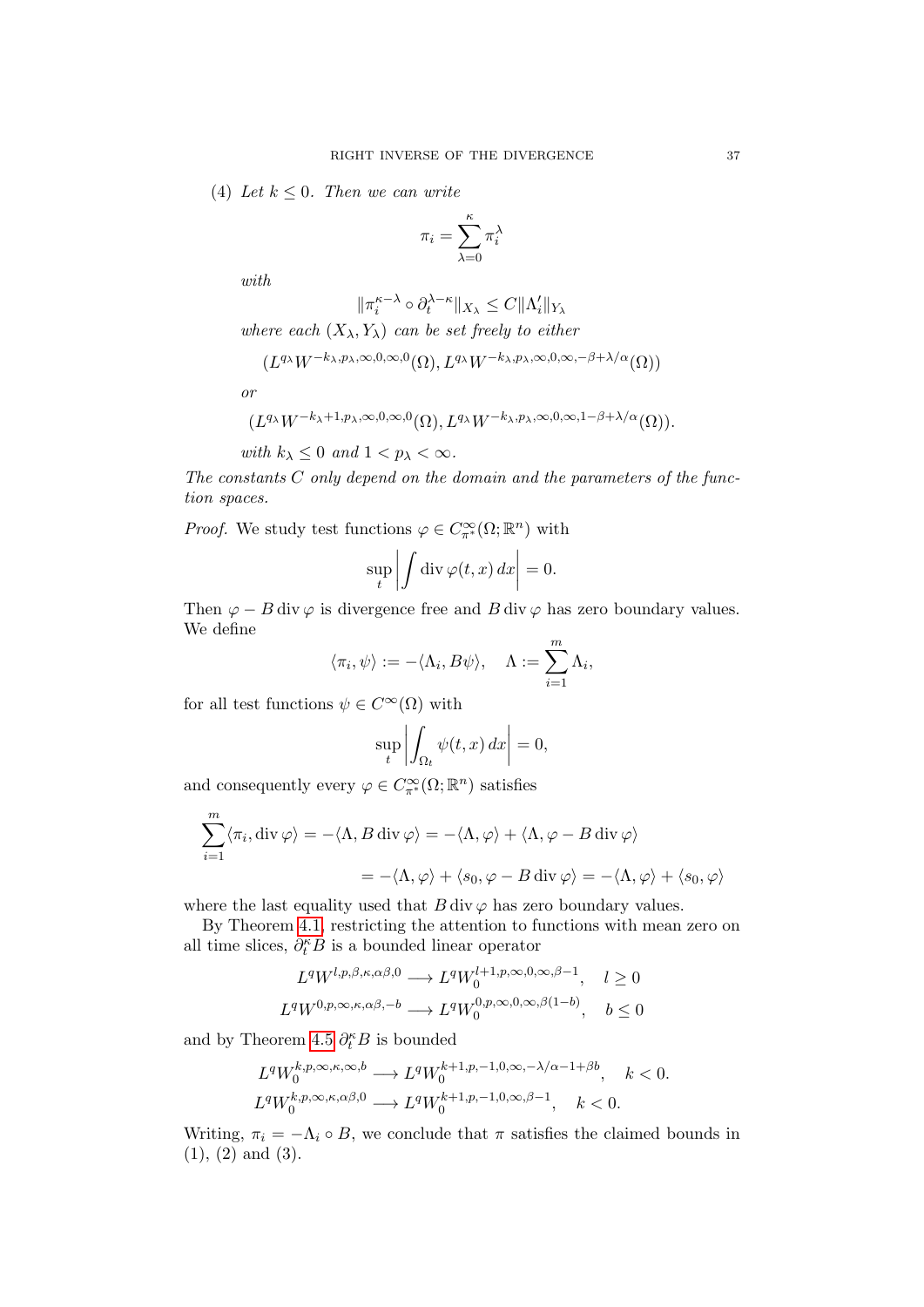(4) *Let $k \le 0$. Then we can write*

$$\pi_i = \sum_{\lambda=0}^{\kappa} \pi_i^\lambda$$

*with*

$$\|\pi_i^{\kappa-\lambda} \circ \partial_t^{\lambda-\kappa}\|_{X_\lambda} \le C\|\Lambda_i'\|_{Y_\lambda}$$

*where each $(X_\lambda, Y_\lambda)$ can be set freely to either*

$$(L^{q_\lambda} W^{-k_\lambda, p_\lambda, \infty, 0, \infty, 0}(\Omega), L^{q_\lambda} W^{-k_\lambda, p_\lambda, \infty, 0, \infty, -\beta+\lambda/\alpha}(\Omega))$$

*or*

$$(L^{q_\lambda} W^{-k_\lambda+1, p_\lambda, \infty, 0, \infty, 0}(\Omega), L^{q_\lambda} W^{-k_\lambda, p_\lambda, \infty, 0, \infty, 1-\beta+\lambda/\alpha}(\Omega)).$$

*with $k_\lambda \le 0$ and $1 < p_\lambda < \infty$.*

*The constants $C$ only depend on the domain and the parameters of the function spaces.*

*Proof.* We study test functions $\varphi \in C^\infty_{\pi^*}(\Omega; \mathbb{R}^n)$ with

$$\sup_t \left| \int \operatorname{div} \varphi(t, x)\, dx \right| = 0.$$

Then $\varphi - B \operatorname{div} \varphi$ is divergence free and $B \operatorname{div} \varphi$ has zero boundary values. We define

$$\langle \pi_i, \psi \rangle := -\langle \Lambda_i, B\psi \rangle, \quad \Lambda := \sum_{i=1}^{m} \Lambda_i,$$

for all test functions $\psi \in C^\infty(\Omega)$ with

$$\sup_t \left| \int_{\Omega_t} \psi(t, x)\, dx \right| = 0,$$

and consequently every $\varphi \in C^\infty_{\pi^*}(\Omega; \mathbb{R}^n)$ satisfies

$$\begin{aligned}\sum_{i=1}^{m} \langle \pi_i, \operatorname{div} \varphi \rangle &= -\langle \Lambda, B \operatorname{div} \varphi \rangle = -\langle \Lambda, \varphi \rangle + \langle \Lambda, \varphi - B \operatorname{div} \varphi \rangle \\ &= -\langle \Lambda, \varphi \rangle + \langle s_0, \varphi - B \operatorname{div} \varphi \rangle = -\langle \Lambda, \varphi \rangle + \langle s_0, \varphi \rangle\end{aligned}$$

where the last equality used that $B \operatorname{div} \varphi$ has zero boundary values.

By Theorem 4.1, restricting the attention to functions with mean zero on all time slices, $\partial_t^\kappa B$ is a bounded linear operator

$$L^q W^{l,p,\beta,\kappa,\alpha\beta,0} \longrightarrow L^q W_0^{l+1,p,\infty,0,\infty,\beta-1}, \quad l \ge 0$$

$$L^q W^{0,p,\infty,\kappa,\alpha\beta,-b} \longrightarrow L^q W_0^{0,p,\infty,0,\infty,\beta(1-b)}, \quad b \le 0$$

and by Theorem 4.5 $\partial_t^\kappa B$ is bounded

$$L^q W_0^{k,p,\infty,\kappa,\infty,b} \longrightarrow L^q W_0^{k+1,p,-1,0,\infty,-\lambda/\alpha-1+\beta b}, \quad k < 0.$$

$$L^q W_0^{k,p,\infty,\kappa,\alpha\beta,0} \longrightarrow L^q W_0^{k+1,p,-1,0,\infty,\beta-1}, \quad k < 0.$$

Writing, $\pi_i = -\Lambda_i \circ B$, we conclude that $\pi$ satisfies the claimed bounds in (1), (2) and (3).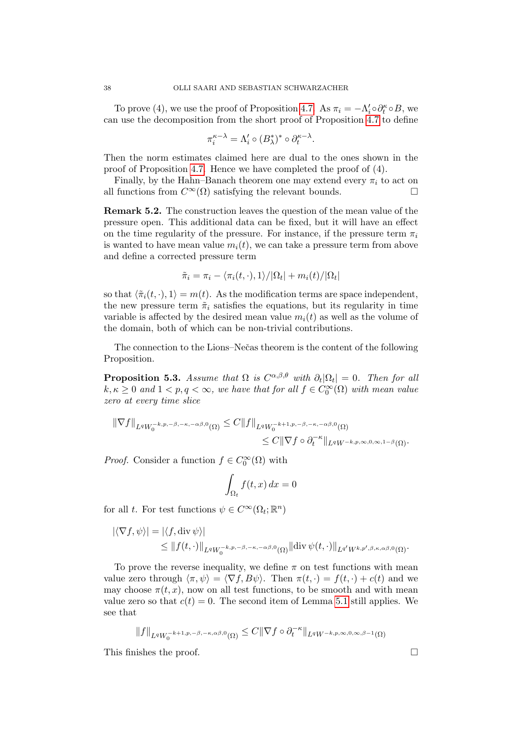To prove (4), we use the proof of Proposition 4.7. As $\pi_i = -\Lambda_i' \circ \partial_t^\kappa \circ B$, we can use the decomposition from the short proof of Proposition 4.7 to define

$$\pi_i^{\kappa-\lambda} = \Lambda_i' \circ (B_\lambda^*)^* \circ \partial_t^{\kappa-\lambda}.$$

Then the norm estimates claimed here are dual to the ones shown in the proof of Proposition 4.7. Hence we have completed the proof of (4).

Finally, by the Hahn–Banach theorem one may extend every $\pi_i$ to act on all functions from $C^\infty(\Omega)$ satisfying the relevant bounds. □

**Remark 5.2.** The construction leaves the question of the mean value of the pressure open. This additional data can be fixed, but it will have an effect on the time regularity of the pressure. For instance, if the pressure term $\pi_i$ is wanted to have mean value $m_i(t)$, we can take a pressure term from above and define a corrected pressure term

$$\tilde{\pi}_i = \pi_i - \langle \pi_i(t,\cdot), 1\rangle / |\Omega_t| + m_i(t)/|\Omega_t|$$

so that $\langle \tilde{\pi}_i(t,\cdot), 1\rangle = m(t)$. As the modification terms are space independent, the new pressure term $\tilde{\pi}_i$ satisfies the equations, but its regularity in time variable is affected by the desired mean value $m_i(t)$ as well as the volume of the domain, both of which can be non-trivial contributions.

The connection to the Lions–Nečas theorem is the content of the following Proposition.

**Proposition 5.3.** *Assume that $\Omega$ is $C^{\alpha,\beta,\theta}$ with $\partial_t |\Omega_t| = 0$. Then for all $k, \kappa \geq 0$ and $1 < p, q < \infty$, we have that for all $f \in C_0^\infty(\Omega)$ with mean value zero at every time slice*

$$\begin{aligned}\|\nabla f\|_{L^q W_0^{-k,p,-\beta,-\kappa,-\alpha\beta,0}(\Omega)} &\leq C \|f\|_{L^q W_0^{-k+1,p,-\beta,-\kappa,-\alpha\beta,0}(\Omega)} \\ &\leq C \|\nabla f \circ \partial_t^{-\kappa}\|_{L^q W^{-k,p,\infty,0,\infty,1-\beta}(\Omega)}.\end{aligned}$$

*Proof.* Consider a function $f \in C_0^\infty(\Omega)$ with

$$\int_{\Omega_t} f(t,x)\, dx = 0$$

for all $t$. For test functions $\psi \in C^\infty(\Omega_t; \mathbb{R}^n)$

$$\begin{aligned}|\langle \nabla f, \psi\rangle| &= |\langle f, \operatorname{div} \psi\rangle| \\ &\leq \|f(t,\cdot)\|_{L^q W_0^{-k,p,-\beta,-\kappa,-\alpha\beta,0}(\Omega)} \|\operatorname{div} \psi(t,\cdot)\|_{L^{q'} W^{k,p',\beta,\kappa,\alpha\beta,0}(\Omega)}.\end{aligned}$$

To prove the reverse inequality, we define $\pi$ on test functions with mean value zero through $\langle \pi, \psi\rangle = \langle \nabla f, B\psi\rangle$. Then $\pi(t,\cdot) = f(t,\cdot) + c(t)$ and we may choose $\pi(t,x)$, now on all test functions, to be smooth and with mean value zero so that $c(t) = 0$. The second item of Lemma 5.1 still applies. We see that

$$\|f\|_{L^q W_0^{-k+1,p,-\beta,-\kappa,\alpha\beta,0}(\Omega)} \leq C \|\nabla f \circ \partial_t^{-\kappa}\|_{L^q W^{-k,p,\infty,0,\infty,\beta-1}(\Omega)}$$

This finishes the proof. □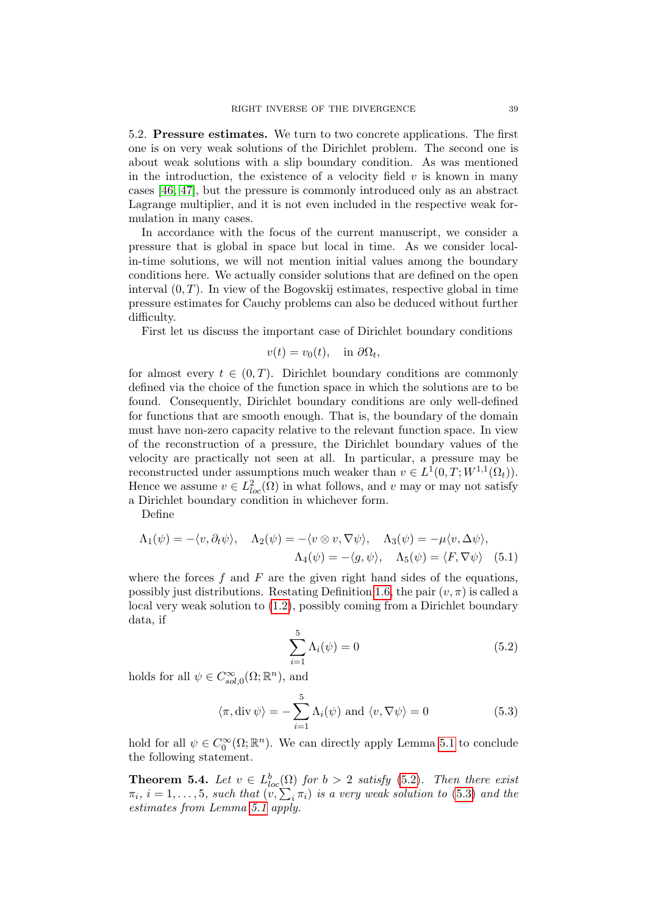5.2. **Pressure estimates.** We turn to two concrete applications. The first one is on very weak solutions of the Dirichlet problem. The second one is about weak solutions with a slip boundary condition. As was mentioned in the introduction, the existence of a velocity field $v$ is known in many cases [46, 47], but the pressure is commonly introduced only as an abstract Lagrange multiplier, and it is not even included in the respective weak formulation in many cases.

In accordance with the focus of the current manuscript, we consider a pressure that is global in space but local in time. As we consider local-in-time solutions, we will not mention initial values among the boundary conditions here. We actually consider solutions that are defined on the open interval $(0, T)$. In view of the Bogovskij estimates, respective global in time pressure estimates for Cauchy problems can also be deduced without further difficulty.

First let us discuss the important case of Dirichlet boundary conditions

$$v(t) = v_0(t), \quad \text{in } \partial\Omega_t,$$

for almost every $t \in (0, T)$. Dirichlet boundary conditions are commonly defined via the choice of the function space in which the solutions are to be found. Consequently, Dirichlet boundary conditions are only well-defined for functions that are smooth enough. That is, the boundary of the domain must have non-zero capacity relative to the relevant function space. In view of the reconstruction of a pressure, the Dirichlet boundary values of the velocity are practically not seen at all. In particular, a pressure may be reconstructed under assumptions much weaker than $v \in L^1(0, T; W^{1,1}(\Omega_t))$. Hence we assume $v \in L^2_{loc}(\Omega)$ in what follows, and $v$ may or may not satisfy a Dirichlet boundary condition in whichever form.

Define

$$\Lambda_1(\psi) = -\langle v, \partial_t \psi \rangle, \quad \Lambda_2(\psi) = -\langle v \otimes v, \nabla \psi \rangle, \quad \Lambda_3(\psi) = -\mu \langle v, \Delta \psi \rangle,$$
$$\Lambda_4(\psi) = -\langle g, \psi \rangle, \quad \Lambda_5(\psi) = \langle F, \nabla \psi \rangle \tag{5.1}$$

where the forces $f$ and $F$ are the given right hand sides of the equations, possibly just distributions. Restating Definition 1.6, the pair $(v, \pi)$ is called a local very weak solution to (1.2), possibly coming from a Dirichlet boundary data, if

$$\sum_{i=1}^{5} \Lambda_i(\psi) = 0 \tag{5.2}$$

holds for all $\psi \in C^\infty_{sol,0}(\Omega; \mathbb{R}^n)$, and

$$\langle \pi, \operatorname{div} \psi \rangle = -\sum_{i=1}^{5} \Lambda_i(\psi) \text{ and } \langle v, \nabla \psi \rangle = 0 \tag{5.3}$$

hold for all $\psi \in C^\infty_0(\Omega; \mathbb{R}^n)$. We can directly apply Lemma 5.1 to conclude the following statement.

**Theorem 5.4.** *Let $v \in L^b_{loc}(\Omega)$ for $b > 2$ satisfy (5.2). Then there exist $\pi_i$, $i = 1, \ldots, 5$, such that $(v, \sum_i \pi_i)$ is a very weak solution to (5.3) and the estimates from Lemma 5.1 apply.*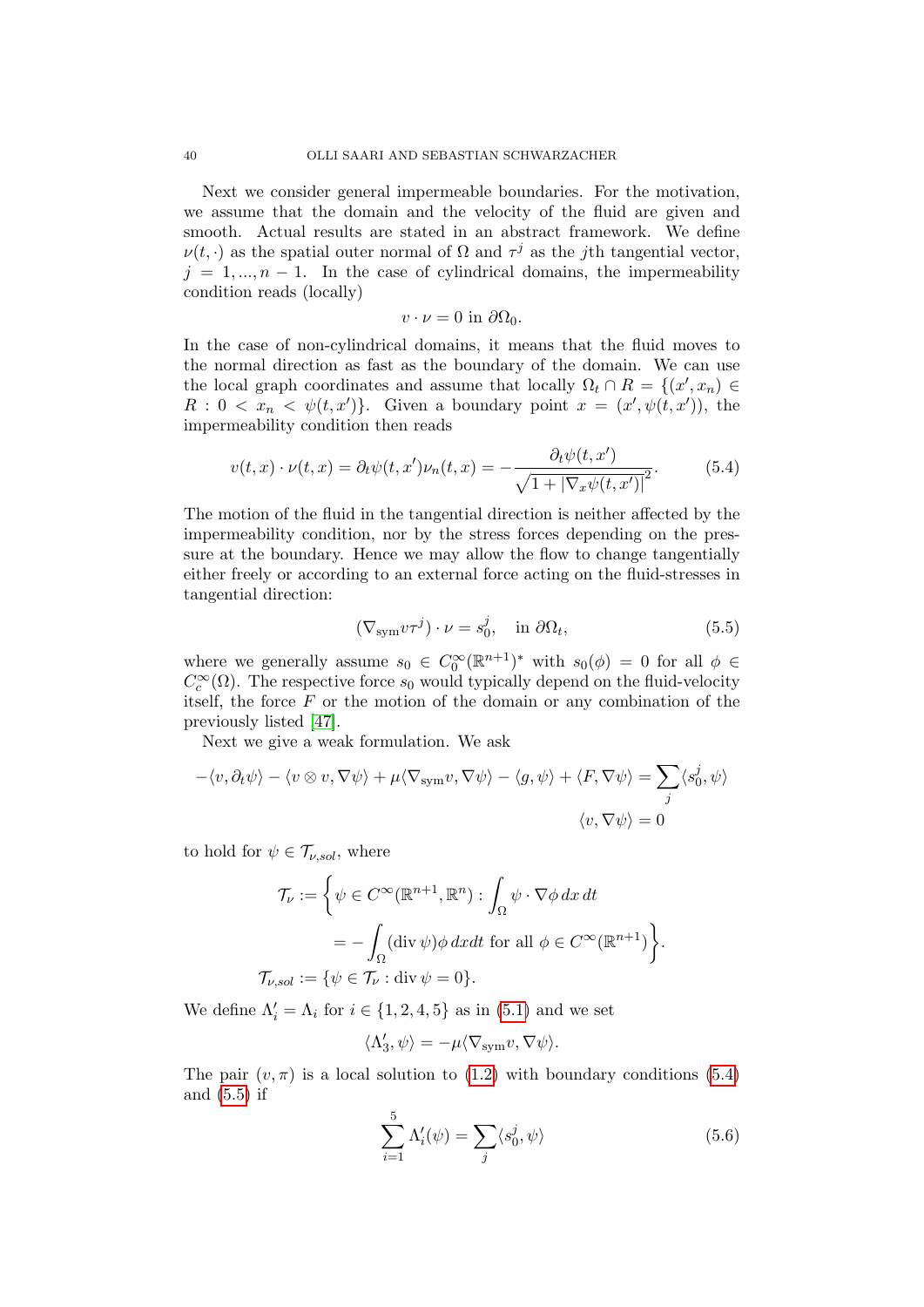Next we consider general impermeable boundaries. For the motivation, we assume that the domain and the velocity of the fluid are given and smooth. Actual results are stated in an abstract framework. We define $\nu(t,\cdot)$ as the spatial outer normal of $\Omega$ and $\tau^j$ as the $j$th tangential vector, $j = 1, ..., n-1$. In the case of cylindrical domains, the impermeability condition reads (locally)

$$v \cdot \nu = 0 \text{ in } \partial\Omega_0.$$

In the case of non-cylindrical domains, it means that the fluid moves to the normal direction as fast as the boundary of the domain. We can use the local graph coordinates and assume that locally $\Omega_t \cap R = \{(x', x_n) \in R : 0 < x_n < \psi(t, x')\}$. Given a boundary point $x = (x', \psi(t, x'))$, the impermeability condition then reads

$$v(t,x) \cdot \nu(t,x) = \partial_t \psi(t,x')\nu_n(t,x) = -\frac{\partial_t \psi(t,x')}{\sqrt{1 + |\nabla_x \psi(t,x')|}^2}. \tag{5.4}$$

The motion of the fluid in the tangential direction is neither affected by the impermeability condition, nor by the stress forces depending on the pressure at the boundary. Hence we may allow the flow to change tangentially either freely or according to an external force acting on the fluid-stresses in tangential direction:

$$(\nabla_{\text{sym}} v \tau^j) \cdot \nu = s_0^j, \quad \text{in } \partial\Omega_t, \tag{5.5}$$

where we generally assume $s_0 \in C_0^\infty(\mathbb{R}^{n+1})^*$ with $s_0(\phi) = 0$ for all $\phi \in C_c^\infty(\Omega)$. The respective force $s_0$ would typically depend on the fluid-velocity itself, the force $F$ or the motion of the domain or any combination of the previously listed [47].

Next we give a weak formulation. We ask

$$-\langle v, \partial_t \psi\rangle - \langle v \otimes v, \nabla \psi\rangle + \mu\langle \nabla_{\text{sym}} v, \nabla\psi\rangle - \langle g, \psi\rangle + \langle F, \nabla \psi\rangle = \sum_j \langle s_0^j, \psi\rangle$$
$$\langle v, \nabla \psi\rangle = 0$$

to hold for $\psi \in \mathcal{T}_{\nu,sol}$, where

$$\mathcal{T}_\nu := \bigg\{ \psi \in C^\infty(\mathbb{R}^{n+1}, \mathbb{R}^n) : \int_\Omega \psi \cdot \nabla\phi \, dx\, dt = -\int_\Omega (\operatorname{div} \psi)\phi \, dxdt \text{ for all } \phi \in C^\infty(\mathbb{R}^{n+1}) \bigg\}.$$
$$\mathcal{T}_{\nu,sol} := \{\psi \in \mathcal{T}_\nu : \operatorname{div} \psi = 0\}.$$

We define $\Lambda_i' = \Lambda_i$ for $i \in \{1,2,4,5\}$ as in (5.1) and we set

$$\langle \Lambda_3', \psi \rangle = -\mu\langle \nabla_{\text{sym}} v, \nabla\psi\rangle.$$

The pair $(v, \pi)$ is a local solution to (1.2) with boundary conditions (5.4) and (5.5) if

$$\sum_{i=1}^{5} \Lambda_i'(\psi) = \sum_j \langle s_0^j, \psi\rangle \tag{5.6}$$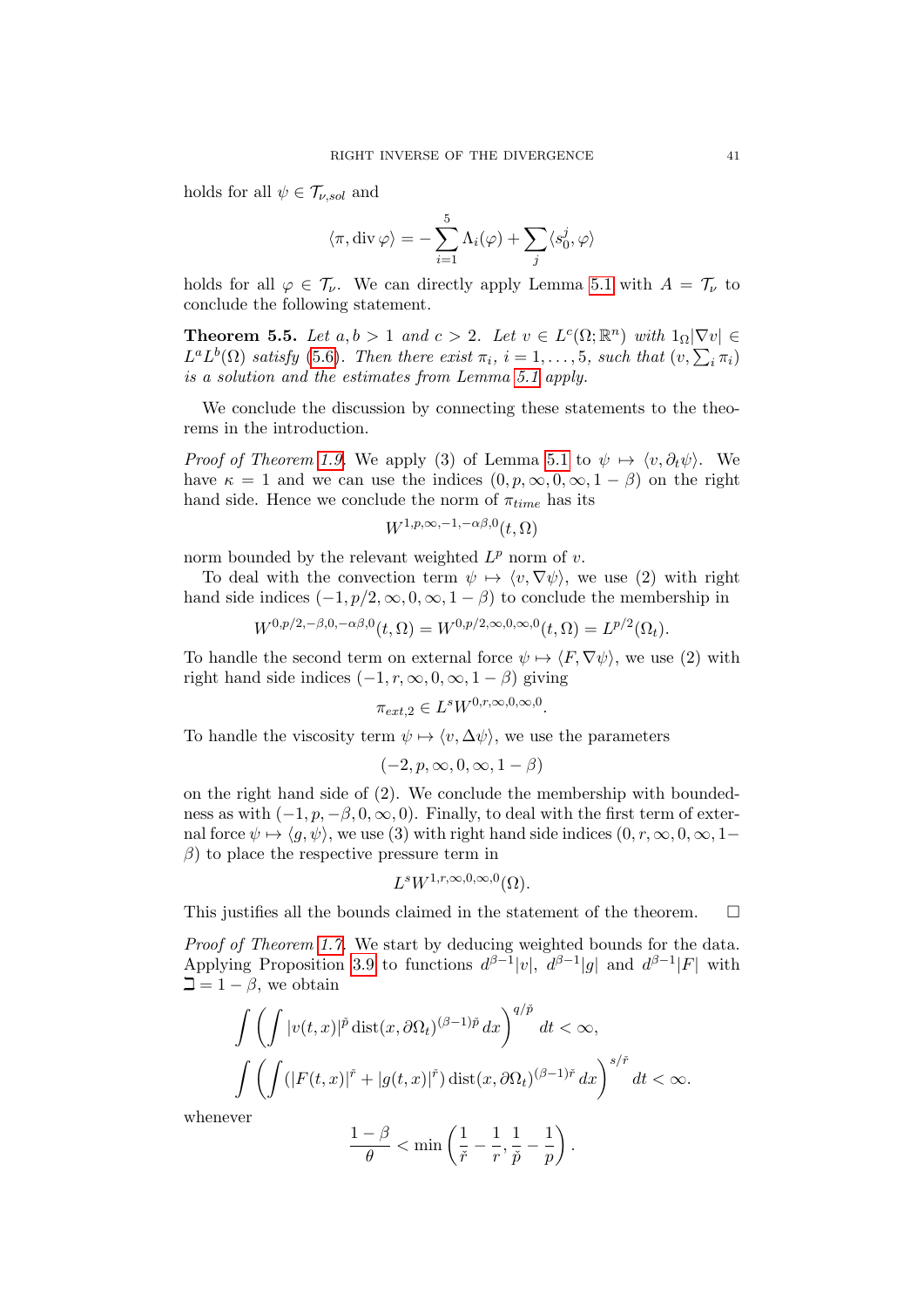holds for all $\psi \in \mathcal{T}_{\nu,sol}$ and

$$\langle \pi, \operatorname{div} \varphi \rangle = -\sum_{i=1}^{5} \Lambda_i(\varphi) + \sum_j \langle s_0^j, \varphi \rangle$$

holds for all $\varphi \in \mathcal{T}_\nu$. We can directly apply Lemma 5.1 with $A = \mathcal{T}_\nu$ to conclude the following statement.

**Theorem 5.5.** *Let $a, b > 1$ and $c > 2$. Let $v \in L^c(\Omega; \mathbb{R}^n)$ with $1_\Omega |\nabla v| \in L^a L^b(\Omega)$ satisfy (5.6). Then there exist $\pi_i$, $i = 1, \ldots, 5$, such that $(v, \sum_i \pi_i)$ is a solution and the estimates from Lemma 5.1 apply.*

We conclude the discussion by connecting these statements to the theorems in the introduction.

*Proof of Theorem 1.9.* We apply (3) of Lemma 5.1 to $\psi \mapsto \langle v, \partial_t \psi \rangle$. We have $\kappa = 1$ and we can use the indices $(0, p, \infty, 0, \infty, 1 - \beta)$ on the right hand side. Hence we conclude the norm of $\pi_{time}$ has its

$$W^{1,p,\infty,-1,-\alpha\beta,0}(t, \Omega)$$

norm bounded by the relevant weighted $L^p$ norm of $v$.

To deal with the convection term $\psi \mapsto \langle v, \nabla \psi \rangle$, we use (2) with right hand side indices $(-1, p/2, \infty, 0, \infty, 1 - \beta)$ to conclude the membership in

$$W^{0,p/2,-\beta,0,-\alpha\beta,0}(t, \Omega) = W^{0,p/2,\infty,0,\infty,0}(t, \Omega) = L^{p/2}(\Omega_t).$$

To handle the second term on external force $\psi \mapsto \langle F, \nabla \psi \rangle$, we use (2) with right hand side indices $(-1, r, \infty, 0, \infty, 1 - \beta)$ giving

$$\pi_{ext,2} \in L^s W^{0,r,\infty,0,\infty,0}.$$

To handle the viscosity term $\psi \mapsto \langle v, \Delta \psi \rangle$, we use the parameters

$$(-2, p, \infty, 0, \infty, 1 - \beta)$$

on the right hand side of (2). We conclude the membership with boundedness as with $(-1, p, -\beta, 0, \infty, 0)$. Finally, to deal with the first term of external force $\psi \mapsto \langle g, \psi \rangle$, we use (3) with right hand side indices $(0, r, \infty, 0, \infty, 1 - \beta)$ to place the respective pressure term in

$$L^s W^{1,r,\infty,0,\infty,0}(\Omega).$$

This justifies all the bounds claimed in the statement of the theorem. $\square$

*Proof of Theorem 1.7.* We start by deducing weighted bounds for the data. Applying Proposition 3.9 to functions $d^{\beta-1}|v|$, $d^{\beta-1}|g|$ and $d^{\beta-1}|F|$ with $\daleth = 1 - \beta$, we obtain

$$\int \left( \int |v(t,x)|^{\check{p}} \operatorname{dist}(x, \partial\Omega_t)^{(\beta-1)\check{p}} \, dx \right)^{q/\check{p}} dt < \infty,$$

$$\int \left( \int (|F(t,x)|^{\check{r}} + |g(t,x)|^{\check{r}}) \operatorname{dist}(x, \partial\Omega_t)^{(\beta-1)\check{r}} \, dx \right)^{s/\check{r}} dt < \infty.$$

whenever

$$\frac{1-\beta}{\theta} < \min\left( \frac{1}{\check{r}} - \frac{1}{r}, \frac{1}{\check{p}} - \frac{1}{p} \right).$$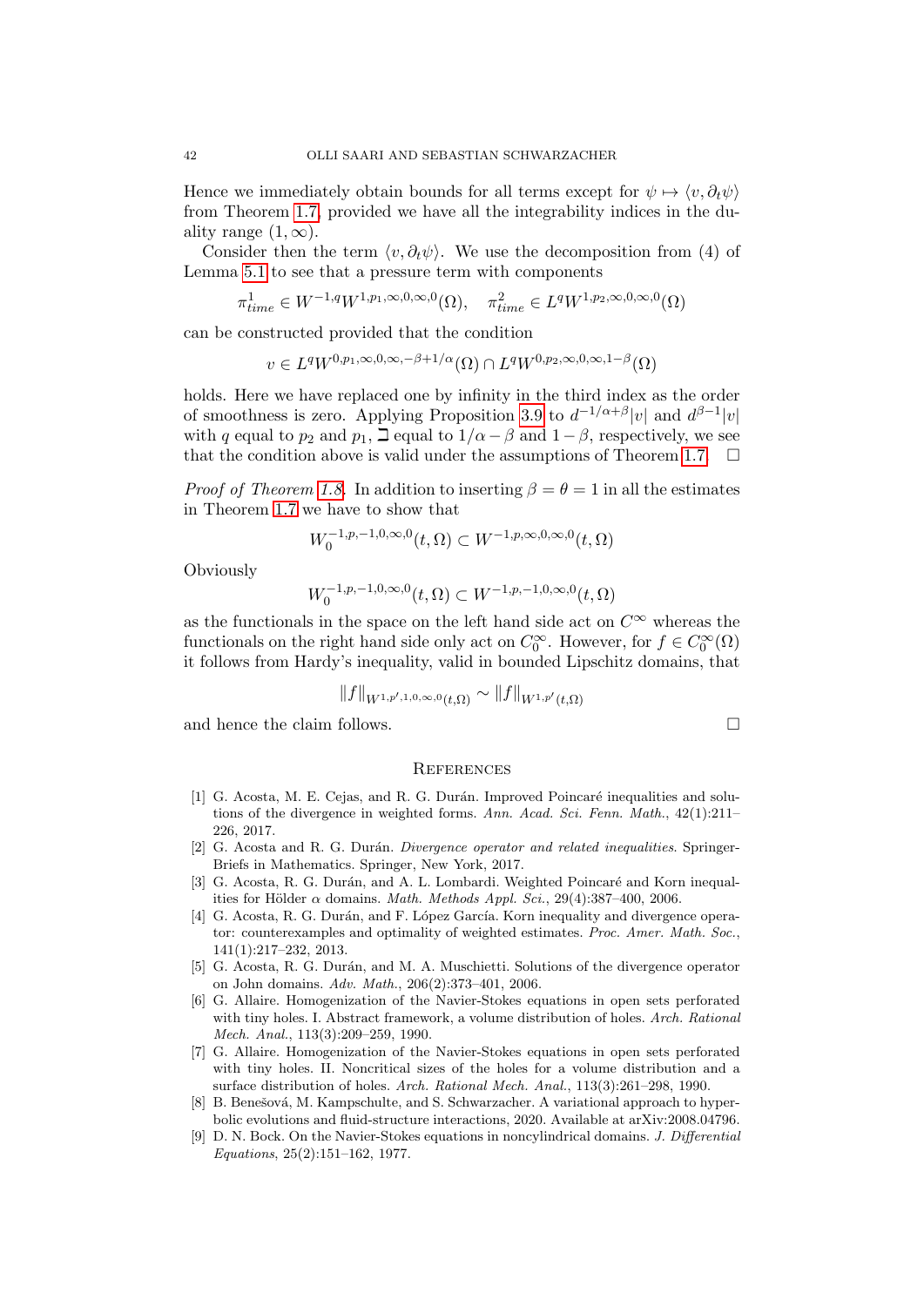Hence we immediately obtain bounds for all terms except for $\psi \mapsto \langle v, \partial_t \psi\rangle$ from Theorem 1.7, provided we have all the integrability indices in the duality range $(1, \infty)$.

Consider then the term $\langle v, \partial_t \psi\rangle$. We use the decomposition from (4) of Lemma 5.1 to see that a pressure term with components

$$\pi^1_{time} \in W^{-1,q}W^{1,p_1,\infty,0,\infty,0}(\Omega), \quad \pi^2_{time} \in L^q W^{1,p_2,\infty,0,\infty,0}(\Omega)$$

can be constructed provided that the condition

$$v \in L^q W^{0,p_1,\infty,0,\infty,-\beta+1/\alpha}(\Omega) \cap L^q W^{0,p_2,\infty,0,\infty,1-\beta}(\Omega)$$

holds. Here we have replaced one by infinity in the third index as the order of smoothness is zero. Applying Proposition 3.9 to $d^{-1/\alpha+\beta}|v|$ and $d^{\beta-1}|v|$ with $q$ equal to $p_2$ and $p_1$, $\sqsupset$ equal to $1/\alpha - \beta$ and $1-\beta$, respectively, we see that the condition above is valid under the assumptions of Theorem 1.7. $\square$

*Proof of Theorem 1.8.* In addition to inserting $\beta = \theta = 1$ in all the estimates in Theorem 1.7 we have to show that

$$W_0^{-1,p,-1,0,\infty,0}(t,\Omega) \subset W^{-1,p,\infty,0,\infty,0}(t,\Omega)$$

Obviously

$$W_0^{-1,p,-1,0,\infty,0}(t,\Omega) \subset W^{-1,p,-1,0,\infty,0}(t,\Omega)$$

as the functionals in the space on the left hand side act on $C^\infty$ whereas the functionals on the right hand side only act on $C_0^\infty$. However, for $f \in C_0^\infty(\Omega)$ it follows from Hardy's inequality, valid in bounded Lipschitz domains, that

$$\|f\|_{W^{1,p',1,0,\infty,0}(t,\Omega)} \sim \|f\|_{W^{1,p'}(t,\Omega)}$$

and hence the claim follows. $\square$

## References

[1] G. Acosta, M. E. Cejas, and R. G. Durán. Improved Poincaré inequalities and solutions of the divergence in weighted forms. *Ann. Acad. Sci. Fenn. Math.*, 42(1):211–226, 2017.

[2] G. Acosta and R. G. Durán. *Divergence operator and related inequalities*. SpringerBriefs in Mathematics. Springer, New York, 2017.

[3] G. Acosta, R. G. Durán, and A. L. Lombardi. Weighted Poincaré and Korn inequalities for Hölder $\alpha$ domains. *Math. Methods Appl. Sci.*, 29(4):387–400, 2006.

[4] G. Acosta, R. G. Durán, and F. López García. Korn inequality and divergence operator: counterexamples and optimality of weighted estimates. *Proc. Amer. Math. Soc.*, 141(1):217–232, 2013.

[5] G. Acosta, R. G. Durán, and M. A. Muschietti. Solutions of the divergence operator on John domains. *Adv. Math.*, 206(2):373–401, 2006.

[6] G. Allaire. Homogenization of the Navier-Stokes equations in open sets perforated with tiny holes. I. Abstract framework, a volume distribution of holes. *Arch. Rational Mech. Anal.*, 113(3):209–259, 1990.

[7] G. Allaire. Homogenization of the Navier-Stokes equations in open sets perforated with tiny holes. II. Noncritical sizes of the holes for a volume distribution and a surface distribution of holes. *Arch. Rational Mech. Anal.*, 113(3):261–298, 1990.

[8] B. Benešová, M. Kampschulte, and S. Schwarzacher. A variational approach to hyperbolic evolutions and fluid-structure interactions, 2020. Available at arXiv:2008.04796.

[9] D. N. Bock. On the Navier-Stokes equations in noncylindrical domains. *J. Differential Equations*, 25(2):151–162, 1977.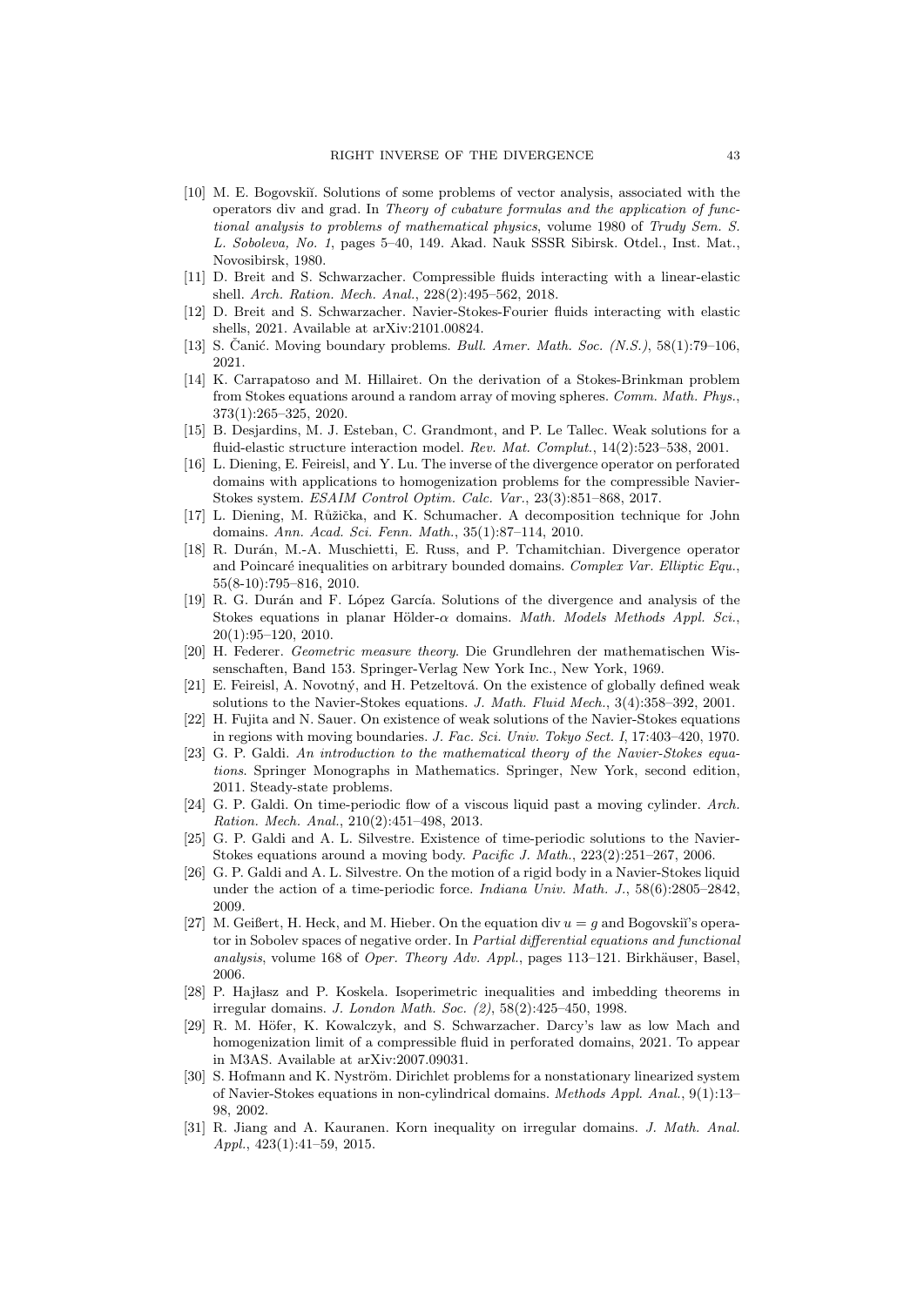[10] M. E. Bogovskiĭ. Solutions of some problems of vector analysis, associated with the operators div and grad. In *Theory of cubature formulas and the application of functional analysis to problems of mathematical physics*, volume 1980 of *Trudy Sem. S. L. Soboleva, No. 1*, pages 5–40, 149. Akad. Nauk SSSR Sibirsk. Otdel., Inst. Mat., Novosibirsk, 1980.

[11] D. Breit and S. Schwarzacher. Compressible fluids interacting with a linear-elastic shell. *Arch. Ration. Mech. Anal.*, 228(2):495–562, 2018.

[12] D. Breit and S. Schwarzacher. Navier-Stokes-Fourier fluids interacting with elastic shells, 2021. Available at arXiv:2101.00824.

[13] S. Čanić. Moving boundary problems. *Bull. Amer. Math. Soc. (N.S.)*, 58(1):79–106, 2021.

[14] K. Carrapatoso and M. Hillairet. On the derivation of a Stokes-Brinkman problem from Stokes equations around a random array of moving spheres. *Comm. Math. Phys.*, 373(1):265–325, 2020.

[15] B. Desjardins, M. J. Esteban, C. Grandmont, and P. Le Tallec. Weak solutions for a fluid-elastic structure interaction model. *Rev. Mat. Complut.*, 14(2):523–538, 2001.

[16] L. Diening, E. Feireisl, and Y. Lu. The inverse of the divergence operator on perforated domains with applications to homogenization problems for the compressible Navier-Stokes system. *ESAIM Control Optim. Calc. Var.*, 23(3):851–868, 2017.

[17] L. Diening, M. Růžička, and K. Schumacher. A decomposition technique for John domains. *Ann. Acad. Sci. Fenn. Math.*, 35(1):87–114, 2010.

[18] R. Durán, M.-A. Muschietti, E. Russ, and P. Tchamitchian. Divergence operator and Poincaré inequalities on arbitrary bounded domains. *Complex Var. Elliptic Equ.*, 55(8-10):795–816, 2010.

[19] R. G. Durán and F. López García. Solutions of the divergence and analysis of the Stokes equations in planar Hölder-$\alpha$ domains. *Math. Models Methods Appl. Sci.*, 20(1):95–120, 2010.

[20] H. Federer. *Geometric measure theory*. Die Grundlehren der mathematischen Wissenschaften, Band 153. Springer-Verlag New York Inc., New York, 1969.

[21] E. Feireisl, A. Novotný, and H. Petzeltová. On the existence of globally defined weak solutions to the Navier-Stokes equations. *J. Math. Fluid Mech.*, 3(4):358–392, 2001.

[22] H. Fujita and N. Sauer. On existence of weak solutions of the Navier-Stokes equations in regions with moving boundaries. *J. Fac. Sci. Univ. Tokyo Sect. I*, 17:403–420, 1970.

[23] G. P. Galdi. *An introduction to the mathematical theory of the Navier-Stokes equations*. Springer Monographs in Mathematics. Springer, New York, second edition, 2011. Steady-state problems.

[24] G. P. Galdi. On time-periodic flow of a viscous liquid past a moving cylinder. *Arch. Ration. Mech. Anal.*, 210(2):451–498, 2013.

[25] G. P. Galdi and A. L. Silvestre. Existence of time-periodic solutions to the Navier-Stokes equations around a moving body. *Pacific J. Math.*, 223(2):251–267, 2006.

[26] G. P. Galdi and A. L. Silvestre. On the motion of a rigid body in a Navier-Stokes liquid under the action of a time-periodic force. *Indiana Univ. Math. J.*, 58(6):2805–2842, 2009.

[27] M. Geißert, H. Heck, and M. Hieber. On the equation $\operatorname{div} u = g$ and Bogovskiĭ's operator in Sobolev spaces of negative order. In *Partial differential equations and functional analysis*, volume 168 of *Oper. Theory Adv. Appl.*, pages 113–121. Birkhäuser, Basel, 2006.

[28] P. Hajłasz and P. Koskela. Isoperimetric inequalities and imbedding theorems in irregular domains. *J. London Math. Soc. (2)*, 58(2):425–450, 1998.

[29] R. M. Höfer, K. Kowalczyk, and S. Schwarzacher. Darcy's law as low Mach and homogenization limit of a compressible fluid in perforated domains, 2021. To appear in M3AS. Available at arXiv:2007.09031.

[30] S. Hofmann and K. Nyström. Dirichlet problems for a nonstationary linearized system of Navier-Stokes equations in non-cylindrical domains. *Methods Appl. Anal.*, 9(1):13–98, 2002.

[31] R. Jiang and A. Kauranen. Korn inequality on irregular domains. *J. Math. Anal. Appl.*, 423(1):41–59, 2015.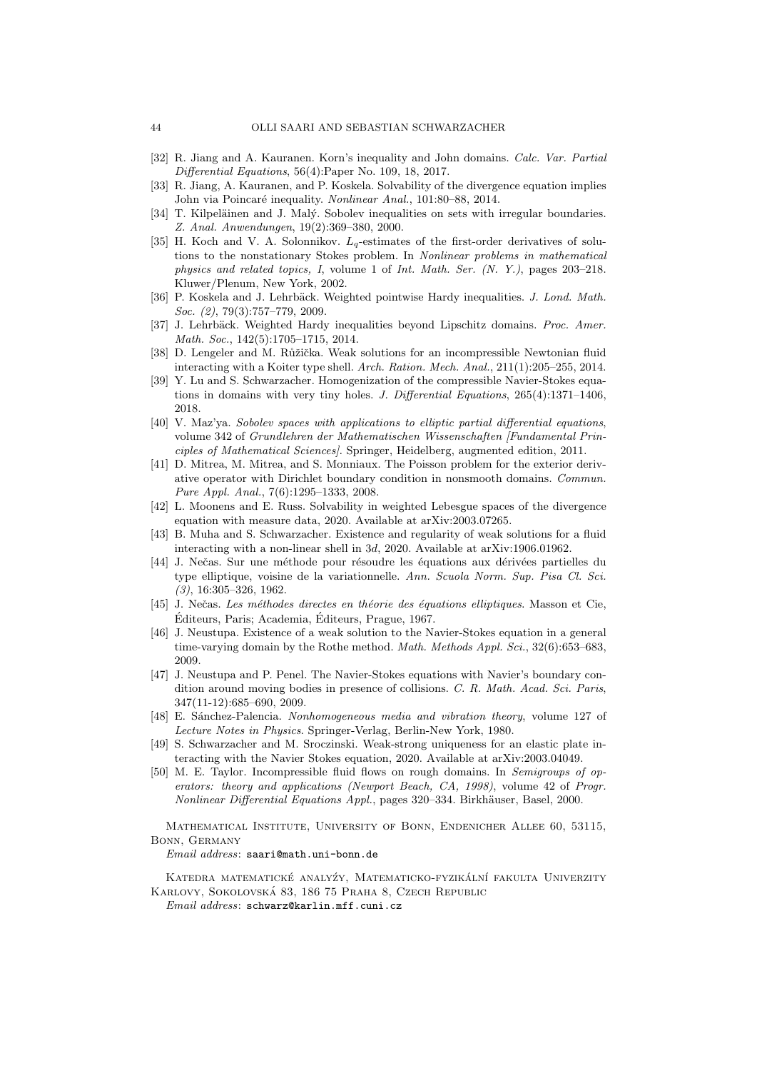[32] R. Jiang and A. Kauranen. Korn's inequality and John domains. *Calc. Var. Partial Differential Equations*, 56(4):Paper No. 109, 18, 2017.

[33] R. Jiang, A. Kauranen, and P. Koskela. Solvability of the divergence equation implies John via Poincaré inequality. *Nonlinear Anal.*, 101:80–88, 2014.

[34] T. Kilpeläinen and J. Malý. Sobolev inequalities on sets with irregular boundaries. *Z. Anal. Anwendungen*, 19(2):369–380, 2000.

[35] H. Koch and V. A. Solonnikov. $L_q$-estimates of the first-order derivatives of solutions to the nonstationary Stokes problem. In *Nonlinear problems in mathematical physics and related topics, I*, volume 1 of *Int. Math. Ser. (N. Y.)*, pages 203–218. Kluwer/Plenum, New York, 2002.

[36] P. Koskela and J. Lehrbäck. Weighted pointwise Hardy inequalities. *J. Lond. Math. Soc. (2)*, 79(3):757–779, 2009.

[37] J. Lehrbäck. Weighted Hardy inequalities beyond Lipschitz domains. *Proc. Amer. Math. Soc.*, 142(5):1705–1715, 2014.

[38] D. Lengeler and M. Růžička. Weak solutions for an incompressible Newtonian fluid interacting with a Koiter type shell. *Arch. Ration. Mech. Anal.*, 211(1):205–255, 2014.

[39] Y. Lu and S. Schwarzacher. Homogenization of the compressible Navier-Stokes equations in domains with very tiny holes. *J. Differential Equations*, 265(4):1371–1406, 2018.

[40] V. Maz'ya. *Sobolev spaces with applications to elliptic partial differential equations*, volume 342 of *Grundlehren der Mathematischen Wissenschaften [Fundamental Principles of Mathematical Sciences]*. Springer, Heidelberg, augmented edition, 2011.

[41] D. Mitrea, M. Mitrea, and S. Monniaux. The Poisson problem for the exterior derivative operator with Dirichlet boundary condition in nonsmooth domains. *Commun. Pure Appl. Anal.*, 7(6):1295–1333, 2008.

[42] L. Moonens and E. Russ. Solvability in weighted Lebesgue spaces of the divergence equation with measure data, 2020. Available at arXiv:2003.07265.

[43] B. Muha and S. Schwarzacher. Existence and regularity of weak solutions for a fluid interacting with a non-linear shell in 3*d*, 2020. Available at arXiv:1906.01962.

[44] J. Nečas. Sur une méthode pour résoudre les équations aux dérivées partielles du type elliptique, voisine de la variationnelle. *Ann. Scuola Norm. Sup. Pisa Cl. Sci. (3)*, 16:305–326, 1962.

[45] J. Nečas. *Les méthodes directes en théorie des équations elliptiques*. Masson et Cie, Éditeurs, Paris; Academia, Éditeurs, Prague, 1967.

[46] J. Neustupa. Existence of a weak solution to the Navier-Stokes equation in a general time-varying domain by the Rothe method. *Math. Methods Appl. Sci.*, 32(6):653–683, 2009.

[47] J. Neustupa and P. Penel. The Navier-Stokes equations with Navier's boundary condition around moving bodies in presence of collisions. *C. R. Math. Acad. Sci. Paris*, 347(11-12):685–690, 2009.

[48] E. Sánchez-Palencia. *Nonhomogeneous media and vibration theory*, volume 127 of *Lecture Notes in Physics*. Springer-Verlag, Berlin-New York, 1980.

[49] S. Schwarzacher and M. Sroczinski. Weak-strong uniqueness for an elastic plate interacting with the Navier Stokes equation, 2020. Available at arXiv:2003.04049.

[50] M. E. Taylor. Incompressible fluid flows on rough domains. In *Semigroups of operators: theory and applications (Newport Beach, CA, 1998)*, volume 42 of *Progr. Nonlinear Differential Equations Appl.*, pages 320–334. Birkhäuser, Basel, 2000.

Mathematical Institute, University of Bonn, Endenicher Allee 60, 53115, Bonn, Germany

*Email address*: saari@math.uni-bonn.de

Katedra matematické analýzy, Matematicko-fyzikální fakulta Univerzity Karlovy, Sokolovská 83, 186 75 Praha 8, Czech Republic

*Email address*: schwarz@karlin.mff.cuni.cz